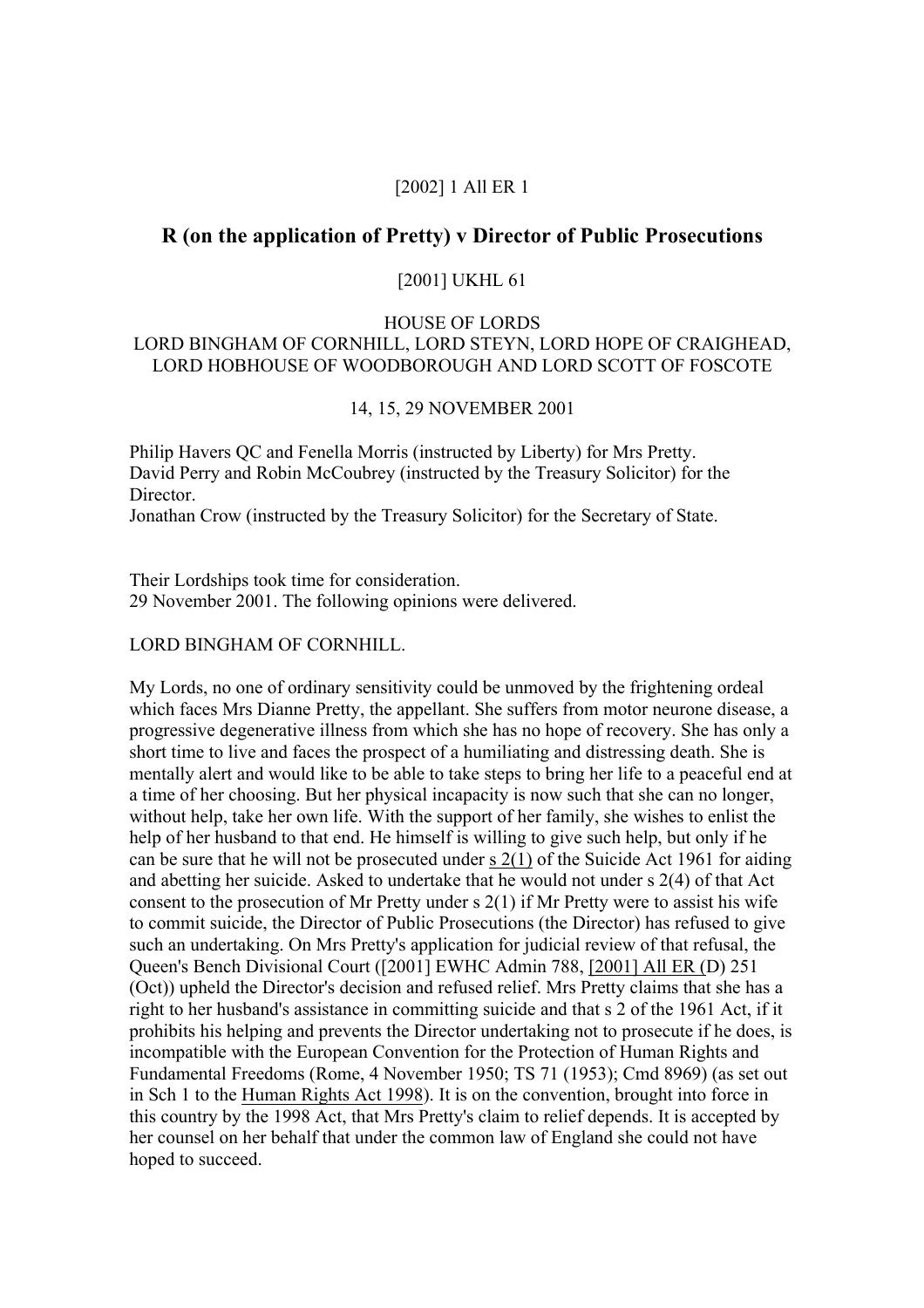[2002] 1 All ER 1

# R (on the application of Pretty) v Director of Public Prosecutions

[2001] UKHL 61

HOUSE OF LORDS
LORD BINGHAM OF CORNHILL, LORD STEYN, LORD HOPE OF CRAIGHEAD, LORD HOBHOUSE OF WOODBOROUGH AND LORD SCOTT OF FOSCOTE

14, 15, 29 NOVEMBER 2001

Philip Havers QC and Fenella Morris (instructed by Liberty) for Mrs Pretty.
David Perry and Robin McCoubrey (instructed by the Treasury Solicitor) for the Director.
Jonathan Crow (instructed by the Treasury Solicitor) for the Secretary of State.

Their Lordships took time for consideration.
29 November 2001. The following opinions were delivered.

LORD BINGHAM OF CORNHILL.

My Lords, no one of ordinary sensitivity could be unmoved by the frightening ordeal which faces Mrs Dianne Pretty, the appellant. She suffers from motor neurone disease, a progressive degenerative illness from which she has no hope of recovery. She has only a short time to live and faces the prospect of a humiliating and distressing death. She is mentally alert and would like to be able to take steps to bring her life to a peaceful end at a time of her choosing. But her physical incapacity is now such that she can no longer, without help, take her own life. With the support of her family, she wishes to enlist the help of her husband to that end. He himself is willing to give such help, but only if he can be sure that he will not be prosecuted under s 2(1) of the Suicide Act 1961 for aiding and abetting her suicide. Asked to undertake that he would not under s 2(4) of that Act consent to the prosecution of Mr Pretty under s 2(1) if Mr Pretty were to assist his wife to commit suicide, the Director of Public Prosecutions (the Director) has refused to give such an undertaking. On Mrs Pretty's application for judicial review of that refusal, the Queen's Bench Divisional Court ([2001] EWHC Admin 788, [2001] All ER (D) 251 (Oct)) upheld the Director's decision and refused relief. Mrs Pretty claims that she has a right to her husband's assistance in committing suicide and that s 2 of the 1961 Act, if it prohibits his helping and prevents the Director undertaking not to prosecute if he does, is incompatible with the European Convention for the Protection of Human Rights and Fundamental Freedoms (Rome, 4 November 1950; TS 71 (1953); Cmd 8969) (as set out in Sch 1 to the Human Rights Act 1998). It is on the convention, brought into force in this country by the 1998 Act, that Mrs Pretty's claim to relief depends. It is accepted by her counsel on her behalf that under the common law of England she could not have hoped to succeed.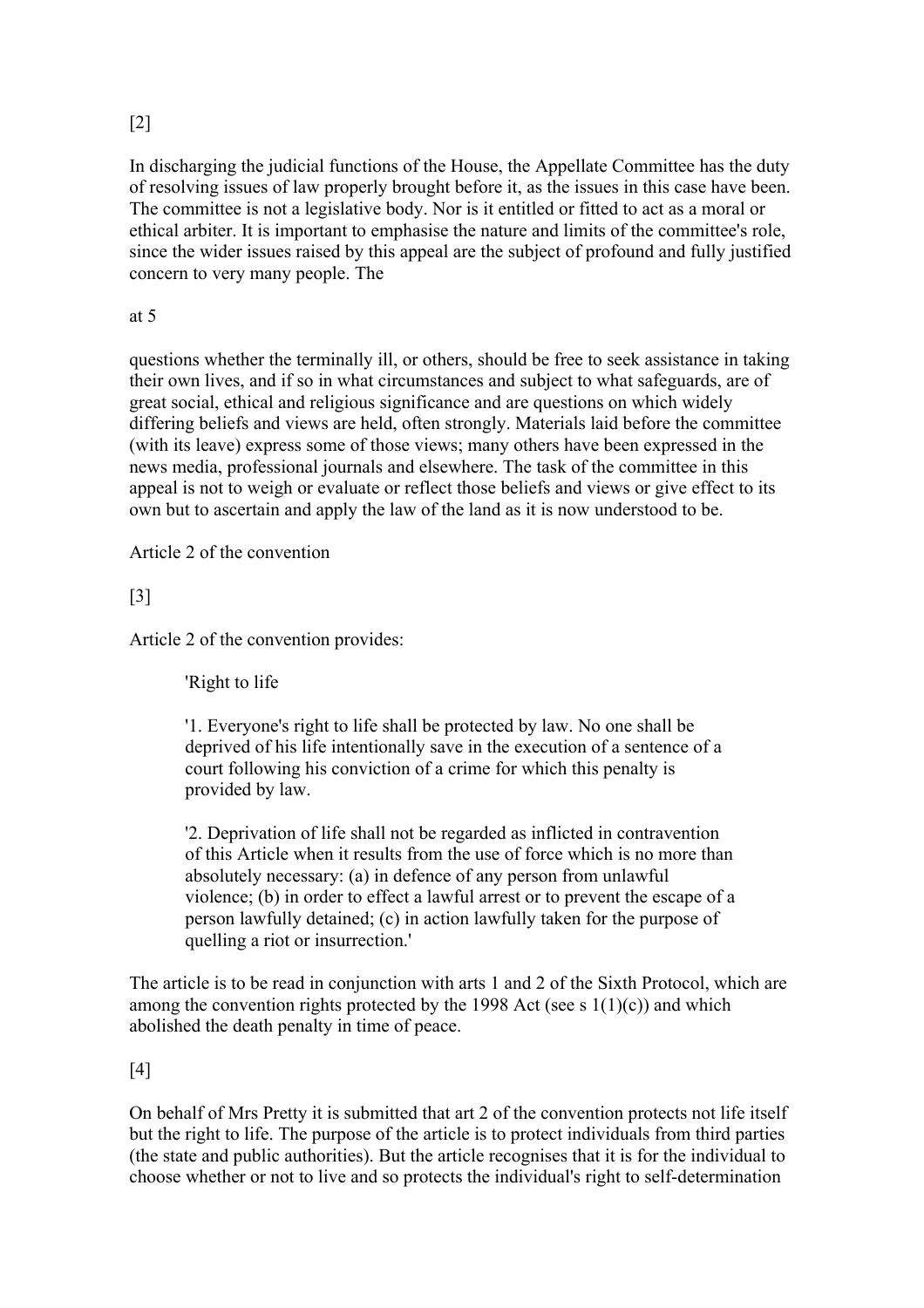[2]

In discharging the judicial functions of the House, the Appellate Committee has the duty of resolving issues of law properly brought before it, as the issues in this case have been. The committee is not a legislative body. Nor is it entitled or fitted to act as a moral or ethical arbiter. It is important to emphasise the nature and limits of the committee's role, since the wider issues raised by this appeal are the subject of profound and fully justified concern to very many people. The

at 5

questions whether the terminally ill, or others, should be free to seek assistance in taking their own lives, and if so in what circumstances and subject to what safeguards, are of great social, ethical and religious significance and are questions on which widely differing beliefs and views are held, often strongly. Materials laid before the committee (with its leave) express some of those views; many others have been expressed in the news media, professional journals and elsewhere. The task of the committee in this appeal is not to weigh or evaluate or reflect those beliefs and views or give effect to its own but to ascertain and apply the law of the land as it is now understood to be.

Article 2 of the convention

[3]

Article 2 of the convention provides:

> 'Right to life
>
> '1. Everyone's right to life shall be protected by law. No one shall be deprived of his life intentionally save in the execution of a sentence of a court following his conviction of a crime for which this penalty is provided by law.
>
> '2. Deprivation of life shall not be regarded as inflicted in contravention of this Article when it results from the use of force which is no more than absolutely necessary: (a) in defence of any person from unlawful violence; (b) in order to effect a lawful arrest or to prevent the escape of a person lawfully detained; (c) in action lawfully taken for the purpose of quelling a riot or insurrection.'

The article is to be read in conjunction with arts 1 and 2 of the Sixth Protocol, which are among the convention rights protected by the 1998 Act (see s 1(1)(c)) and which abolished the death penalty in time of peace.

[4]

On behalf of Mrs Pretty it is submitted that art 2 of the convention protects not life itself but the right to life. The purpose of the article is to protect individuals from third parties (the state and public authorities). But the article recognises that it is for the individual to choose whether or not to live and so protects the individual's right to self-determination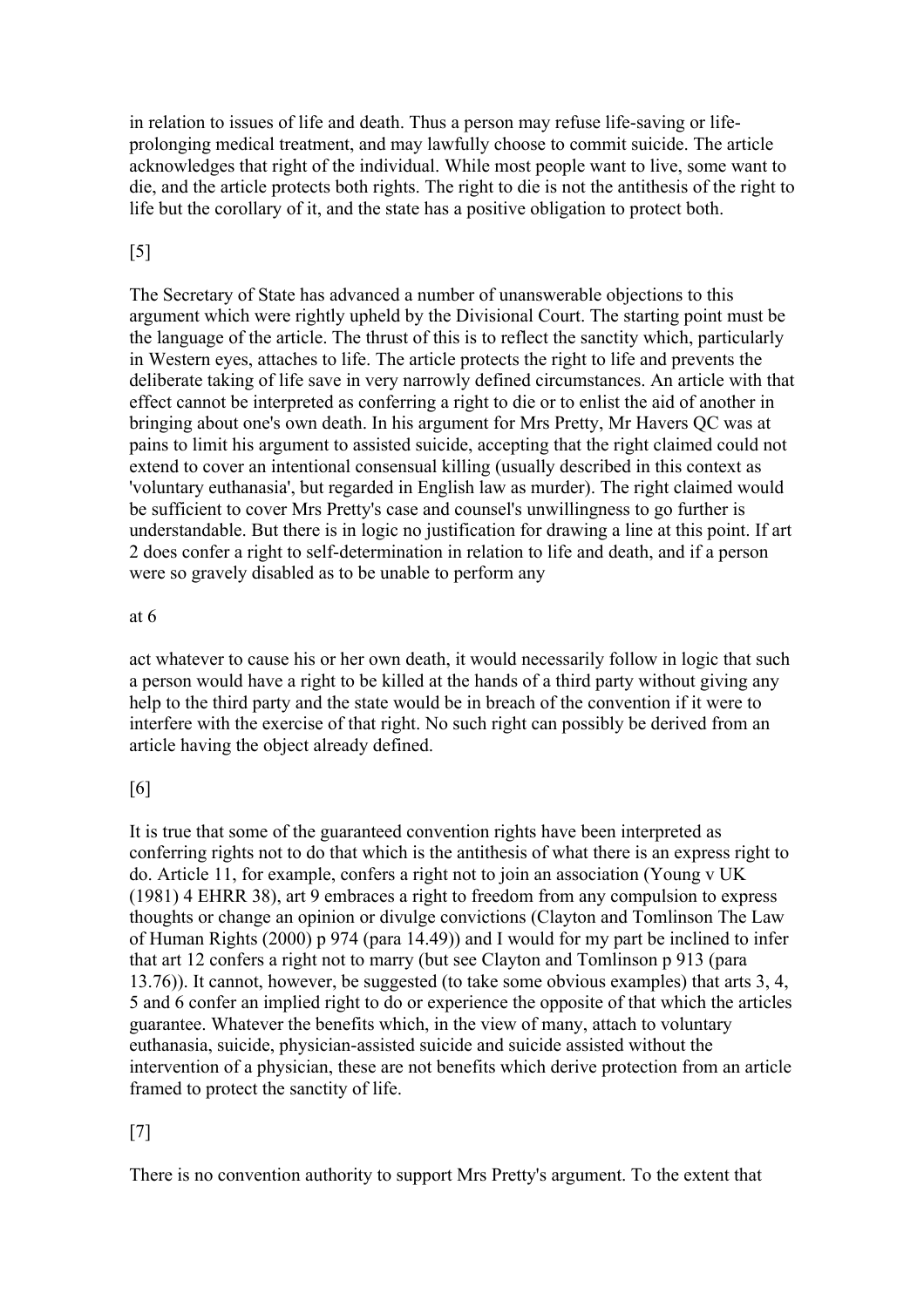in relation to issues of life and death. Thus a person may refuse life-saving or life-prolonging medical treatment, and may lawfully choose to commit suicide. The article acknowledges that right of the individual. While most people want to live, some want to die, and the article protects both rights. The right to die is not the antithesis of the right to life but the corollary of it, and the state has a positive obligation to protect both.

[5]

The Secretary of State has advanced a number of unanswerable objections to this argument which were rightly upheld by the Divisional Court. The starting point must be the language of the article. The thrust of this is to reflect the sanctity which, particularly in Western eyes, attaches to life. The article protects the right to life and prevents the deliberate taking of life save in very narrowly defined circumstances. An article with that effect cannot be interpreted as conferring a right to die or to enlist the aid of another in bringing about one's own death. In his argument for Mrs Pretty, Mr Havers QC was at pains to limit his argument to assisted suicide, accepting that the right claimed could not extend to cover an intentional consensual killing (usually described in this context as 'voluntary euthanasia', but regarded in English law as murder). The right claimed would be sufficient to cover Mrs Pretty's case and counsel's unwillingness to go further is understandable. But there is in logic no justification for drawing a line at this point. If art 2 does confer a right to self-determination in relation to life and death, and if a person were so gravely disabled as to be unable to perform any

at 6

act whatever to cause his or her own death, it would necessarily follow in logic that such a person would have a right to be killed at the hands of a third party without giving any help to the third party and the state would be in breach of the convention if it were to interfere with the exercise of that right. No such right can possibly be derived from an article having the object already defined.

[6]

It is true that some of the guaranteed convention rights have been interpreted as conferring rights not to do that which is the antithesis of what there is an express right to do. Article 11, for example, confers a right not to join an association (Young v UK (1981) 4 EHRR 38), art 9 embraces a right to freedom from any compulsion to express thoughts or change an opinion or divulge convictions (Clayton and Tomlinson The Law of Human Rights (2000) p 974 (para 14.49)) and I would for my part be inclined to infer that art 12 confers a right not to marry (but see Clayton and Tomlinson p 913 (para 13.76)). It cannot, however, be suggested (to take some obvious examples) that arts 3, 4, 5 and 6 confer an implied right to do or experience the opposite of that which the articles guarantee. Whatever the benefits which, in the view of many, attach to voluntary euthanasia, suicide, physician-assisted suicide and suicide assisted without the intervention of a physician, these are not benefits which derive protection from an article framed to protect the sanctity of life.

[7]

There is no convention authority to support Mrs Pretty's argument. To the extent that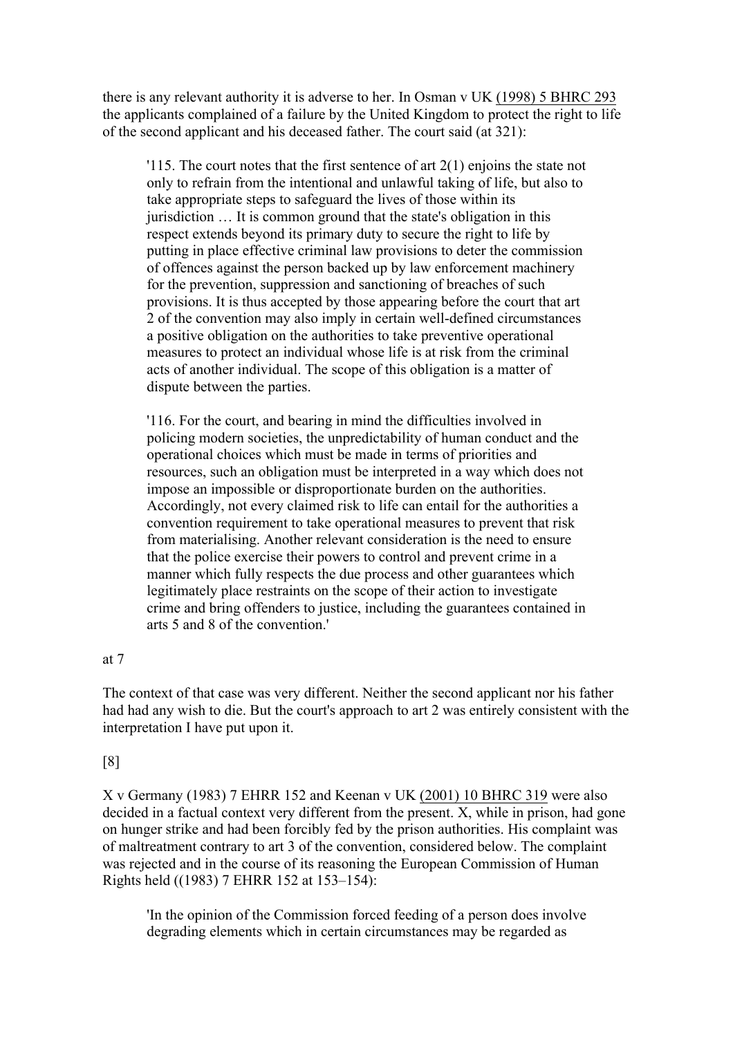there is any relevant authority it is adverse to her. In Osman v UK (1998) 5 BHRC 293 the applicants complained of a failure by the United Kingdom to protect the right to life of the second applicant and his deceased father. The court said (at 321):

> '115. The court notes that the first sentence of art 2(1) enjoins the state not only to refrain from the intentional and unlawful taking of life, but also to take appropriate steps to safeguard the lives of those within its jurisdiction … It is common ground that the state's obligation in this respect extends beyond its primary duty to secure the right to life by putting in place effective criminal law provisions to deter the commission of offences against the person backed up by law enforcement machinery for the prevention, suppression and sanctioning of breaches of such provisions. It is thus accepted by those appearing before the court that art 2 of the convention may also imply in certain well-defined circumstances a positive obligation on the authorities to take preventive operational measures to protect an individual whose life is at risk from the criminal acts of another individual. The scope of this obligation is a matter of dispute between the parties.
>
> '116. For the court, and bearing in mind the difficulties involved in policing modern societies, the unpredictability of human conduct and the operational choices which must be made in terms of priorities and resources, such an obligation must be interpreted in a way which does not impose an impossible or disproportionate burden on the authorities. Accordingly, not every claimed risk to life can entail for the authorities a convention requirement to take operational measures to prevent that risk from materialising. Another relevant consideration is the need to ensure that the police exercise their powers to control and prevent crime in a manner which fully respects the due process and other guarantees which legitimately place restraints on the scope of their action to investigate crime and bring offenders to justice, including the guarantees contained in arts 5 and 8 of the convention.'

at 7

The context of that case was very different. Neither the second applicant nor his father had had any wish to die. But the court's approach to art 2 was entirely consistent with the interpretation I have put upon it.

[8]

X v Germany (1983) 7 EHRR 152 and Keenan v UK (2001) 10 BHRC 319 were also decided in a factual context very different from the present. X, while in prison, had gone on hunger strike and had been forcibly fed by the prison authorities. His complaint was of maltreatment contrary to art 3 of the convention, considered below. The complaint was rejected and in the course of its reasoning the European Commission of Human Rights held ((1983) 7 EHRR 152 at 153–154):

> 'In the opinion of the Commission forced feeding of a person does involve degrading elements which in certain circumstances may be regarded as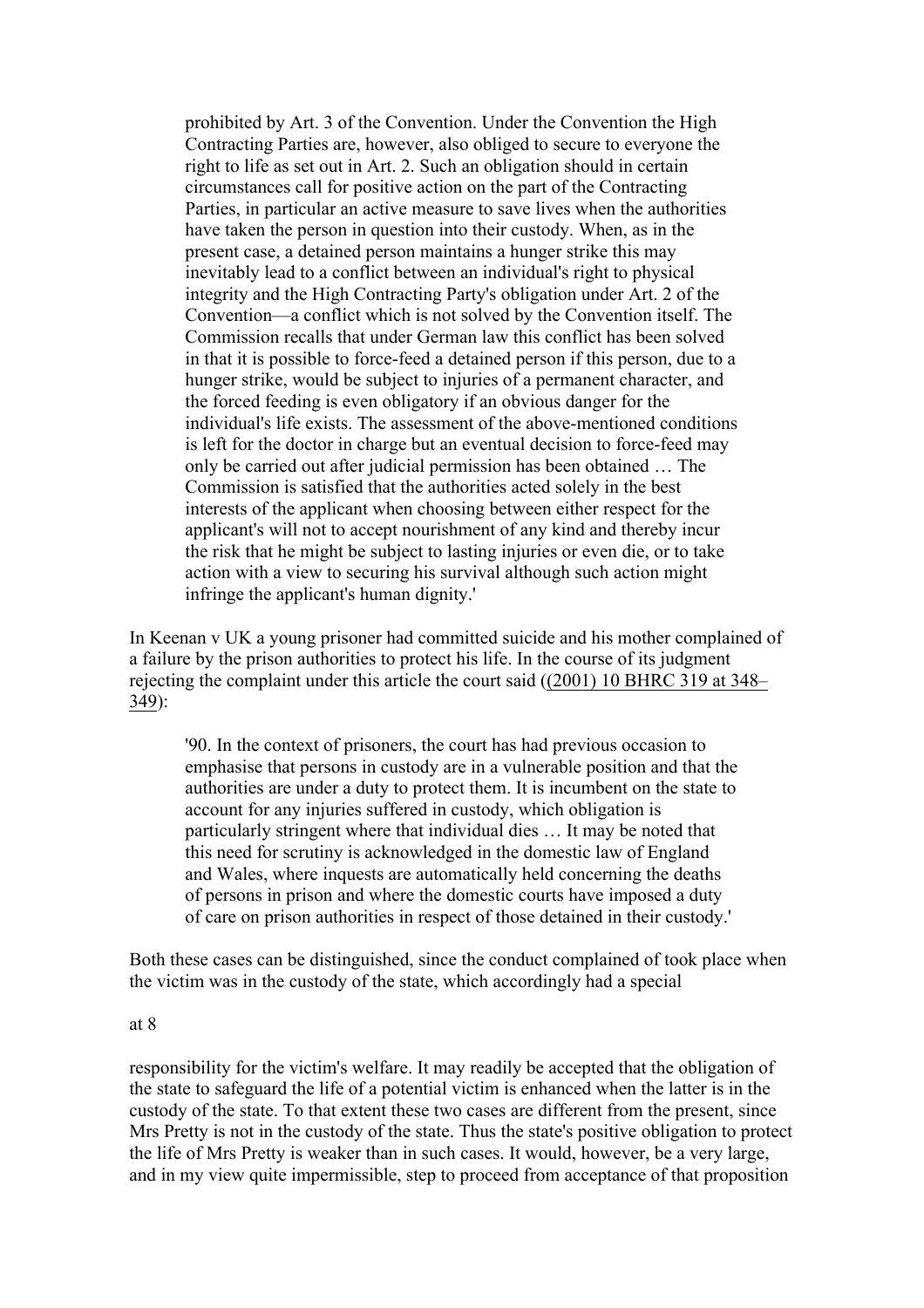> prohibited by Art. 3 of the Convention. Under the Convention the High Contracting Parties are, however, also obliged to secure to everyone the right to life as set out in Art. 2. Such an obligation should in certain circumstances call for positive action on the part of the Contracting Parties, in particular an active measure to save lives when the authorities have taken the person in question into their custody. When, as in the present case, a detained person maintains a hunger strike this may inevitably lead to a conflict between an individual's right to physical integrity and the High Contracting Party's obligation under Art. 2 of the Convention—a conflict which is not solved by the Convention itself. The Commission recalls that under German law this conflict has been solved in that it is possible to force-feed a detained person if this person, due to a hunger strike, would be subject to injuries of a permanent character, and the forced feeding is even obligatory if an obvious danger for the individual's life exists. The assessment of the above-mentioned conditions is left for the doctor in charge but an eventual decision to force-feed may only be carried out after judicial permission has been obtained … The Commission is satisfied that the authorities acted solely in the best interests of the applicant when choosing between either respect for the applicant's will not to accept nourishment of any kind and thereby incur the risk that he might be subject to lasting injuries or even die, or to take action with a view to securing his survival although such action might infringe the applicant's human dignity.'

In Keenan v UK a young prisoner had committed suicide and his mother complained of a failure by the prison authorities to protect his life. In the course of its judgment rejecting the complaint under this article the court said ((2001) 10 BHRC 319 at 348–349):

> '90. In the context of prisoners, the court has had previous occasion to emphasise that persons in custody are in a vulnerable position and that the authorities are under a duty to protect them. It is incumbent on the state to account for any injuries suffered in custody, which obligation is particularly stringent where that individual dies … It may be noted that this need for scrutiny is acknowledged in the domestic law of England and Wales, where inquests are automatically held concerning the deaths of persons in prison and where the domestic courts have imposed a duty of care on prison authorities in respect of those detained in their custody.'

Both these cases can be distinguished, since the conduct complained of took place when the victim was in the custody of the state, which accordingly had a special

at 8

responsibility for the victim's welfare. It may readily be accepted that the obligation of the state to safeguard the life of a potential victim is enhanced when the latter is in the custody of the state. To that extent these two cases are different from the present, since Mrs Pretty is not in the custody of the state. Thus the state's positive obligation to protect the life of Mrs Pretty is weaker than in such cases. It would, however, be a very large, and in my view quite impermissible, step to proceed from acceptance of that proposition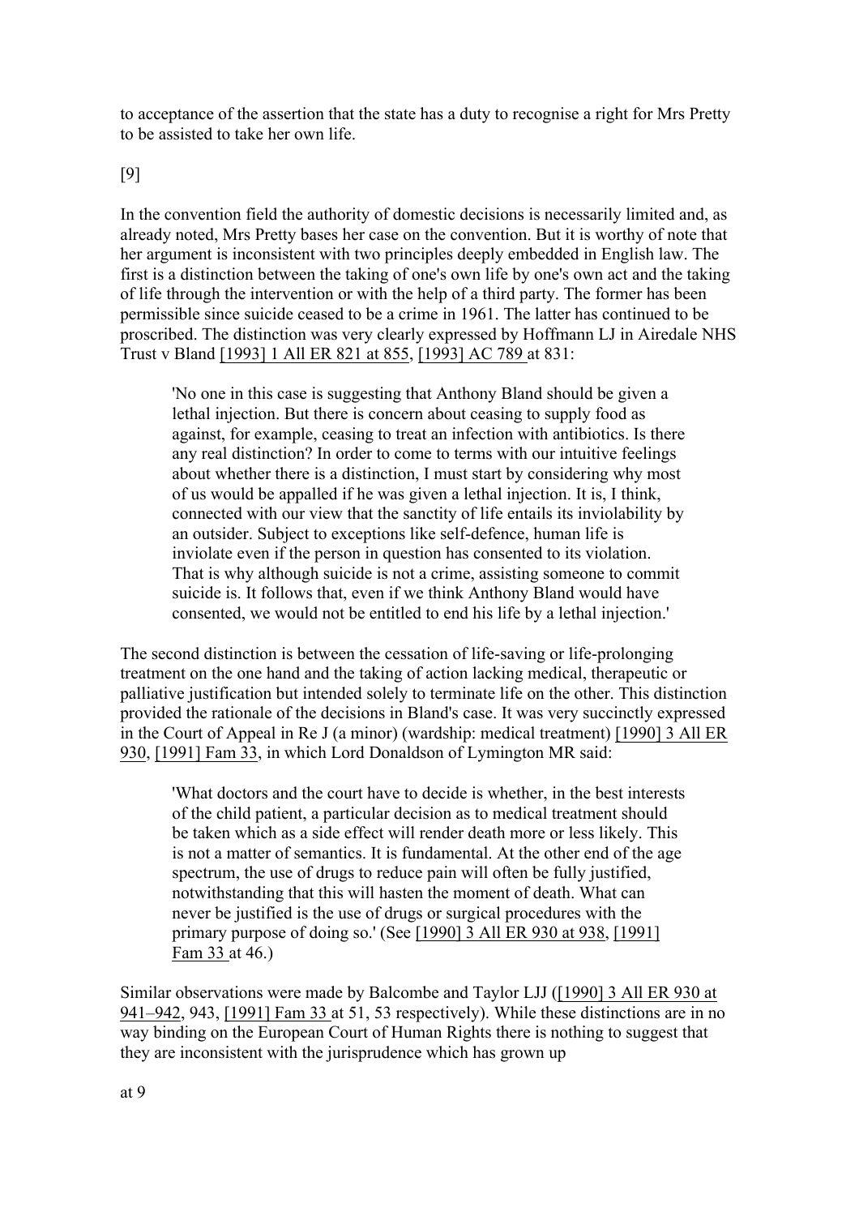to acceptance of the assertion that the state has a duty to recognise a right for Mrs Pretty to be assisted to take her own life.

[9]

In the convention field the authority of domestic decisions is necessarily limited and, as already noted, Mrs Pretty bases her case on the convention. But it is worthy of note that her argument is inconsistent with two principles deeply embedded in English law. The first is a distinction between the taking of one's own life by one's own act and the taking of life through the intervention or with the help of a third party. The former has been permissible since suicide ceased to be a crime in 1961. The latter has continued to be proscribed. The distinction was very clearly expressed by Hoffmann LJ in Airedale NHS Trust v Bland [1993] 1 All ER 821 at 855, [1993] AC 789 at 831:

> 'No one in this case is suggesting that Anthony Bland should be given a lethal injection. But there is concern about ceasing to supply food as against, for example, ceasing to treat an infection with antibiotics. Is there any real distinction? In order to come to terms with our intuitive feelings about whether there is a distinction, I must start by considering why most of us would be appalled if he was given a lethal injection. It is, I think, connected with our view that the sanctity of life entails its inviolability by an outsider. Subject to exceptions like self-defence, human life is inviolate even if the person in question has consented to its violation. That is why although suicide is not a crime, assisting someone to commit suicide is. It follows that, even if we think Anthony Bland would have consented, we would not be entitled to end his life by a lethal injection.'

The second distinction is between the cessation of life-saving or life-prolonging treatment on the one hand and the taking of action lacking medical, therapeutic or palliative justification but intended solely to terminate life on the other. This distinction provided the rationale of the decisions in Bland's case. It was very succinctly expressed in the Court of Appeal in Re J (a minor) (wardship: medical treatment) [1990] 3 All ER 930, [1991] Fam 33, in which Lord Donaldson of Lymington MR said:

> 'What doctors and the court have to decide is whether, in the best interests of the child patient, a particular decision as to medical treatment should be taken which as a side effect will render death more or less likely. This is not a matter of semantics. It is fundamental. At the other end of the age spectrum, the use of drugs to reduce pain will often be fully justified, notwithstanding that this will hasten the moment of death. What can never be justified is the use of drugs or surgical procedures with the primary purpose of doing so.' (See [1990] 3 All ER 930 at 938, [1991] Fam 33 at 46.)

Similar observations were made by Balcombe and Taylor LJJ ([1990] 3 All ER 930 at 941–942, 943, [1991] Fam 33 at 51, 53 respectively). While these distinctions are in no way binding on the European Court of Human Rights there is nothing to suggest that they are inconsistent with the jurisprudence which has grown up

at 9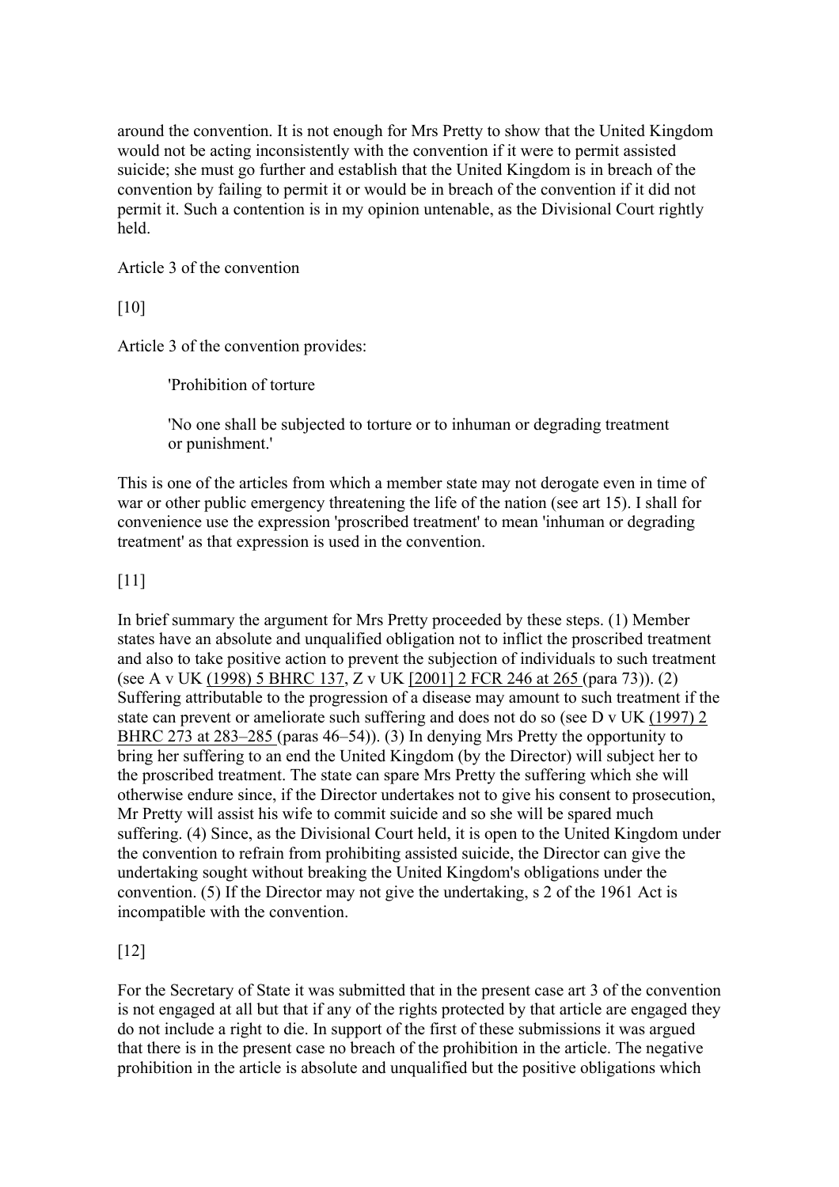around the convention. It is not enough for Mrs Pretty to show that the United Kingdom would not be acting inconsistently with the convention if it were to permit assisted suicide; she must go further and establish that the United Kingdom is in breach of the convention by failing to permit it or would be in breach of the convention if it did not permit it. Such a contention is in my opinion untenable, as the Divisional Court rightly held.

Article 3 of the convention

[10]

Article 3 of the convention provides:

> 'Prohibition of torture
>
> 'No one shall be subjected to torture or to inhuman or degrading treatment or punishment.'

This is one of the articles from which a member state may not derogate even in time of war or other public emergency threatening the life of the nation (see art 15). I shall for convenience use the expression 'proscribed treatment' to mean 'inhuman or degrading treatment' as that expression is used in the convention.

[11]

In brief summary the argument for Mrs Pretty proceeded by these steps. (1) Member states have an absolute and unqualified obligation not to inflict the proscribed treatment and also to take positive action to prevent the subjection of individuals to such treatment (see A v UK (1998) 5 BHRC 137, Z v UK [2001] 2 FCR 246 at 265 (para 73)). (2) Suffering attributable to the progression of a disease may amount to such treatment if the state can prevent or ameliorate such suffering and does not do so (see D v UK (1997) 2 BHRC 273 at 283–285 (paras 46–54)). (3) In denying Mrs Pretty the opportunity to bring her suffering to an end the United Kingdom (by the Director) will subject her to the proscribed treatment. The state can spare Mrs Pretty the suffering which she will otherwise endure since, if the Director undertakes not to give his consent to prosecution, Mr Pretty will assist his wife to commit suicide and so she will be spared much suffering. (4) Since, as the Divisional Court held, it is open to the United Kingdom under the convention to refrain from prohibiting assisted suicide, the Director can give the undertaking sought without breaking the United Kingdom's obligations under the convention. (5) If the Director may not give the undertaking, s 2 of the 1961 Act is incompatible with the convention.

[12]

For the Secretary of State it was submitted that in the present case art 3 of the convention is not engaged at all but that if any of the rights protected by that article are engaged they do not include a right to die. In support of the first of these submissions it was argued that there is in the present case no breach of the prohibition in the article. The negative prohibition in the article is absolute and unqualified but the positive obligations which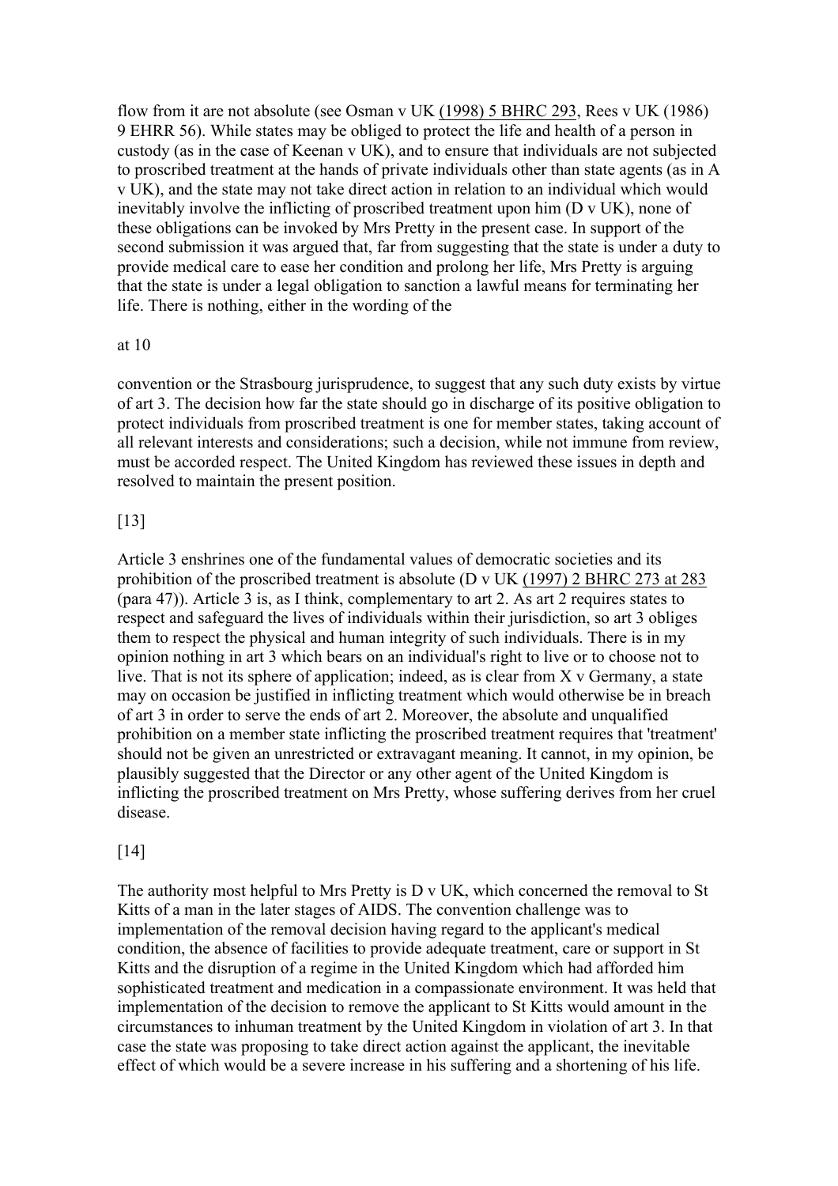flow from it are not absolute (see Osman v UK (1998) 5 BHRC 293, Rees v UK (1986) 9 EHRR 56). While states may be obliged to protect the life and health of a person in custody (as in the case of Keenan v UK), and to ensure that individuals are not subjected to proscribed treatment at the hands of private individuals other than state agents (as in A v UK), and the state may not take direct action in relation to an individual which would inevitably involve the inflicting of proscribed treatment upon him (D v UK), none of these obligations can be invoked by Mrs Pretty in the present case. In support of the second submission it was argued that, far from suggesting that the state is under a duty to provide medical care to ease her condition and prolong her life, Mrs Pretty is arguing that the state is under a legal obligation to sanction a lawful means for terminating her life. There is nothing, either in the wording of the

at 10

convention or the Strasbourg jurisprudence, to suggest that any such duty exists by virtue of art 3. The decision how far the state should go in discharge of its positive obligation to protect individuals from proscribed treatment is one for member states, taking account of all relevant interests and considerations; such a decision, while not immune from review, must be accorded respect. The United Kingdom has reviewed these issues in depth and resolved to maintain the present position.

[13]

Article 3 enshrines one of the fundamental values of democratic societies and its prohibition of the proscribed treatment is absolute (D v UK (1997) 2 BHRC 273 at 283 (para 47)). Article 3 is, as I think, complementary to art 2. As art 2 requires states to respect and safeguard the lives of individuals within their jurisdiction, so art 3 obliges them to respect the physical and human integrity of such individuals. There is in my opinion nothing in art 3 which bears on an individual's right to live or to choose not to live. That is not its sphere of application; indeed, as is clear from X v Germany, a state may on occasion be justified in inflicting treatment which would otherwise be in breach of art 3 in order to serve the ends of art 2. Moreover, the absolute and unqualified prohibition on a member state inflicting the proscribed treatment requires that 'treatment' should not be given an unrestricted or extravagant meaning. It cannot, in my opinion, be plausibly suggested that the Director or any other agent of the United Kingdom is inflicting the proscribed treatment on Mrs Pretty, whose suffering derives from her cruel disease.

[14]

The authority most helpful to Mrs Pretty is D v UK, which concerned the removal to St Kitts of a man in the later stages of AIDS. The convention challenge was to implementation of the removal decision having regard to the applicant's medical condition, the absence of facilities to provide adequate treatment, care or support in St Kitts and the disruption of a regime in the United Kingdom which had afforded him sophisticated treatment and medication in a compassionate environment. It was held that implementation of the decision to remove the applicant to St Kitts would amount in the circumstances to inhuman treatment by the United Kingdom in violation of art 3. In that case the state was proposing to take direct action against the applicant, the inevitable effect of which would be a severe increase in his suffering and a shortening of his life.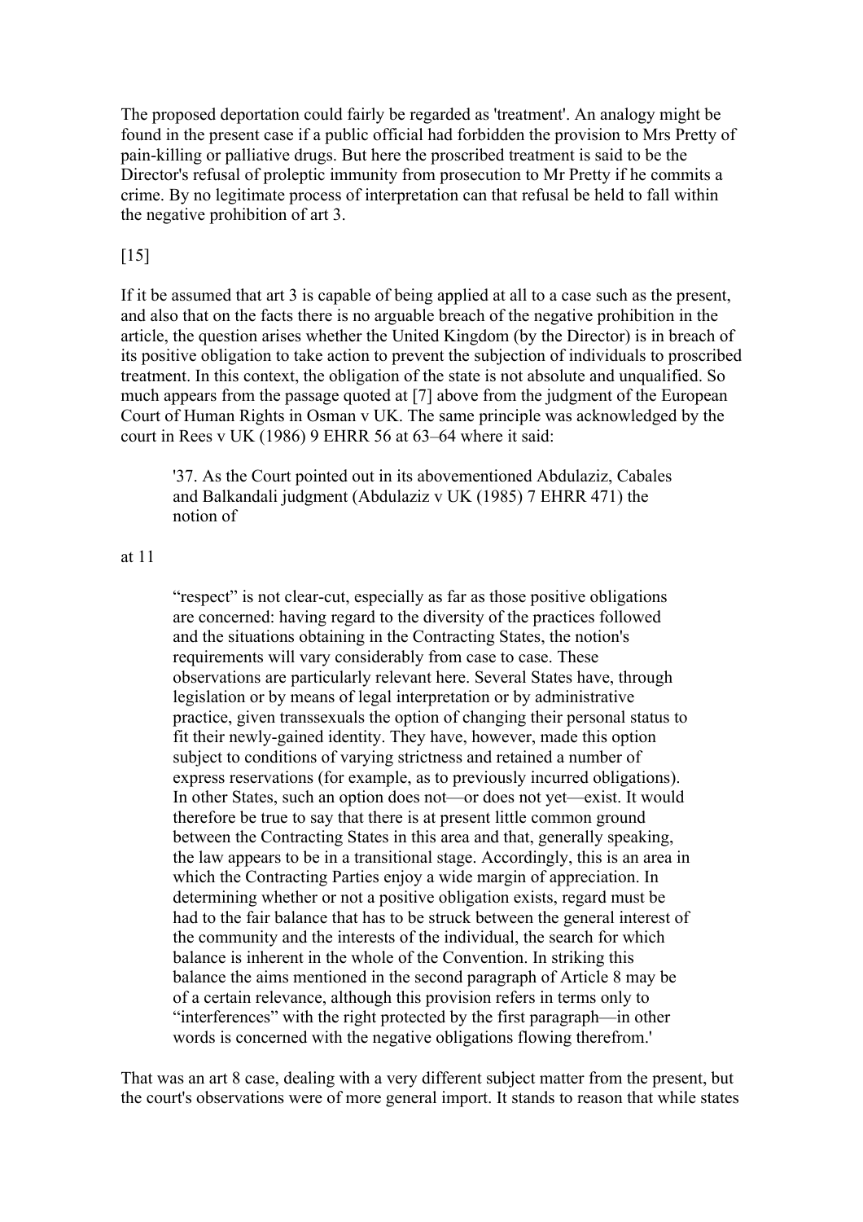The proposed deportation could fairly be regarded as 'treatment'. An analogy might be found in the present case if a public official had forbidden the provision to Mrs Pretty of pain-killing or palliative drugs. But here the proscribed treatment is said to be the Director's refusal of proleptic immunity from prosecution to Mr Pretty if he commits a crime. By no legitimate process of interpretation can that refusal be held to fall within the negative prohibition of art 3.

[15]

If it be assumed that art 3 is capable of being applied at all to a case such as the present, and also that on the facts there is no arguable breach of the negative prohibition in the article, the question arises whether the United Kingdom (by the Director) is in breach of its positive obligation to take action to prevent the subjection of individuals to proscribed treatment. In this context, the obligation of the state is not absolute and unqualified. So much appears from the passage quoted at [7] above from the judgment of the European Court of Human Rights in Osman v UK. The same principle was acknowledged by the court in Rees v UK (1986) 9 EHRR 56 at 63–64 where it said:

> '37. As the Court pointed out in its abovementioned Abdulaziz, Cabales and Balkandali judgment (Abdulaziz v UK (1985) 7 EHRR 471) the notion of

at 11

> "respect" is not clear-cut, especially as far as those positive obligations are concerned: having regard to the diversity of the practices followed and the situations obtaining in the Contracting States, the notion's requirements will vary considerably from case to case. These observations are particularly relevant here. Several States have, through legislation or by means of legal interpretation or by administrative practice, given transsexuals the option of changing their personal status to fit their newly-gained identity. They have, however, made this option subject to conditions of varying strictness and retained a number of express reservations (for example, as to previously incurred obligations). In other States, such an option does not—or does not yet—exist. It would therefore be true to say that there is at present little common ground between the Contracting States in this area and that, generally speaking, the law appears to be in a transitional stage. Accordingly, this is an area in which the Contracting Parties enjoy a wide margin of appreciation. In determining whether or not a positive obligation exists, regard must be had to the fair balance that has to be struck between the general interest of the community and the interests of the individual, the search for which balance is inherent in the whole of the Convention. In striking this balance the aims mentioned in the second paragraph of Article 8 may be of a certain relevance, although this provision refers in terms only to "interferences" with the right protected by the first paragraph—in other words is concerned with the negative obligations flowing therefrom.'

That was an art 8 case, dealing with a very different subject matter from the present, but the court's observations were of more general import. It stands to reason that while states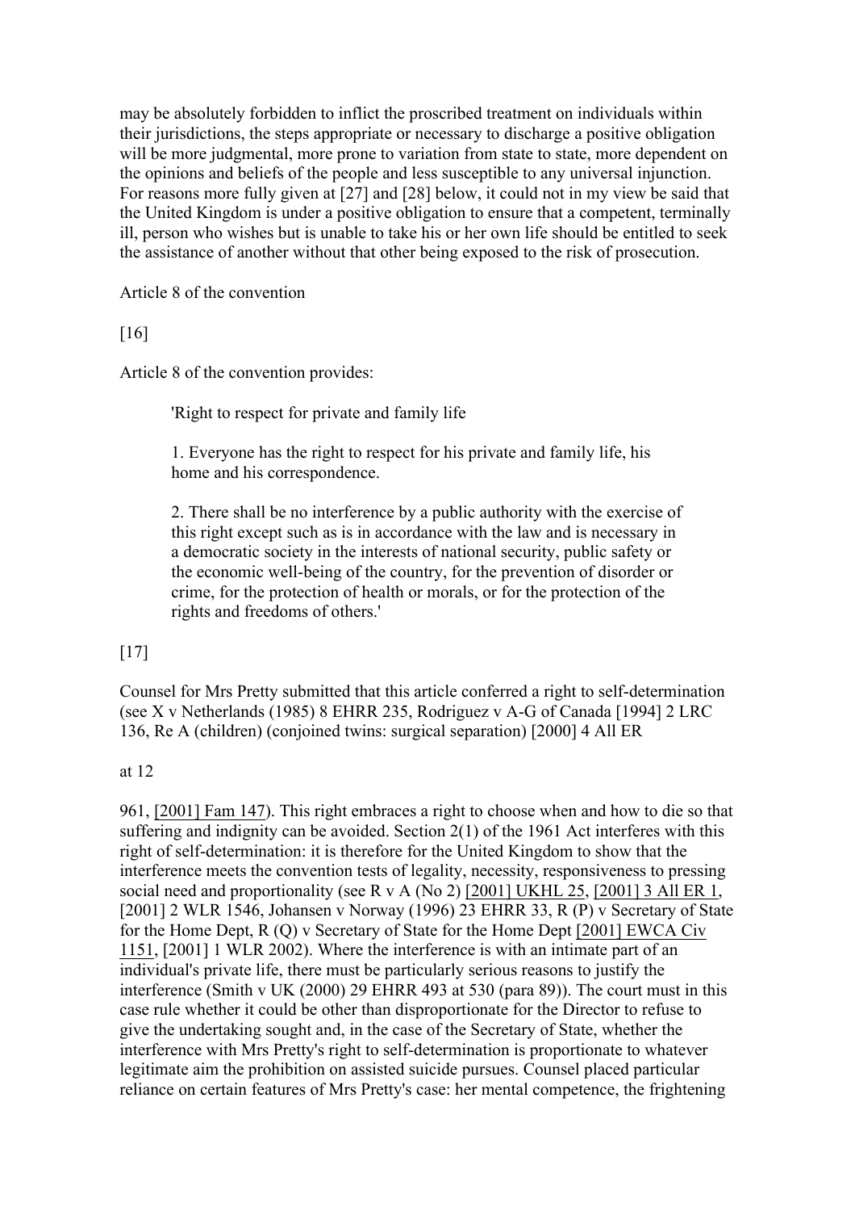may be absolutely forbidden to inflict the proscribed treatment on individuals within their jurisdictions, the steps appropriate or necessary to discharge a positive obligation will be more judgmental, more prone to variation from state to state, more dependent on the opinions and beliefs of the people and less susceptible to any universal injunction. For reasons more fully given at [27] and [28] below, it could not in my view be said that the United Kingdom is under a positive obligation to ensure that a competent, terminally ill, person who wishes but is unable to take his or her own life should be entitled to seek the assistance of another without that other being exposed to the risk of prosecution.

Article 8 of the convention

[16]

Article 8 of the convention provides:

> 'Right to respect for private and family life
>
> 1. Everyone has the right to respect for his private and family life, his home and his correspondence.
>
> 2. There shall be no interference by a public authority with the exercise of this right except such as is in accordance with the law and is necessary in a democratic society in the interests of national security, public safety or the economic well-being of the country, for the prevention of disorder or crime, for the protection of health or morals, or for the protection of the rights and freedoms of others.'

[17]

Counsel for Mrs Pretty submitted that this article conferred a right to self-determination (see X v Netherlands (1985) 8 EHRR 235, Rodriguez v A-G of Canada [1994] 2 LRC 136, Re A (children) (conjoined twins: surgical separation) [2000] 4 All ER

at 12

961, [2001] Fam 147). This right embraces a right to choose when and how to die so that suffering and indignity can be avoided. Section 2(1) of the 1961 Act interferes with this right of self-determination: it is therefore for the United Kingdom to show that the interference meets the convention tests of legality, necessity, responsiveness to pressing social need and proportionality (see R v A (No 2) [2001] UKHL 25, [2001] 3 All ER 1, [2001] 2 WLR 1546, Johansen v Norway (1996) 23 EHRR 33, R (P) v Secretary of State for the Home Dept, R (Q) v Secretary of State for the Home Dept [2001] EWCA Civ 1151, [2001] 1 WLR 2002). Where the interference is with an intimate part of an individual's private life, there must be particularly serious reasons to justify the interference (Smith v UK (2000) 29 EHRR 493 at 530 (para 89)). The court must in this case rule whether it could be other than disproportionate for the Director to refuse to give the undertaking sought and, in the case of the Secretary of State, whether the interference with Mrs Pretty's right to self-determination is proportionate to whatever legitimate aim the prohibition on assisted suicide pursues. Counsel placed particular reliance on certain features of Mrs Pretty's case: her mental competence, the frightening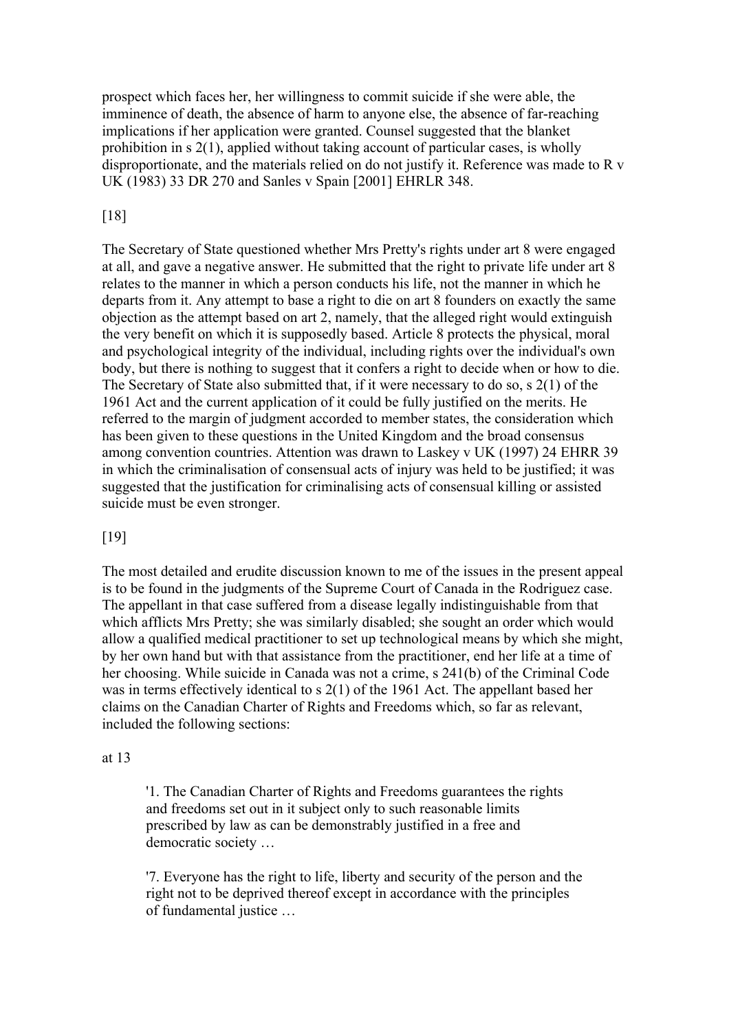prospect which faces her, her willingness to commit suicide if she were able, the imminence of death, the absence of harm to anyone else, the absence of far-reaching implications if her application were granted. Counsel suggested that the blanket prohibition in s 2(1), applied without taking account of particular cases, is wholly disproportionate, and the materials relied on do not justify it. Reference was made to R v UK (1983) 33 DR 270 and Sanles v Spain [2001] EHRLR 348.

[18]

The Secretary of State questioned whether Mrs Pretty's rights under art 8 were engaged at all, and gave a negative answer. He submitted that the right to private life under art 8 relates to the manner in which a person conducts his life, not the manner in which he departs from it. Any attempt to base a right to die on art 8 founders on exactly the same objection as the attempt based on art 2, namely, that the alleged right would extinguish the very benefit on which it is supposedly based. Article 8 protects the physical, moral and psychological integrity of the individual, including rights over the individual's own body, but there is nothing to suggest that it confers a right to decide when or how to die. The Secretary of State also submitted that, if it were necessary to do so, s 2(1) of the 1961 Act and the current application of it could be fully justified on the merits. He referred to the margin of judgment accorded to member states, the consideration which has been given to these questions in the United Kingdom and the broad consensus among convention countries. Attention was drawn to Laskey v UK (1997) 24 EHRR 39 in which the criminalisation of consensual acts of injury was held to be justified; it was suggested that the justification for criminalising acts of consensual killing or assisted suicide must be even stronger.

[19]

The most detailed and erudite discussion known to me of the issues in the present appeal is to be found in the judgments of the Supreme Court of Canada in the Rodriguez case. The appellant in that case suffered from a disease legally indistinguishable from that which afflicts Mrs Pretty; she was similarly disabled; she sought an order which would allow a qualified medical practitioner to set up technological means by which she might, by her own hand but with that assistance from the practitioner, end her life at a time of her choosing. While suicide in Canada was not a crime, s 241(b) of the Criminal Code was in terms effectively identical to s 2(1) of the 1961 Act. The appellant based her claims on the Canadian Charter of Rights and Freedoms which, so far as relevant, included the following sections:

at 13

> '1. The Canadian Charter of Rights and Freedoms guarantees the rights and freedoms set out in it subject only to such reasonable limits prescribed by law as can be demonstrably justified in a free and democratic society …
>
> '7. Everyone has the right to life, liberty and security of the person and the right not to be deprived thereof except in accordance with the principles of fundamental justice …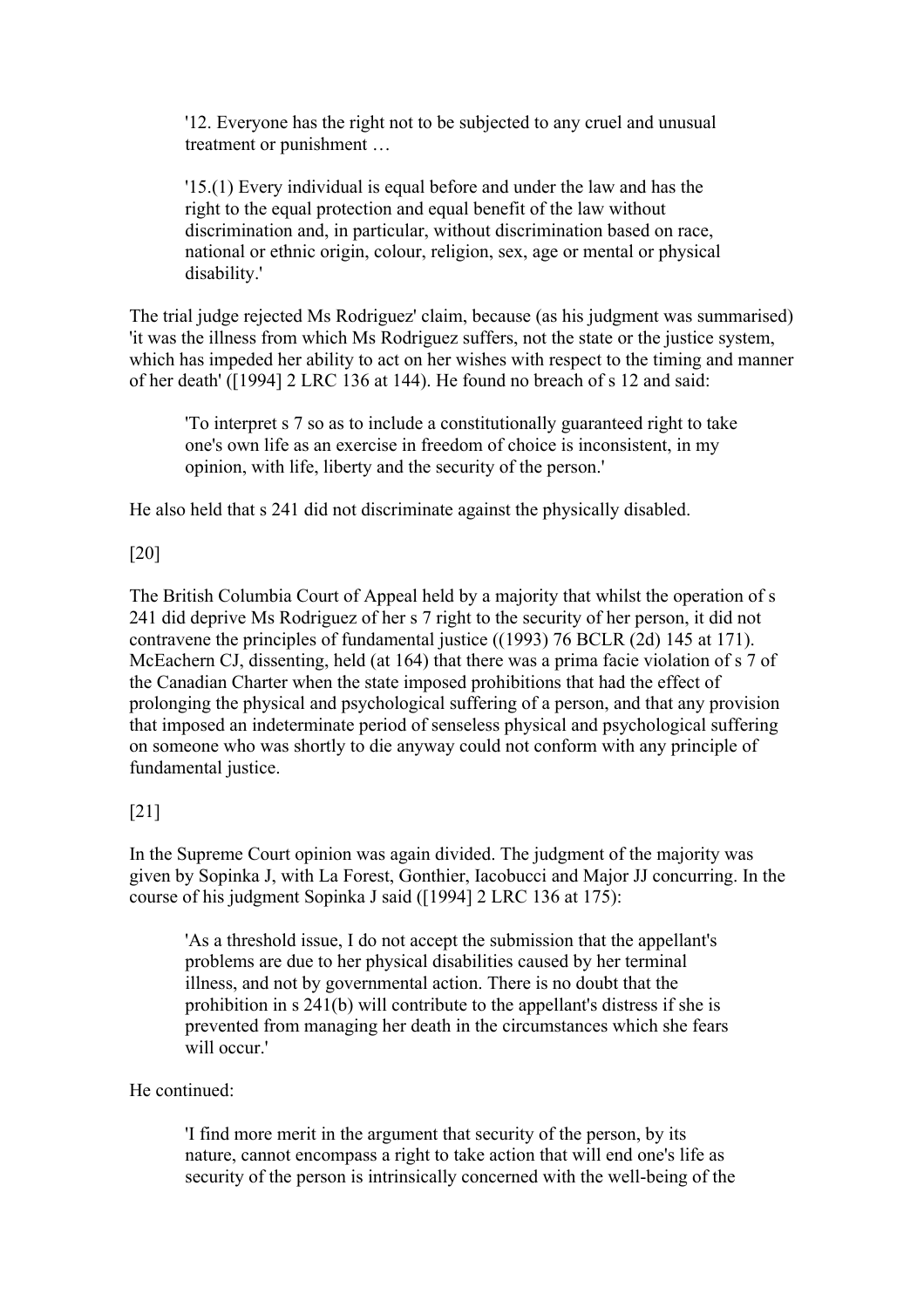> '12. Everyone has the right not to be subjected to any cruel and unusual treatment or punishment …
>
> '15.(1) Every individual is equal before and under the law and has the right to the equal protection and equal benefit of the law without discrimination and, in particular, without discrimination based on race, national or ethnic origin, colour, religion, sex, age or mental or physical disability.'

The trial judge rejected Ms Rodriguez' claim, because (as his judgment was summarised) 'it was the illness from which Ms Rodriguez suffers, not the state or the justice system, which has impeded her ability to act on her wishes with respect to the timing and manner of her death' ([1994] 2 LRC 136 at 144). He found no breach of s 12 and said:

> 'To interpret s 7 so as to include a constitutionally guaranteed right to take one's own life as an exercise in freedom of choice is inconsistent, in my opinion, with life, liberty and the security of the person.'

He also held that s 241 did not discriminate against the physically disabled.

[20]

The British Columbia Court of Appeal held by a majority that whilst the operation of s 241 did deprive Ms Rodriguez of her s 7 right to the security of her person, it did not contravene the principles of fundamental justice ((1993) 76 BCLR (2d) 145 at 171). McEachern CJ, dissenting, held (at 164) that there was a prima facie violation of s 7 of the Canadian Charter when the state imposed prohibitions that had the effect of prolonging the physical and psychological suffering of a person, and that any provision that imposed an indeterminate period of senseless physical and psychological suffering on someone who was shortly to die anyway could not conform with any principle of fundamental justice.

[21]

In the Supreme Court opinion was again divided. The judgment of the majority was given by Sopinka J, with La Forest, Gonthier, Iacobucci and Major JJ concurring. In the course of his judgment Sopinka J said ([1994] 2 LRC 136 at 175):

> 'As a threshold issue, I do not accept the submission that the appellant's problems are due to her physical disabilities caused by her terminal illness, and not by governmental action. There is no doubt that the prohibition in s 241(b) will contribute to the appellant's distress if she is prevented from managing her death in the circumstances which she fears will occur.'

He continued:

> 'I find more merit in the argument that security of the person, by its nature, cannot encompass a right to take action that will end one's life as security of the person is intrinsically concerned with the well-being of the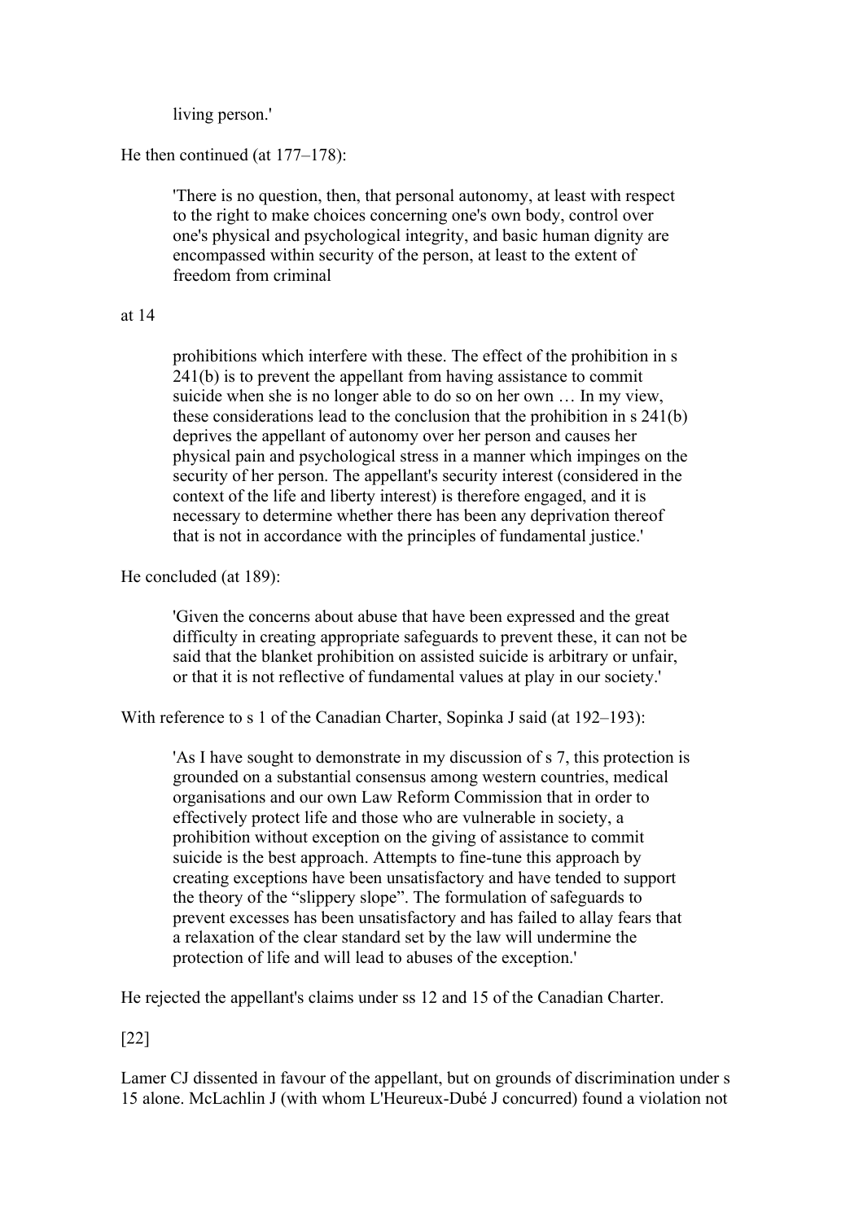> living person.'

He then continued (at 177–178):

> 'There is no question, then, that personal autonomy, at least with respect to the right to make choices concerning one's own body, control over one's physical and psychological integrity, and basic human dignity are encompassed within security of the person, at least to the extent of freedom from criminal

at 14

> prohibitions which interfere with these. The effect of the prohibition in s 241(b) is to prevent the appellant from having assistance to commit suicide when she is no longer able to do so on her own … In my view, these considerations lead to the conclusion that the prohibition in s 241(b) deprives the appellant of autonomy over her person and causes her physical pain and psychological stress in a manner which impinges on the security of her person. The appellant's security interest (considered in the context of the life and liberty interest) is therefore engaged, and it is necessary to determine whether there has been any deprivation thereof that is not in accordance with the principles of fundamental justice.'

He concluded (at 189):

> 'Given the concerns about abuse that have been expressed and the great difficulty in creating appropriate safeguards to prevent these, it can not be said that the blanket prohibition on assisted suicide is arbitrary or unfair, or that it is not reflective of fundamental values at play in our society.'

With reference to s 1 of the Canadian Charter, Sopinka J said (at 192–193):

> 'As I have sought to demonstrate in my discussion of s 7, this protection is grounded on a substantial consensus among western countries, medical organisations and our own Law Reform Commission that in order to effectively protect life and those who are vulnerable in society, a prohibition without exception on the giving of assistance to commit suicide is the best approach. Attempts to fine-tune this approach by creating exceptions have been unsatisfactory and have tended to support the theory of the "slippery slope". The formulation of safeguards to prevent excesses has been unsatisfactory and has failed to allay fears that a relaxation of the clear standard set by the law will undermine the protection of life and will lead to abuses of the exception.'

He rejected the appellant's claims under ss 12 and 15 of the Canadian Charter.

[22]

Lamer CJ dissented in favour of the appellant, but on grounds of discrimination under s 15 alone. McLachlin J (with whom L'Heureux-Dubé J concurred) found a violation not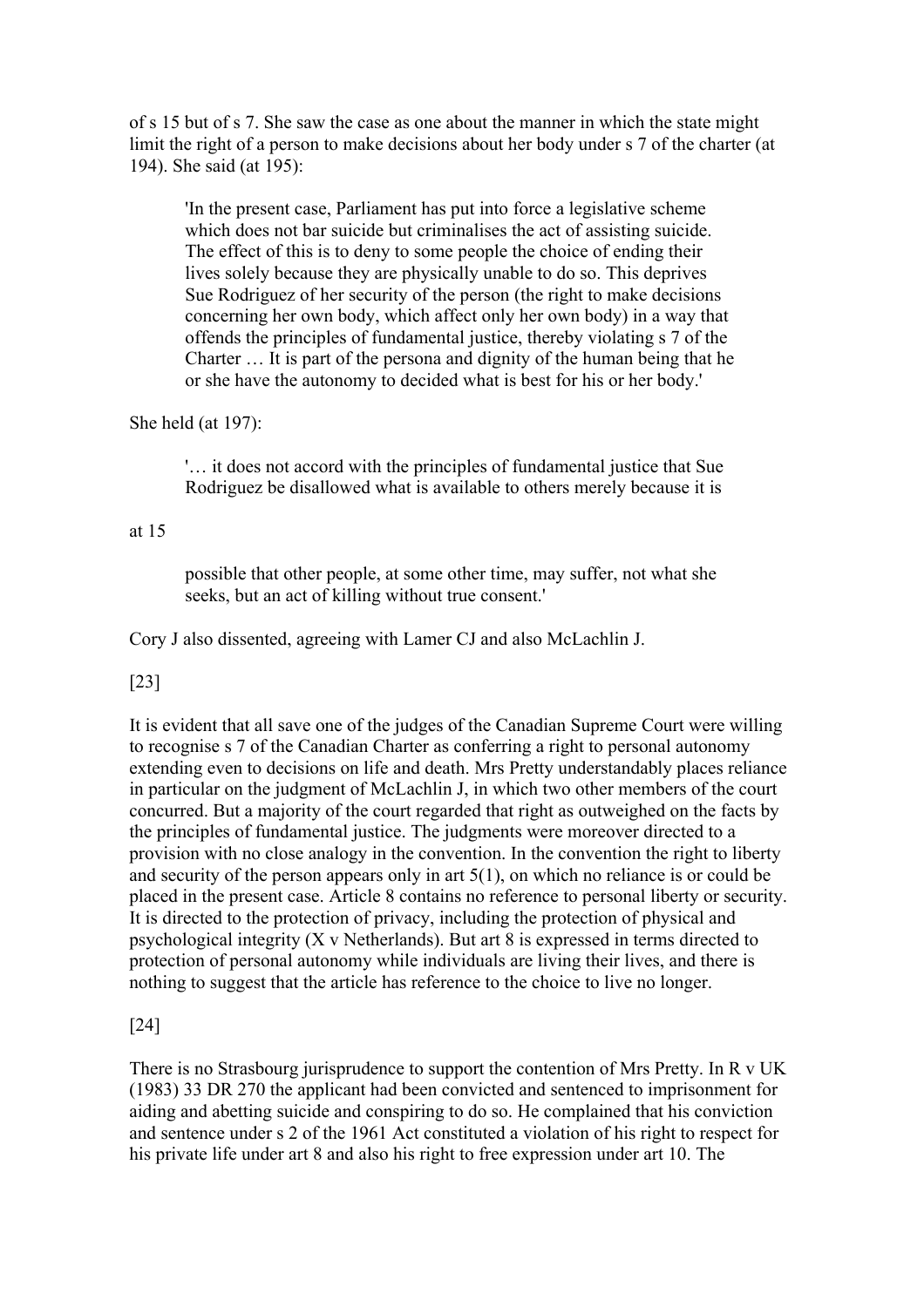of s 15 but of s 7. She saw the case as one about the manner in which the state might limit the right of a person to make decisions about her body under s 7 of the charter (at 194). She said (at 195):

> 'In the present case, Parliament has put into force a legislative scheme which does not bar suicide but criminalises the act of assisting suicide. The effect of this is to deny to some people the choice of ending their lives solely because they are physically unable to do so. This deprives Sue Rodriguez of her security of the person (the right to make decisions concerning her own body, which affect only her own body) in a way that offends the principles of fundamental justice, thereby violating s 7 of the Charter … It is part of the persona and dignity of the human being that he or she have the autonomy to decided what is best for his or her body.'

She held (at 197):

> '… it does not accord with the principles of fundamental justice that Sue Rodriguez be disallowed what is available to others merely because it is

at 15

> possible that other people, at some other time, may suffer, not what she seeks, but an act of killing without true consent.'

Cory J also dissented, agreeing with Lamer CJ and also McLachlin J.

[23]

It is evident that all save one of the judges of the Canadian Supreme Court were willing to recognise s 7 of the Canadian Charter as conferring a right to personal autonomy extending even to decisions on life and death. Mrs Pretty understandably places reliance in particular on the judgment of McLachlin J, in which two other members of the court concurred. But a majority of the court regarded that right as outweighed on the facts by the principles of fundamental justice. The judgments were moreover directed to a provision with no close analogy in the convention. In the convention the right to liberty and security of the person appears only in art 5(1), on which no reliance is or could be placed in the present case. Article 8 contains no reference to personal liberty or security. It is directed to the protection of privacy, including the protection of physical and psychological integrity (X v Netherlands). But art 8 is expressed in terms directed to protection of personal autonomy while individuals are living their lives, and there is nothing to suggest that the article has reference to the choice to live no longer.

[24]

There is no Strasbourg jurisprudence to support the contention of Mrs Pretty. In R v UK (1983) 33 DR 270 the applicant had been convicted and sentenced to imprisonment for aiding and abetting suicide and conspiring to do so. He complained that his conviction and sentence under s 2 of the 1961 Act constituted a violation of his right to respect for his private life under art 8 and also his right to free expression under art 10. The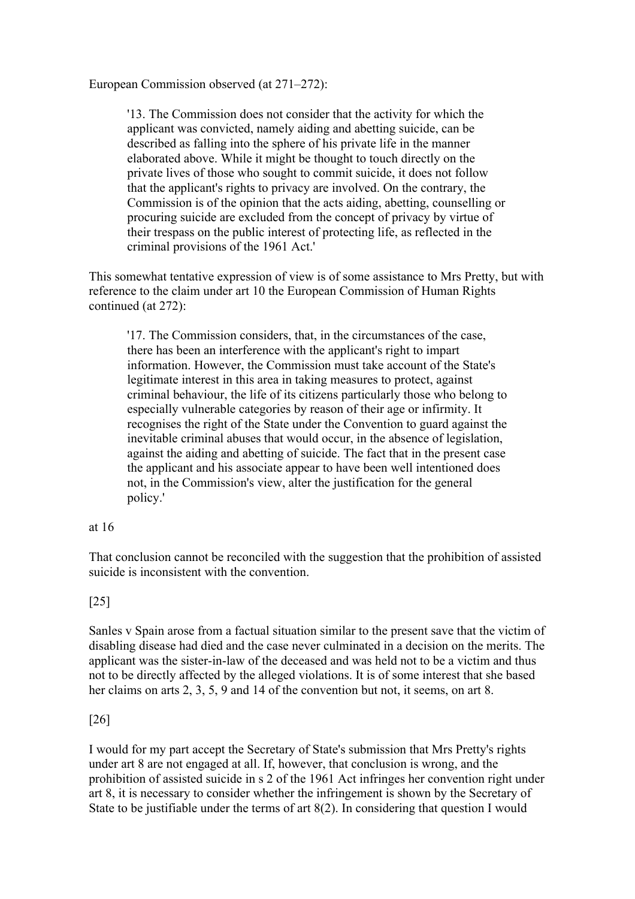European Commission observed (at 271–272):

> '13. The Commission does not consider that the activity for which the applicant was convicted, namely aiding and abetting suicide, can be described as falling into the sphere of his private life in the manner elaborated above. While it might be thought to touch directly on the private lives of those who sought to commit suicide, it does not follow that the applicant's rights to privacy are involved. On the contrary, the Commission is of the opinion that the acts aiding, abetting, counselling or procuring suicide are excluded from the concept of privacy by virtue of their trespass on the public interest of protecting life, as reflected in the criminal provisions of the 1961 Act.'

This somewhat tentative expression of view is of some assistance to Mrs Pretty, but with reference to the claim under art 10 the European Commission of Human Rights continued (at 272):

> '17. The Commission considers, that, in the circumstances of the case, there has been an interference with the applicant's right to impart information. However, the Commission must take account of the State's legitimate interest in this area in taking measures to protect, against criminal behaviour, the life of its citizens particularly those who belong to especially vulnerable categories by reason of their age or infirmity. It recognises the right of the State under the Convention to guard against the inevitable criminal abuses that would occur, in the absence of legislation, against the aiding and abetting of suicide. The fact that in the present case the applicant and his associate appear to have been well intentioned does not, in the Commission's view, alter the justification for the general policy.'

at 16

That conclusion cannot be reconciled with the suggestion that the prohibition of assisted suicide is inconsistent with the convention.

[25]

Sanles v Spain arose from a factual situation similar to the present save that the victim of disabling disease had died and the case never culminated in a decision on the merits. The applicant was the sister-in-law of the deceased and was held not to be a victim and thus not to be directly affected by the alleged violations. It is of some interest that she based her claims on arts 2, 3, 5, 9 and 14 of the convention but not, it seems, on art 8.

[26]

I would for my part accept the Secretary of State's submission that Mrs Pretty's rights under art 8 are not engaged at all. If, however, that conclusion is wrong, and the prohibition of assisted suicide in s 2 of the 1961 Act infringes her convention right under art 8, it is necessary to consider whether the infringement is shown by the Secretary of State to be justifiable under the terms of art 8(2). In considering that question I would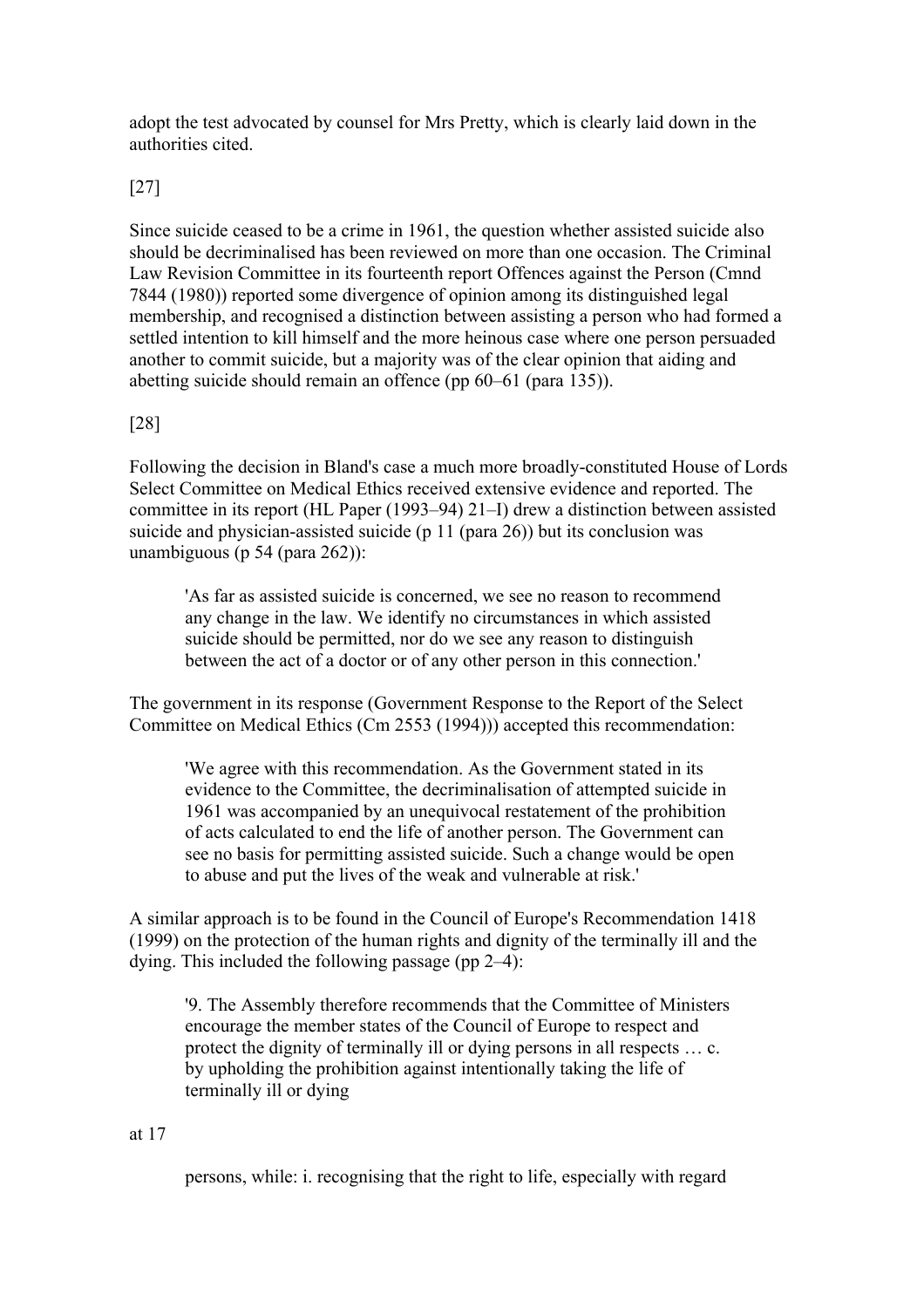adopt the test advocated by counsel for Mrs Pretty, which is clearly laid down in the authorities cited.

[27]

Since suicide ceased to be a crime in 1961, the question whether assisted suicide also should be decriminalised has been reviewed on more than one occasion. The Criminal Law Revision Committee in its fourteenth report Offences against the Person (Cmnd 7844 (1980)) reported some divergence of opinion among its distinguished legal membership, and recognised a distinction between assisting a person who had formed a settled intention to kill himself and the more heinous case where one person persuaded another to commit suicide, but a majority was of the clear opinion that aiding and abetting suicide should remain an offence (pp 60–61 (para 135)).

[28]

Following the decision in Bland's case a much more broadly-constituted House of Lords Select Committee on Medical Ethics received extensive evidence and reported. The committee in its report (HL Paper (1993–94) 21–I) drew a distinction between assisted suicide and physician-assisted suicide (p 11 (para 26)) but its conclusion was unambiguous (p 54 (para 262)):

> 'As far as assisted suicide is concerned, we see no reason to recommend any change in the law. We identify no circumstances in which assisted suicide should be permitted, nor do we see any reason to distinguish between the act of a doctor or of any other person in this connection.'

The government in its response (Government Response to the Report of the Select Committee on Medical Ethics (Cm 2553 (1994))) accepted this recommendation:

> 'We agree with this recommendation. As the Government stated in its evidence to the Committee, the decriminalisation of attempted suicide in 1961 was accompanied by an unequivocal restatement of the prohibition of acts calculated to end the life of another person. The Government can see no basis for permitting assisted suicide. Such a change would be open to abuse and put the lives of the weak and vulnerable at risk.'

A similar approach is to be found in the Council of Europe's Recommendation 1418 (1999) on the protection of the human rights and dignity of the terminally ill and the dying. This included the following passage (pp 2–4):

> '9. The Assembly therefore recommends that the Committee of Ministers encourage the member states of the Council of Europe to respect and protect the dignity of terminally ill or dying persons in all respects … c. by upholding the prohibition against intentionally taking the life of terminally ill or dying

at 17

> persons, while: i. recognising that the right to life, especially with regard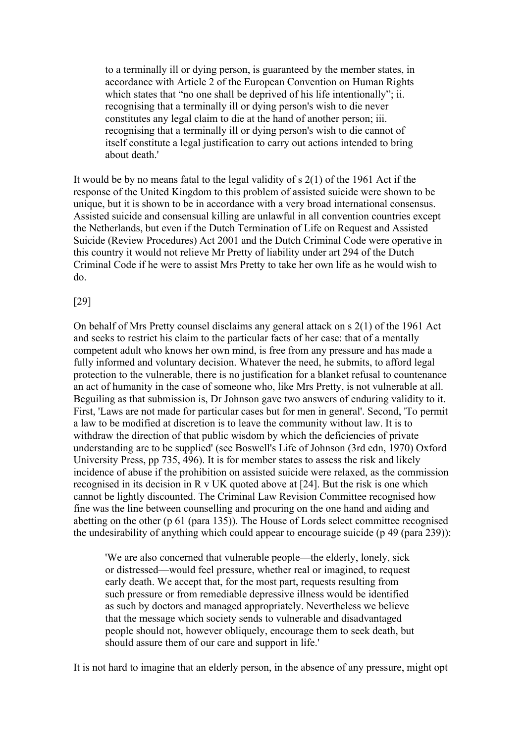> to a terminally ill or dying person, is guaranteed by the member states, in accordance with Article 2 of the European Convention on Human Rights which states that "no one shall be deprived of his life intentionally"; ii. recognising that a terminally ill or dying person's wish to die never constitutes any legal claim to die at the hand of another person; iii. recognising that a terminally ill or dying person's wish to die cannot of itself constitute a legal justification to carry out actions intended to bring about death.'

It would be by no means fatal to the legal validity of s 2(1) of the 1961 Act if the response of the United Kingdom to this problem of assisted suicide were shown to be unique, but it is shown to be in accordance with a very broad international consensus. Assisted suicide and consensual killing are unlawful in all convention countries except the Netherlands, but even if the Dutch Termination of Life on Request and Assisted Suicide (Review Procedures) Act 2001 and the Dutch Criminal Code were operative in this country it would not relieve Mr Pretty of liability under art 294 of the Dutch Criminal Code if he were to assist Mrs Pretty to take her own life as he would wish to do.

[29]

On behalf of Mrs Pretty counsel disclaims any general attack on s 2(1) of the 1961 Act and seeks to restrict his claim to the particular facts of her case: that of a mentally competent adult who knows her own mind, is free from any pressure and has made a fully informed and voluntary decision. Whatever the need, he submits, to afford legal protection to the vulnerable, there is no justification for a blanket refusal to countenance an act of humanity in the case of someone who, like Mrs Pretty, is not vulnerable at all. Beguiling as that submission is, Dr Johnson gave two answers of enduring validity to it. First, 'Laws are not made for particular cases but for men in general'. Second, 'To permit a law to be modified at discretion is to leave the community without law. It is to withdraw the direction of that public wisdom by which the deficiencies of private understanding are to be supplied' (see Boswell's Life of Johnson (3rd edn, 1970) Oxford University Press, pp 735, 496). It is for member states to assess the risk and likely incidence of abuse if the prohibition on assisted suicide were relaxed, as the commission recognised in its decision in R v UK quoted above at [24]. But the risk is one which cannot be lightly discounted. The Criminal Law Revision Committee recognised how fine was the line between counselling and procuring on the one hand and aiding and abetting on the other (p 61 (para 135)). The House of Lords select committee recognised the undesirability of anything which could appear to encourage suicide (p 49 (para 239)):

> 'We are also concerned that vulnerable people—the elderly, lonely, sick or distressed—would feel pressure, whether real or imagined, to request early death. We accept that, for the most part, requests resulting from such pressure or from remediable depressive illness would be identified as such by doctors and managed appropriately. Nevertheless we believe that the message which society sends to vulnerable and disadvantaged people should not, however obliquely, encourage them to seek death, but should assure them of our care and support in life.'

It is not hard to imagine that an elderly person, in the absence of any pressure, might opt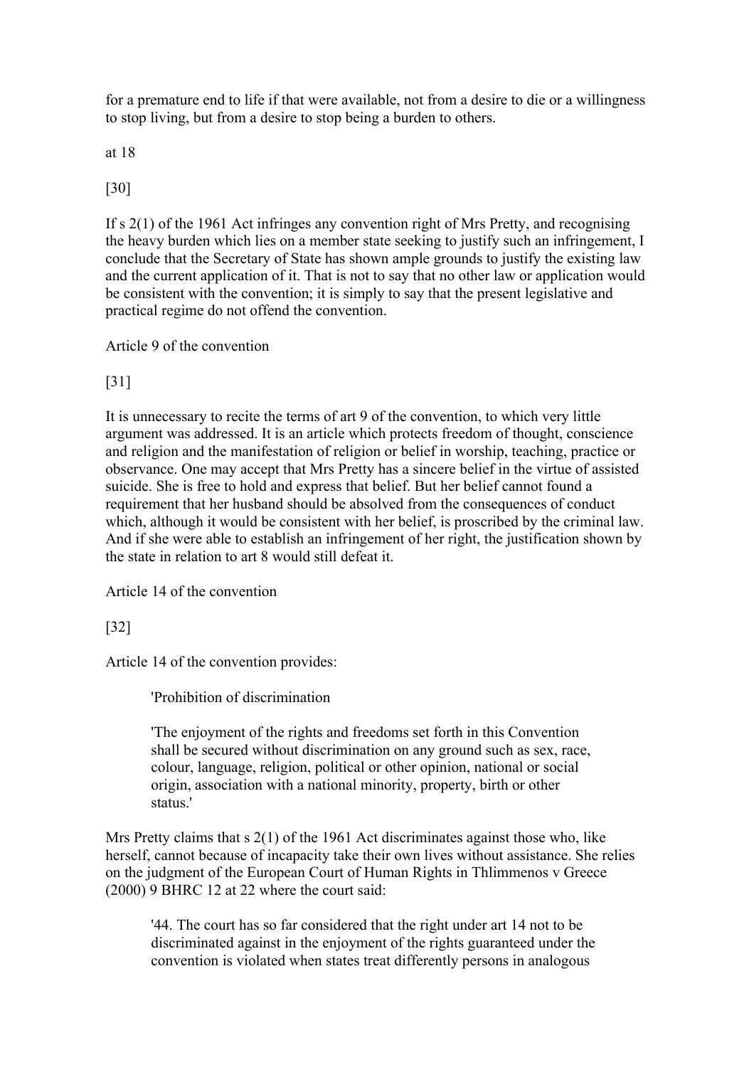for a premature end to life if that were available, not from a desire to die or a willingness to stop living, but from a desire to stop being a burden to others.

at 18

[30]

If s 2(1) of the 1961 Act infringes any convention right of Mrs Pretty, and recognising the heavy burden which lies on a member state seeking to justify such an infringement, I conclude that the Secretary of State has shown ample grounds to justify the existing law and the current application of it. That is not to say that no other law or application would be consistent with the convention; it is simply to say that the present legislative and practical regime do not offend the convention.

Article 9 of the convention

[31]

It is unnecessary to recite the terms of art 9 of the convention, to which very little argument was addressed. It is an article which protects freedom of thought, conscience and religion and the manifestation of religion or belief in worship, teaching, practice or observance. One may accept that Mrs Pretty has a sincere belief in the virtue of assisted suicide. She is free to hold and express that belief. But her belief cannot found a requirement that her husband should be absolved from the consequences of conduct which, although it would be consistent with her belief, is proscribed by the criminal law. And if she were able to establish an infringement of her right, the justification shown by the state in relation to art 8 would still defeat it.

Article 14 of the convention

[32]

Article 14 of the convention provides:

> 'Prohibition of discrimination
>
> 'The enjoyment of the rights and freedoms set forth in this Convention shall be secured without discrimination on any ground such as sex, race, colour, language, religion, political or other opinion, national or social origin, association with a national minority, property, birth or other status.'

Mrs Pretty claims that s 2(1) of the 1961 Act discriminates against those who, like herself, cannot because of incapacity take their own lives without assistance. She relies on the judgment of the European Court of Human Rights in Thlimmenos v Greece (2000) 9 BHRC 12 at 22 where the court said:

> '44. The court has so far considered that the right under art 14 not to be discriminated against in the enjoyment of the rights guaranteed under the convention is violated when states treat differently persons in analogous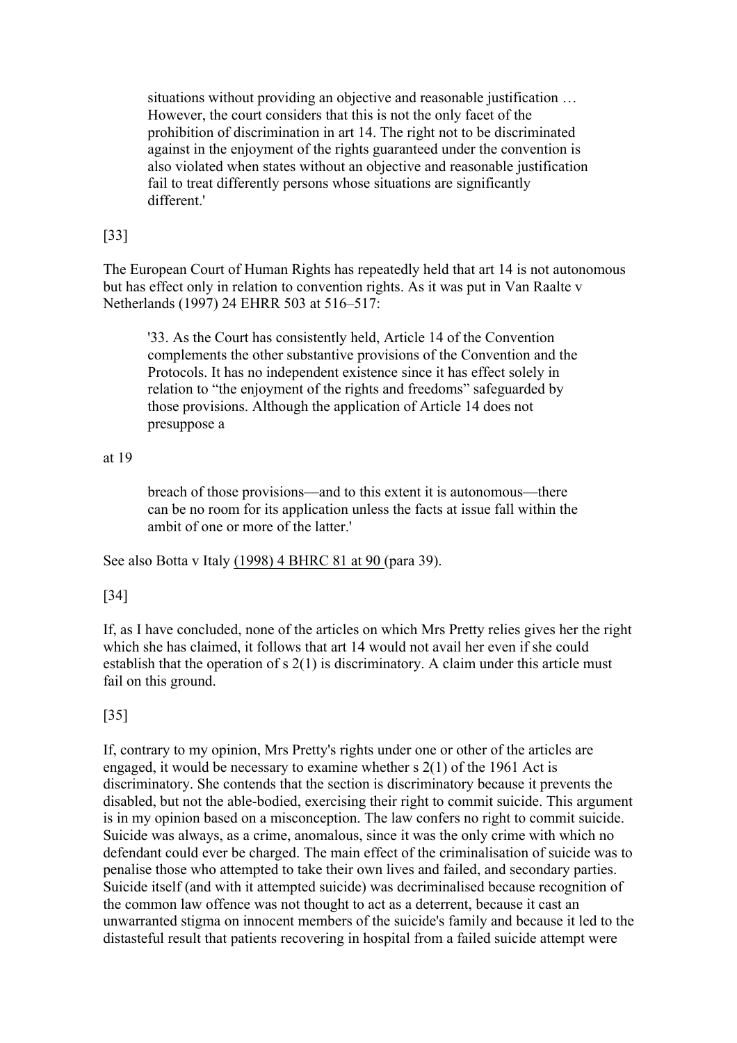> situations without providing an objective and reasonable justification … However, the court considers that this is not the only facet of the prohibition of discrimination in art 14. The right not to be discriminated against in the enjoyment of the rights guaranteed under the convention is also violated when states without an objective and reasonable justification fail to treat differently persons whose situations are significantly different.'

[33]

The European Court of Human Rights has repeatedly held that art 14 is not autonomous but has effect only in relation to convention rights. As it was put in Van Raalte v Netherlands (1997) 24 EHRR 503 at 516–517:

> '33. As the Court has consistently held, Article 14 of the Convention complements the other substantive provisions of the Convention and the Protocols. It has no independent existence since it has effect solely in relation to "the enjoyment of the rights and freedoms" safeguarded by those provisions. Although the application of Article 14 does not presuppose a

at 19

> breach of those provisions—and to this extent it is autonomous—there can be no room for its application unless the facts at issue fall within the ambit of one or more of the latter.'

See also Botta v Italy (1998) 4 BHRC 81 at 90 (para 39).

[34]

If, as I have concluded, none of the articles on which Mrs Pretty relies gives her the right which she has claimed, it follows that art 14 would not avail her even if she could establish that the operation of s 2(1) is discriminatory. A claim under this article must fail on this ground.

[35]

If, contrary to my opinion, Mrs Pretty's rights under one or other of the articles are engaged, it would be necessary to examine whether s 2(1) of the 1961 Act is discriminatory. She contends that the section is discriminatory because it prevents the disabled, but not the able-bodied, exercising their right to commit suicide. This argument is in my opinion based on a misconception. The law confers no right to commit suicide. Suicide was always, as a crime, anomalous, since it was the only crime with which no defendant could ever be charged. The main effect of the criminalisation of suicide was to penalise those who attempted to take their own lives and failed, and secondary parties. Suicide itself (and with it attempted suicide) was decriminalised because recognition of the common law offence was not thought to act as a deterrent, because it cast an unwarranted stigma on innocent members of the suicide's family and because it led to the distasteful result that patients recovering in hospital from a failed suicide attempt were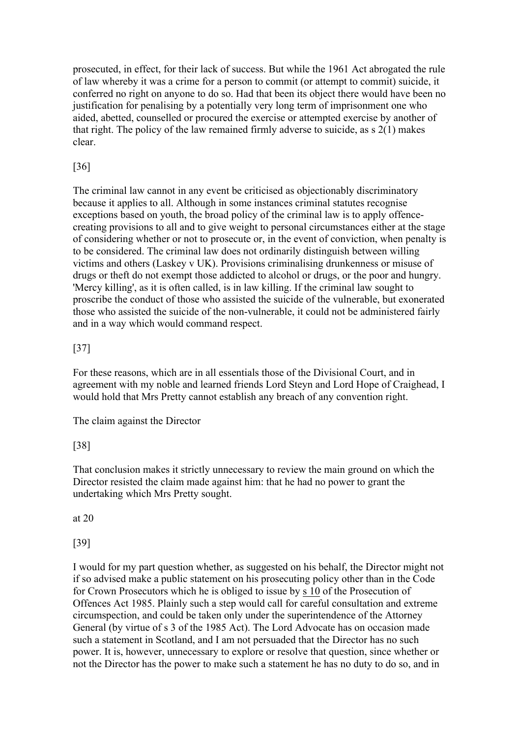prosecuted, in effect, for their lack of success. But while the 1961 Act abrogated the rule of law whereby it was a crime for a person to commit (or attempt to commit) suicide, it conferred no right on anyone to do so. Had that been its object there would have been no justification for penalising by a potentially very long term of imprisonment one who aided, abetted, counselled or procured the exercise or attempted exercise by another of that right. The policy of the law remained firmly adverse to suicide, as s 2(1) makes clear.

[36]

The criminal law cannot in any event be criticised as objectionably discriminatory because it applies to all. Although in some instances criminal statutes recognise exceptions based on youth, the broad policy of the criminal law is to apply offence-creating provisions to all and to give weight to personal circumstances either at the stage of considering whether or not to prosecute or, in the event of conviction, when penalty is to be considered. The criminal law does not ordinarily distinguish between willing victims and others (Laskey v UK). Provisions criminalising drunkenness or misuse of drugs or theft do not exempt those addicted to alcohol or drugs, or the poor and hungry. 'Mercy killing', as it is often called, is in law killing. If the criminal law sought to proscribe the conduct of those who assisted the suicide of the vulnerable, but exonerated those who assisted the suicide of the non-vulnerable, it could not be administered fairly and in a way which would command respect.

[37]

For these reasons, which are in all essentials those of the Divisional Court, and in agreement with my noble and learned friends Lord Steyn and Lord Hope of Craighead, I would hold that Mrs Pretty cannot establish any breach of any convention right.

The claim against the Director

[38]

That conclusion makes it strictly unnecessary to review the main ground on which the Director resisted the claim made against him: that he had no power to grant the undertaking which Mrs Pretty sought.

[39]

I would for my part question whether, as suggested on his behalf, the Director might not if so advised make a public statement on his prosecuting policy other than in the Code for Crown Prosecutors which he is obliged to issue by s 10 of the Prosecution of Offences Act 1985. Plainly such a step would call for careful consultation and extreme circumspection, and could be taken only under the superintendence of the Attorney General (by virtue of s 3 of the 1985 Act). The Lord Advocate has on occasion made such a statement in Scotland, and I am not persuaded that the Director has no such power. It is, however, unnecessary to explore or resolve that question, since whether or not the Director has the power to make such a statement he has no duty to do so, and in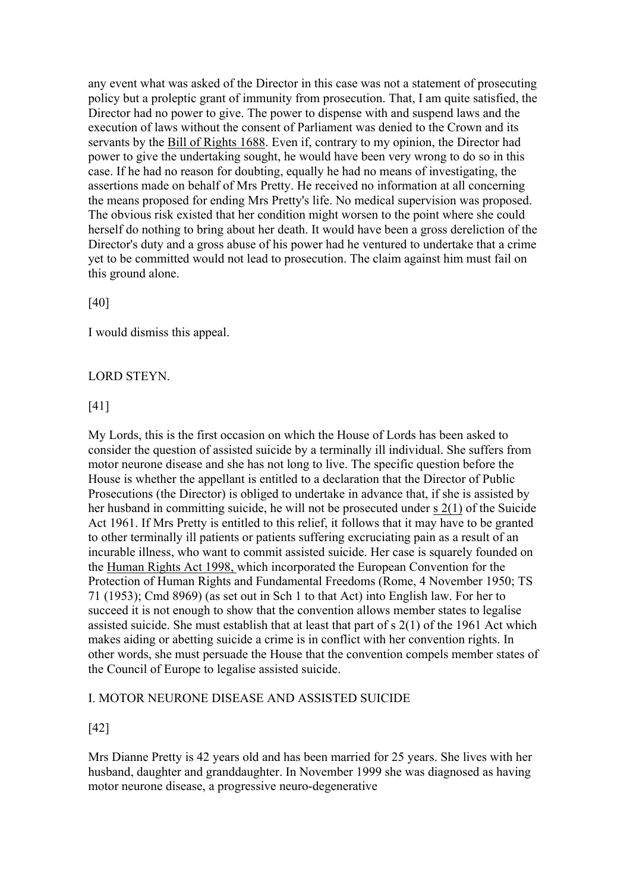any event what was asked of the Director in this case was not a statement of prosecuting policy but a proleptic grant of immunity from prosecution. That, I am quite satisfied, the Director had no power to give. The power to dispense with and suspend laws and the execution of laws without the consent of Parliament was denied to the Crown and its servants by the Bill of Rights 1688. Even if, contrary to my opinion, the Director had power to give the undertaking sought, he would have been very wrong to do so in this case. If he had no reason for doubting, equally he had no means of investigating, the assertions made on behalf of Mrs Pretty. He received no information at all concerning the means proposed for ending Mrs Pretty's life. No medical supervision was proposed. The obvious risk existed that her condition might worsen to the point where she could herself do nothing to bring about her death. It would have been a gross dereliction of the Director's duty and a gross abuse of his power had he ventured to undertake that a crime yet to be committed would not lead to prosecution. The claim against him must fail on this ground alone.

[40]

I would dismiss this appeal.

LORD STEYN.

[41]

My Lords, this is the first occasion on which the House of Lords has been asked to consider the question of assisted suicide by a terminally ill individual. She suffers from motor neurone disease and she has not long to live. The specific question before the House is whether the appellant is entitled to a declaration that the Director of Public Prosecutions (the Director) is obliged to undertake in advance that, if she is assisted by her husband in committing suicide, he will not be prosecuted under s 2(1) of the Suicide Act 1961. If Mrs Pretty is entitled to this relief, it follows that it may have to be granted to other terminally ill patients or patients suffering excruciating pain as a result of an incurable illness, who want to commit assisted suicide. Her case is squarely founded on the Human Rights Act 1998, which incorporated the European Convention for the Protection of Human Rights and Fundamental Freedoms (Rome, 4 November 1950; TS 71 (1953); Cmd 8969) (as set out in Sch 1 to that Act) into English law. For her to succeed it is not enough to show that the convention allows member states to legalise assisted suicide. She must establish that at least that part of s 2(1) of the 1961 Act which makes aiding or abetting suicide a crime is in conflict with her convention rights. In other words, she must persuade the House that the convention compels member states of the Council of Europe to legalise assisted suicide.

I. MOTOR NEURONE DISEASE AND ASSISTED SUICIDE

[42]

Mrs Dianne Pretty is 42 years old and has been married for 25 years. She lives with her husband, daughter and granddaughter. In November 1999 she was diagnosed as having motor neurone disease, a progressive neuro-degenerative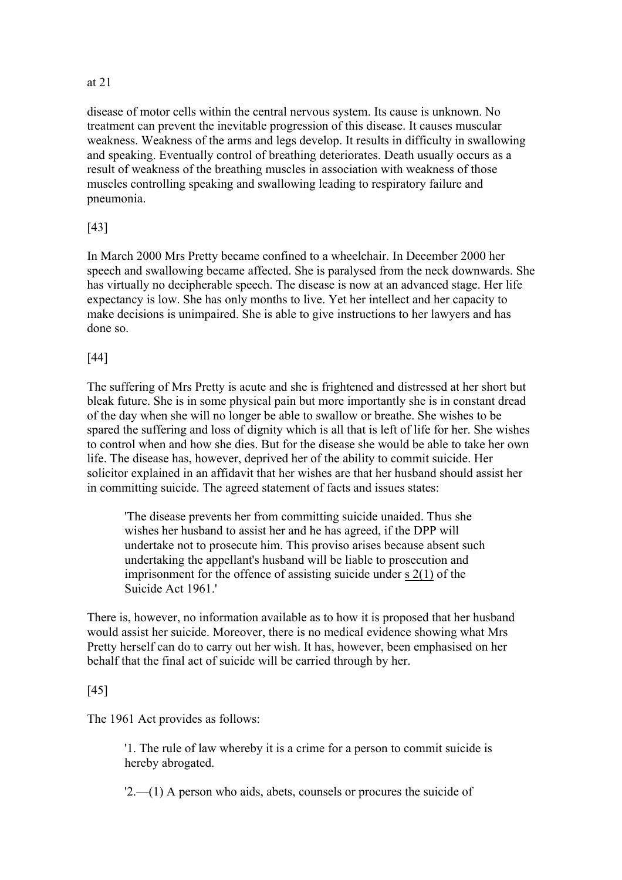at 21

disease of motor cells within the central nervous system. Its cause is unknown. No treatment can prevent the inevitable progression of this disease. It causes muscular weakness. Weakness of the arms and legs develop. It results in difficulty in swallowing and speaking. Eventually control of breathing deteriorates. Death usually occurs as a result of weakness of the breathing muscles in association with weakness of those muscles controlling speaking and swallowing leading to respiratory failure and pneumonia.

[43]

In March 2000 Mrs Pretty became confined to a wheelchair. In December 2000 her speech and swallowing became affected. She is paralysed from the neck downwards. She has virtually no decipherable speech. The disease is now at an advanced stage. Her life expectancy is low. She has only months to live. Yet her intellect and her capacity to make decisions is unimpaired. She is able to give instructions to her lawyers and has done so.

[44]

The suffering of Mrs Pretty is acute and she is frightened and distressed at her short but bleak future. She is in some physical pain but more importantly she is in constant dread of the day when she will no longer be able to swallow or breathe. She wishes to be spared the suffering and loss of dignity which is all that is left of life for her. She wishes to control when and how she dies. But for the disease she would be able to take her own life. The disease has, however, deprived her of the ability to commit suicide. Her solicitor explained in an affidavit that her wishes are that her husband should assist her in committing suicide. The agreed statement of facts and issues states:

> 'The disease prevents her from committing suicide unaided. Thus she wishes her husband to assist her and he has agreed, if the DPP will undertake not to prosecute him. This proviso arises because absent such undertaking the appellant's husband will be liable to prosecution and imprisonment for the offence of assisting suicide under s 2(1) of the Suicide Act 1961.'

There is, however, no information available as to how it is proposed that her husband would assist her suicide. Moreover, there is no medical evidence showing what Mrs Pretty herself can do to carry out her wish. It has, however, been emphasised on her behalf that the final act of suicide will be carried through by her.

[45]

The 1961 Act provides as follows:

> '1. The rule of law whereby it is a crime for a person to commit suicide is hereby abrogated.
>
> '2.—(1) A person who aids, abets, counsels or procures the suicide of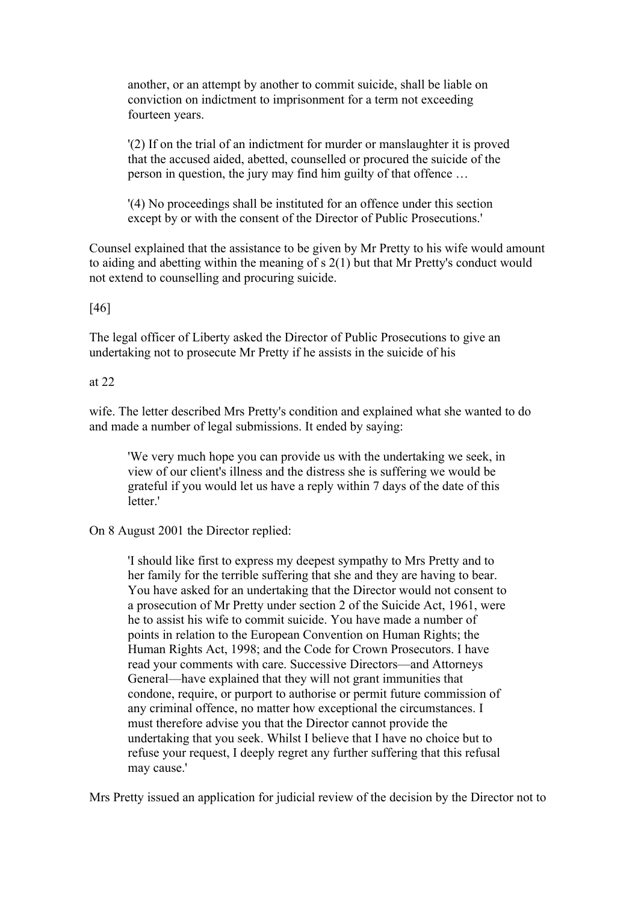> another, or an attempt by another to commit suicide, shall be liable on conviction on indictment to imprisonment for a term not exceeding fourteen years.
>
> '(2) If on the trial of an indictment for murder or manslaughter it is proved that the accused aided, abetted, counselled or procured the suicide of the person in question, the jury may find him guilty of that offence …
>
> '(4) No proceedings shall be instituted for an offence under this section except by or with the consent of the Director of Public Prosecutions.'

Counsel explained that the assistance to be given by Mr Pretty to his wife would amount to aiding and abetting within the meaning of s 2(1) but that Mr Pretty's conduct would not extend to counselling and procuring suicide.

[46]

The legal officer of Liberty asked the Director of Public Prosecutions to give an undertaking not to prosecute Mr Pretty if he assists in the suicide of his

at 22

wife. The letter described Mrs Pretty's condition and explained what she wanted to do and made a number of legal submissions. It ended by saying:

> 'We very much hope you can provide us with the undertaking we seek, in view of our client's illness and the distress she is suffering we would be grateful if you would let us have a reply within 7 days of the date of this letter.'

On 8 August 2001 the Director replied:

> 'I should like first to express my deepest sympathy to Mrs Pretty and to her family for the terrible suffering that she and they are having to bear. You have asked for an undertaking that the Director would not consent to a prosecution of Mr Pretty under section 2 of the Suicide Act, 1961, were he to assist his wife to commit suicide. You have made a number of points in relation to the European Convention on Human Rights; the Human Rights Act, 1998; and the Code for Crown Prosecutors. I have read your comments with care. Successive Directors—and Attorneys General—have explained that they will not grant immunities that condone, require, or purport to authorise or permit future commission of any criminal offence, no matter how exceptional the circumstances. I must therefore advise you that the Director cannot provide the undertaking that you seek. Whilst I believe that I have no choice but to refuse your request, I deeply regret any further suffering that this refusal may cause.'

Mrs Pretty issued an application for judicial review of the decision by the Director not to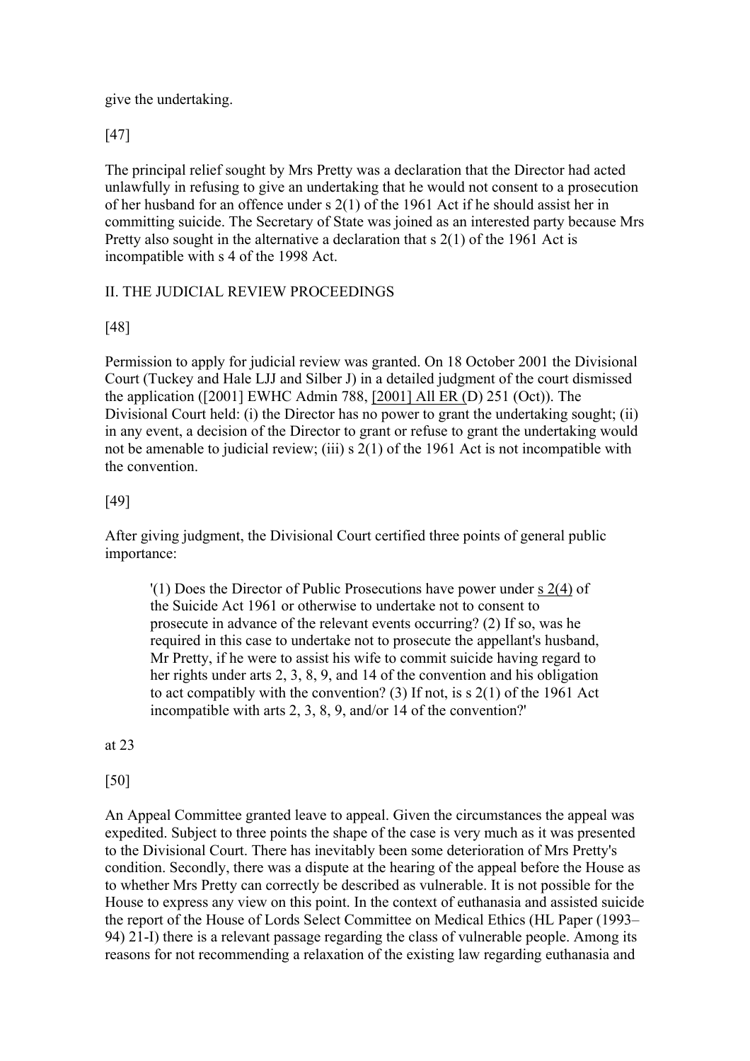give the undertaking.

[47]

The principal relief sought by Mrs Pretty was a declaration that the Director had acted unlawfully in refusing to give an undertaking that he would not consent to a prosecution of her husband for an offence under s 2(1) of the 1961 Act if he should assist her in committing suicide. The Secretary of State was joined as an interested party because Mrs Pretty also sought in the alternative a declaration that s 2(1) of the 1961 Act is incompatible with s 4 of the 1998 Act.

II. THE JUDICIAL REVIEW PROCEEDINGS

[48]

Permission to apply for judicial review was granted. On 18 October 2001 the Divisional Court (Tuckey and Hale LJJ and Silber J) in a detailed judgment of the court dismissed the application ([2001] EWHC Admin 788, [2001] All ER (D) 251 (Oct)). The Divisional Court held: (i) the Director has no power to grant the undertaking sought; (ii) in any event, a decision of the Director to grant or refuse to grant the undertaking would not be amenable to judicial review; (iii) s 2(1) of the 1961 Act is not incompatible with the convention.

[49]

After giving judgment, the Divisional Court certified three points of general public importance:

> '(1) Does the Director of Public Prosecutions have power under s 2(4) of the Suicide Act 1961 or otherwise to undertake not to consent to prosecute in advance of the relevant events occurring? (2) If so, was he required in this case to undertake not to prosecute the appellant's husband, Mr Pretty, if he were to assist his wife to commit suicide having regard to her rights under arts 2, 3, 8, 9, and 14 of the convention and his obligation to act compatibly with the convention? (3) If not, is s 2(1) of the 1961 Act incompatible with arts 2, 3, 8, 9, and/or 14 of the convention?'

at 23

[50]

An Appeal Committee granted leave to appeal. Given the circumstances the appeal was expedited. Subject to three points the shape of the case is very much as it was presented to the Divisional Court. There has inevitably been some deterioration of Mrs Pretty's condition. Secondly, there was a dispute at the hearing of the appeal before the House as to whether Mrs Pretty can correctly be described as vulnerable. It is not possible for the House to express any view on this point. In the context of euthanasia and assisted suicide the report of the House of Lords Select Committee on Medical Ethics (HL Paper (1993–94) 21-I) there is a relevant passage regarding the class of vulnerable people. Among its reasons for not recommending a relaxation of the existing law regarding euthanasia and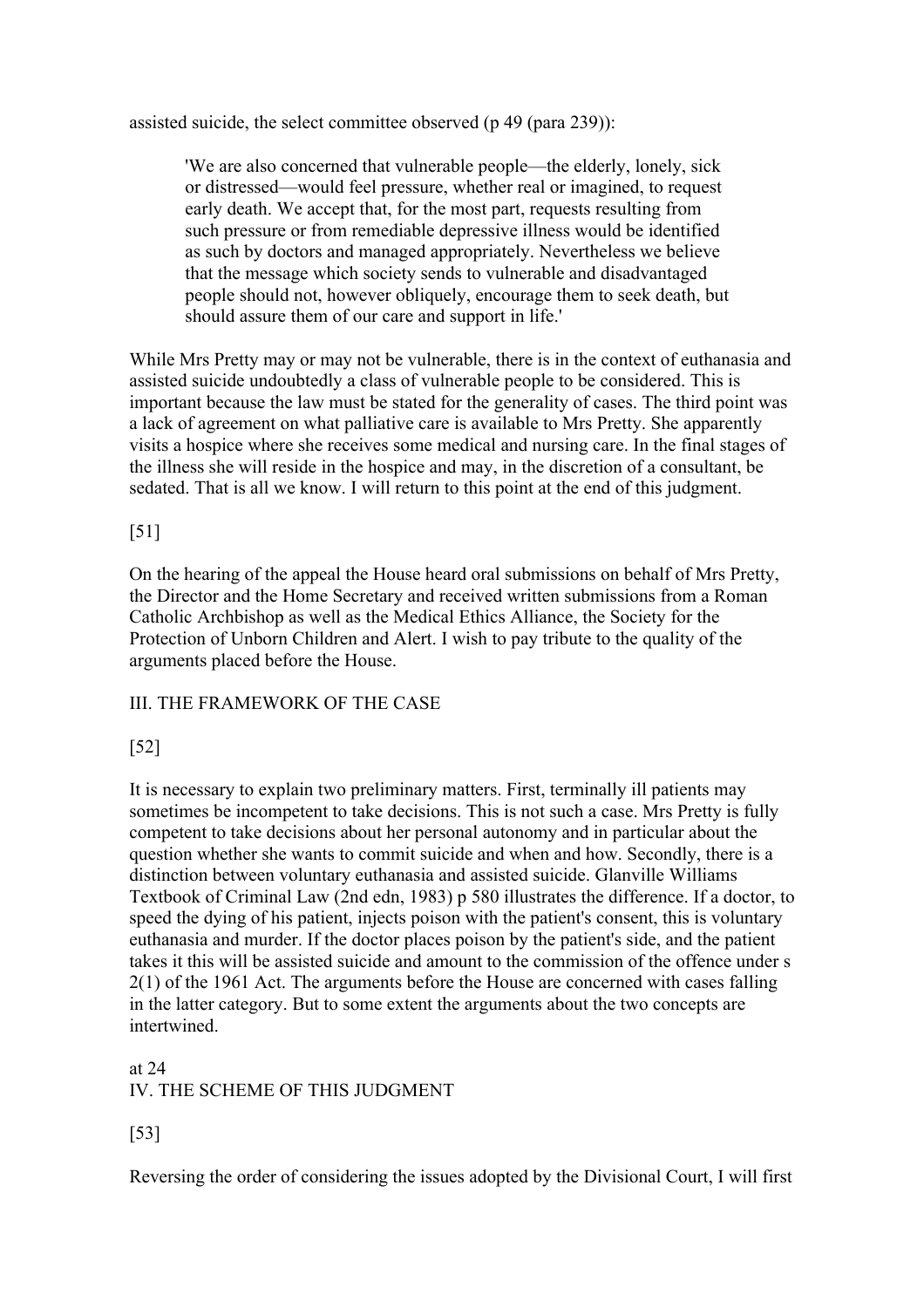assisted suicide, the select committee observed (p 49 (para 239)):

> 'We are also concerned that vulnerable people—the elderly, lonely, sick or distressed—would feel pressure, whether real or imagined, to request early death. We accept that, for the most part, requests resulting from such pressure or from remediable depressive illness would be identified as such by doctors and managed appropriately. Nevertheless we believe that the message which society sends to vulnerable and disadvantaged people should not, however obliquely, encourage them to seek death, but should assure them of our care and support in life.'

While Mrs Pretty may or may not be vulnerable, there is in the context of euthanasia and assisted suicide undoubtedly a class of vulnerable people to be considered. This is important because the law must be stated for the generality of cases. The third point was a lack of agreement on what palliative care is available to Mrs Pretty. She apparently visits a hospice where she receives some medical and nursing care. In the final stages of the illness she will reside in the hospice and may, in the discretion of a consultant, be sedated. That is all we know. I will return to this point at the end of this judgment.

[51]

On the hearing of the appeal the House heard oral submissions on behalf of Mrs Pretty, the Director and the Home Secretary and received written submissions from a Roman Catholic Archbishop as well as the Medical Ethics Alliance, the Society for the Protection of Unborn Children and Alert. I wish to pay tribute to the quality of the arguments placed before the House.

## III. THE FRAMEWORK OF THE CASE

[52]

It is necessary to explain two preliminary matters. First, terminally ill patients may sometimes be incompetent to take decisions. This is not such a case. Mrs Pretty is fully competent to take decisions about her personal autonomy and in particular about the question whether she wants to commit suicide and when and how. Secondly, there is a distinction between voluntary euthanasia and assisted suicide. Glanville Williams Textbook of Criminal Law (2nd edn, 1983) p 580 illustrates the difference. If a doctor, to speed the dying of his patient, injects poison with the patient's consent, this is voluntary euthanasia and murder. If the doctor places poison by the patient's side, and the patient takes it this will be assisted suicide and amount to the commission of the offence under s 2(1) of the 1961 Act. The arguments before the House are concerned with cases falling in the latter category. But to some extent the arguments about the two concepts are intertwined.

at 24

## IV. THE SCHEME OF THIS JUDGMENT

[53]

Reversing the order of considering the issues adopted by the Divisional Court, I will first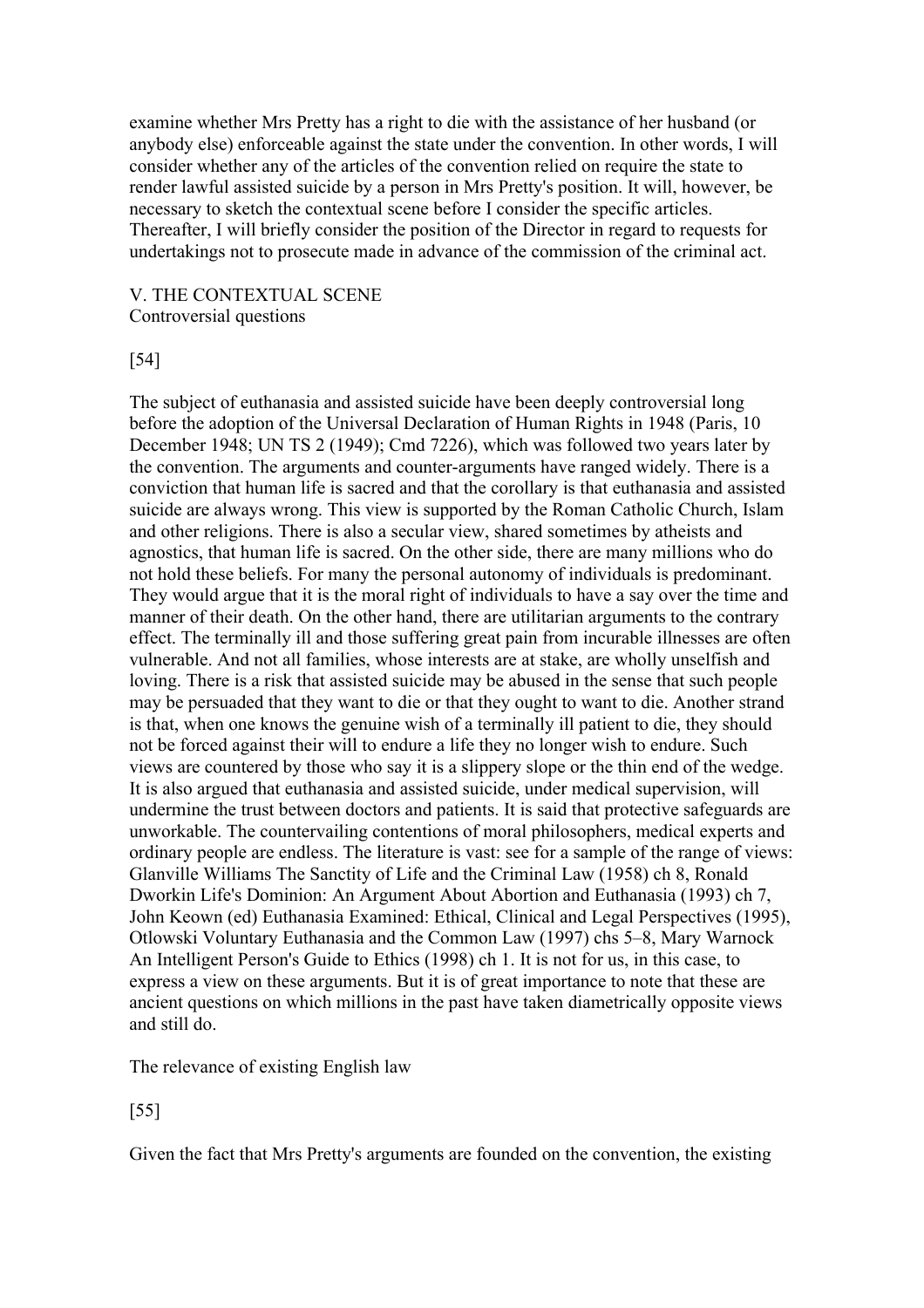examine whether Mrs Pretty has a right to die with the assistance of her husband (or anybody else) enforceable against the state under the convention. In other words, I will consider whether any of the articles of the convention relied on require the state to render lawful assisted suicide by a person in Mrs Pretty's position. It will, however, be necessary to sketch the contextual scene before I consider the specific articles. Thereafter, I will briefly consider the position of the Director in regard to requests for undertakings not to prosecute made in advance of the commission of the criminal act.

## V. THE CONTEXTUAL SCENE

### Controversial questions

[54]

The subject of euthanasia and assisted suicide have been deeply controversial long before the adoption of the Universal Declaration of Human Rights in 1948 (Paris, 10 December 1948; UN TS 2 (1949); Cmd 7226), which was followed two years later by the convention. The arguments and counter-arguments have ranged widely. There is a conviction that human life is sacred and that the corollary is that euthanasia and assisted suicide are always wrong. This view is supported by the Roman Catholic Church, Islam and other religions. There is also a secular view, shared sometimes by atheists and agnostics, that human life is sacred. On the other side, there are many millions who do not hold these beliefs. For many the personal autonomy of individuals is predominant. They would argue that it is the moral right of individuals to have a say over the time and manner of their death. On the other hand, there are utilitarian arguments to the contrary effect. The terminally ill and those suffering great pain from incurable illnesses are often vulnerable. And not all families, whose interests are at stake, are wholly unselfish and loving. There is a risk that assisted suicide may be abused in the sense that such people may be persuaded that they want to die or that they ought to want to die. Another strand is that, when one knows the genuine wish of a terminally ill patient to die, they should not be forced against their will to endure a life they no longer wish to endure. Such views are countered by those who say it is a slippery slope or the thin end of the wedge. It is also argued that euthanasia and assisted suicide, under medical supervision, will undermine the trust between doctors and patients. It is said that protective safeguards are unworkable. The countervailing contentions of moral philosophers, medical experts and ordinary people are endless. The literature is vast: see for a sample of the range of views: Glanville Williams The Sanctity of Life and the Criminal Law (1958) ch 8, Ronald Dworkin Life's Dominion: An Argument About Abortion and Euthanasia (1993) ch 7, John Keown (ed) Euthanasia Examined: Ethical, Clinical and Legal Perspectives (1995), Otlowski Voluntary Euthanasia and the Common Law (1997) chs 5–8, Mary Warnock An Intelligent Person's Guide to Ethics (1998) ch 1. It is not for us, in this case, to express a view on these arguments. But it is of great importance to note that these are ancient questions on which millions in the past have taken diametrically opposite views and still do.

### The relevance of existing English law

[55]

Given the fact that Mrs Pretty's arguments are founded on the convention, the existing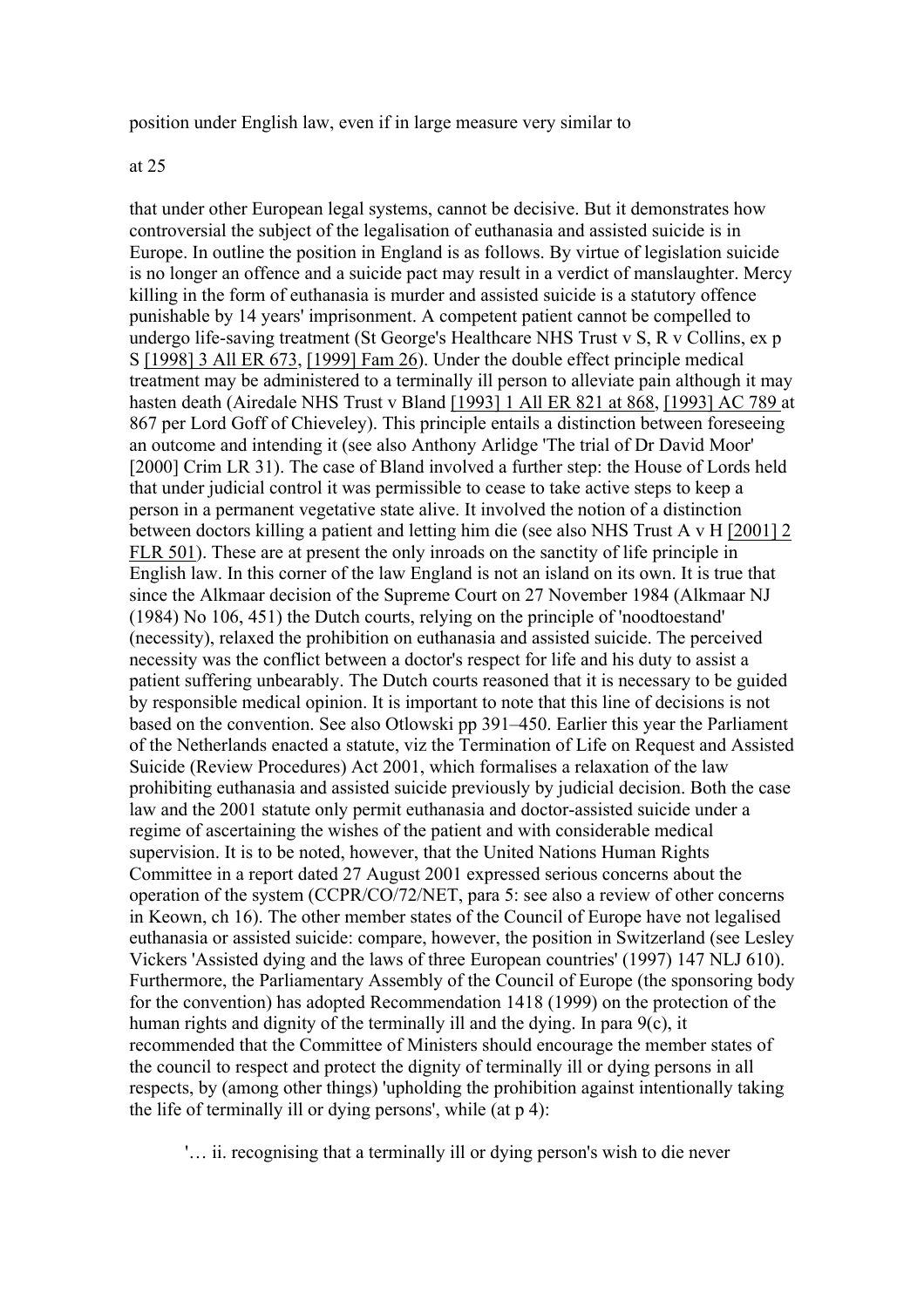position under English law, even if in large measure very similar to

at 25

that under other European legal systems, cannot be decisive. But it demonstrates how controversial the subject of the legalisation of euthanasia and assisted suicide is in Europe. In outline the position in England is as follows. By virtue of legislation suicide is no longer an offence and a suicide pact may result in a verdict of manslaughter. Mercy killing in the form of euthanasia is murder and assisted suicide is a statutory offence punishable by 14 years' imprisonment. A competent patient cannot be compelled to undergo life-saving treatment (St George's Healthcare NHS Trust v S, R v Collins, ex p S [1998] 3 All ER 673, [1999] Fam 26). Under the double effect principle medical treatment may be administered to a terminally ill person to alleviate pain although it may hasten death (Airedale NHS Trust v Bland [1993] 1 All ER 821 at 868, [1993] AC 789 at 867 per Lord Goff of Chieveley). This principle entails a distinction between foreseeing an outcome and intending it (see also Anthony Arlidge 'The trial of Dr David Moor' [2000] Crim LR 31). The case of Bland involved a further step: the House of Lords held that under judicial control it was permissible to cease to take active steps to keep a person in a permanent vegetative state alive. It involved the notion of a distinction between doctors killing a patient and letting him die (see also NHS Trust A v H [2001] 2 FLR 501). These are at present the only inroads on the sanctity of life principle in English law. In this corner of the law England is not an island on its own. It is true that since the Alkmaar decision of the Supreme Court on 27 November 1984 (Alkmaar NJ (1984) No 106, 451) the Dutch courts, relying on the principle of 'noodtoestand' (necessity), relaxed the prohibition on euthanasia and assisted suicide. The perceived necessity was the conflict between a doctor's respect for life and his duty to assist a patient suffering unbearably. The Dutch courts reasoned that it is necessary to be guided by responsible medical opinion. It is important to note that this line of decisions is not based on the convention. See also Otlowski pp 391–450. Earlier this year the Parliament of the Netherlands enacted a statute, viz the Termination of Life on Request and Assisted Suicide (Review Procedures) Act 2001, which formalises a relaxation of the law prohibiting euthanasia and assisted suicide previously by judicial decision. Both the case law and the 2001 statute only permit euthanasia and doctor-assisted suicide under a regime of ascertaining the wishes of the patient and with considerable medical supervision. It is to be noted, however, that the United Nations Human Rights Committee in a report dated 27 August 2001 expressed serious concerns about the operation of the system (CCPR/CO/72/NET, para 5: see also a review of other concerns in Keown, ch 16). The other member states of the Council of Europe have not legalised euthanasia or assisted suicide: compare, however, the position in Switzerland (see Lesley Vickers 'Assisted dying and the laws of three European countries' (1997) 147 NLJ 610). Furthermore, the Parliamentary Assembly of the Council of Europe (the sponsoring body for the convention) has adopted Recommendation 1418 (1999) on the protection of the human rights and dignity of the terminally ill and the dying. In para 9(c), it recommended that the Committee of Ministers should encourage the member states of the council to respect and protect the dignity of terminally ill or dying persons in all respects, by (among other things) 'upholding the prohibition against intentionally taking the life of terminally ill or dying persons', while (at p 4):

> '… ii. recognising that a terminally ill or dying person's wish to die never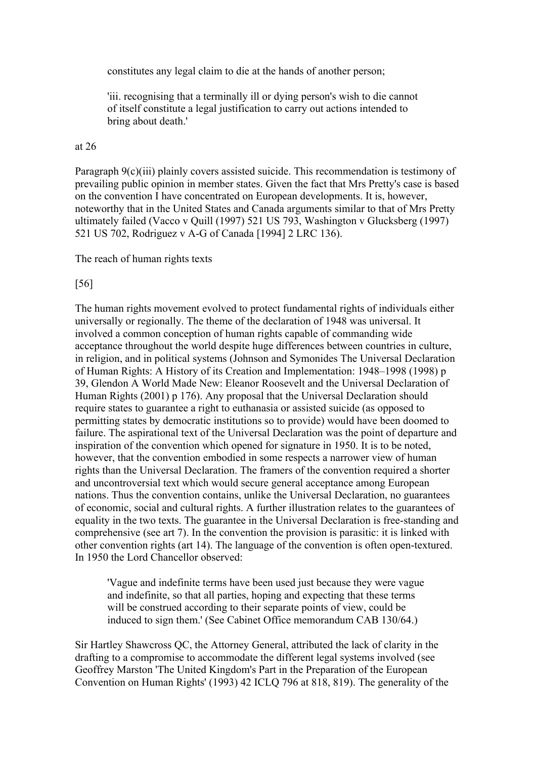> constitutes any legal claim to die at the hands of another person;
>
> 'iii. recognising that a terminally ill or dying person's wish to die cannot of itself constitute a legal justification to carry out actions intended to bring about death.'

at 26

Paragraph 9(c)(iii) plainly covers assisted suicide. This recommendation is testimony of prevailing public opinion in member states. Given the fact that Mrs Pretty's case is based on the convention I have concentrated on European developments. It is, however, noteworthy that in the United States and Canada arguments similar to that of Mrs Pretty ultimately failed (Vacco v Quill (1997) 521 US 793, Washington v Glucksberg (1997) 521 US 702, Rodriguez v A-G of Canada [1994] 2 LRC 136).

The reach of human rights texts

[56]

The human rights movement evolved to protect fundamental rights of individuals either universally or regionally. The theme of the declaration of 1948 was universal. It involved a common conception of human rights capable of commanding wide acceptance throughout the world despite huge differences between countries in culture, in religion, and in political systems (Johnson and Symonides The Universal Declaration of Human Rights: A History of its Creation and Implementation: 1948–1998 (1998) p 39, Glendon A World Made New: Eleanor Roosevelt and the Universal Declaration of Human Rights (2001) p 176). Any proposal that the Universal Declaration should require states to guarantee a right to euthanasia or assisted suicide (as opposed to permitting states by democratic institutions so to provide) would have been doomed to failure. The aspirational text of the Universal Declaration was the point of departure and inspiration of the convention which opened for signature in 1950. It is to be noted, however, that the convention embodied in some respects a narrower view of human rights than the Universal Declaration. The framers of the convention required a shorter and uncontroversial text which would secure general acceptance among European nations. Thus the convention contains, unlike the Universal Declaration, no guarantees of economic, social and cultural rights. A further illustration relates to the guarantees of equality in the two texts. The guarantee in the Universal Declaration is free-standing and comprehensive (see art 7). In the convention the provision is parasitic: it is linked with other convention rights (art 14). The language of the convention is often open-textured. In 1950 the Lord Chancellor observed:

> 'Vague and indefinite terms have been used just because they were vague and indefinite, so that all parties, hoping and expecting that these terms will be construed according to their separate points of view, could be induced to sign them.' (See Cabinet Office memorandum CAB 130/64.)

Sir Hartley Shawcross QC, the Attorney General, attributed the lack of clarity in the drafting to a compromise to accommodate the different legal systems involved (see Geoffrey Marston 'The United Kingdom's Part in the Preparation of the European Convention on Human Rights' (1993) 42 ICLQ 796 at 818, 819). The generality of the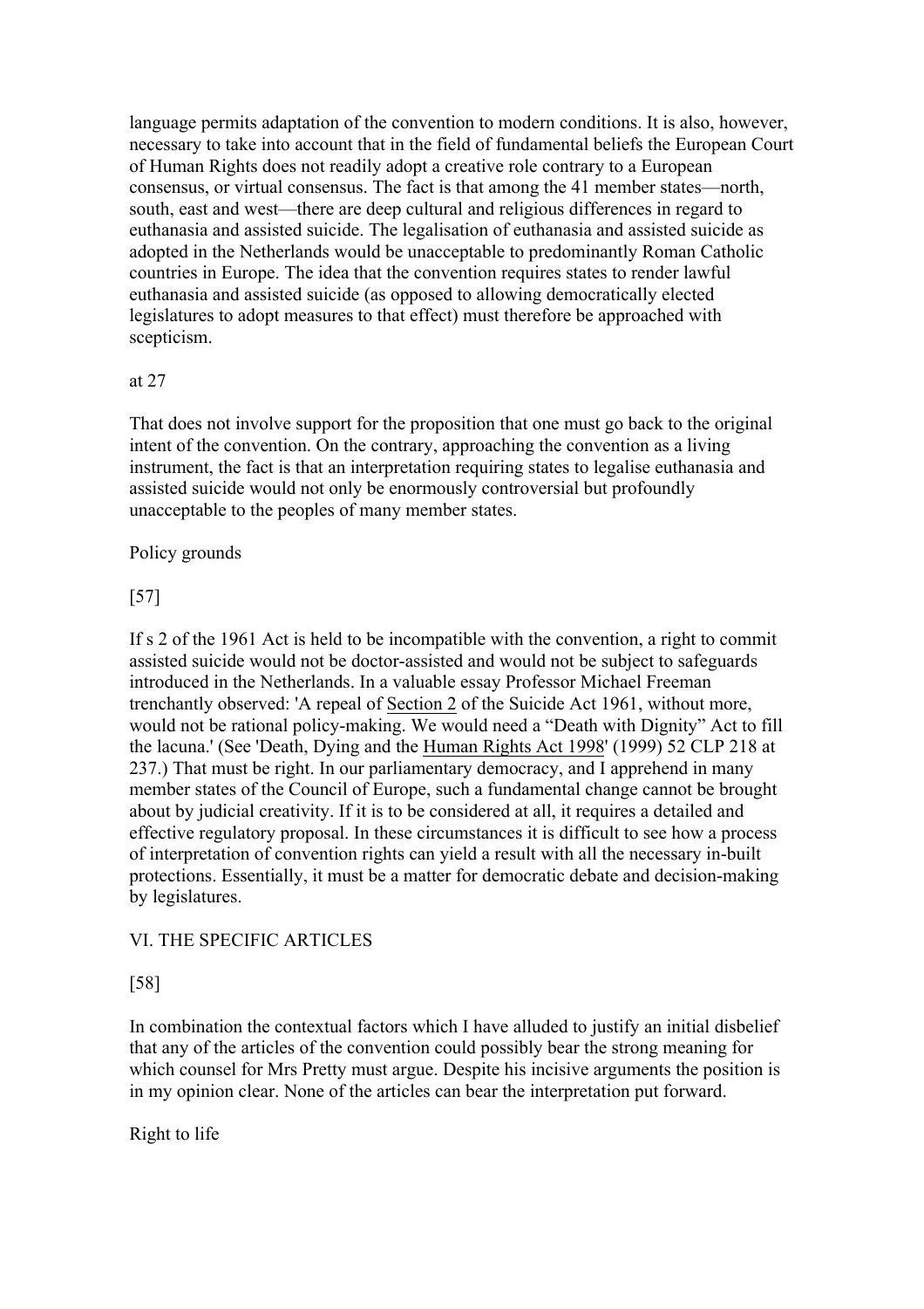language permits adaptation of the convention to modern conditions. It is also, however, necessary to take into account that in the field of fundamental beliefs the European Court of Human Rights does not readily adopt a creative role contrary to a European consensus, or virtual consensus. The fact is that among the 41 member states—north, south, east and west—there are deep cultural and religious differences in regard to euthanasia and assisted suicide. The legalisation of euthanasia and assisted suicide as adopted in the Netherlands would be unacceptable to predominantly Roman Catholic countries in Europe. The idea that the convention requires states to render lawful euthanasia and assisted suicide (as opposed to allowing democratically elected legislatures to adopt measures to that effect) must therefore be approached with scepticism.

at 27

That does not involve support for the proposition that one must go back to the original intent of the convention. On the contrary, approaching the convention as a living instrument, the fact is that an interpretation requiring states to legalise euthanasia and assisted suicide would not only be enormously controversial but profoundly unacceptable to the peoples of many member states.

Policy grounds

[57]

If s 2 of the 1961 Act is held to be incompatible with the convention, a right to commit assisted suicide would not be doctor-assisted and would not be subject to safeguards introduced in the Netherlands. In a valuable essay Professor Michael Freeman trenchantly observed: 'A repeal of Section 2 of the Suicide Act 1961, without more, would not be rational policy-making. We would need a "Death with Dignity" Act to fill the lacuna.' (See 'Death, Dying and the Human Rights Act 1998' (1999) 52 CLP 218 at 237.) That must be right. In our parliamentary democracy, and I apprehend in many member states of the Council of Europe, such a fundamental change cannot be brought about by judicial creativity. If it is to be considered at all, it requires a detailed and effective regulatory proposal. In these circumstances it is difficult to see how a process of interpretation of convention rights can yield a result with all the necessary in-built protections. Essentially, it must be a matter for democratic debate and decision-making by legislatures.

VI. THE SPECIFIC ARTICLES

[58]

In combination the contextual factors which I have alluded to justify an initial disbelief that any of the articles of the convention could possibly bear the strong meaning for which counsel for Mrs Pretty must argue. Despite his incisive arguments the position is in my opinion clear. None of the articles can bear the interpretation put forward.

Right to life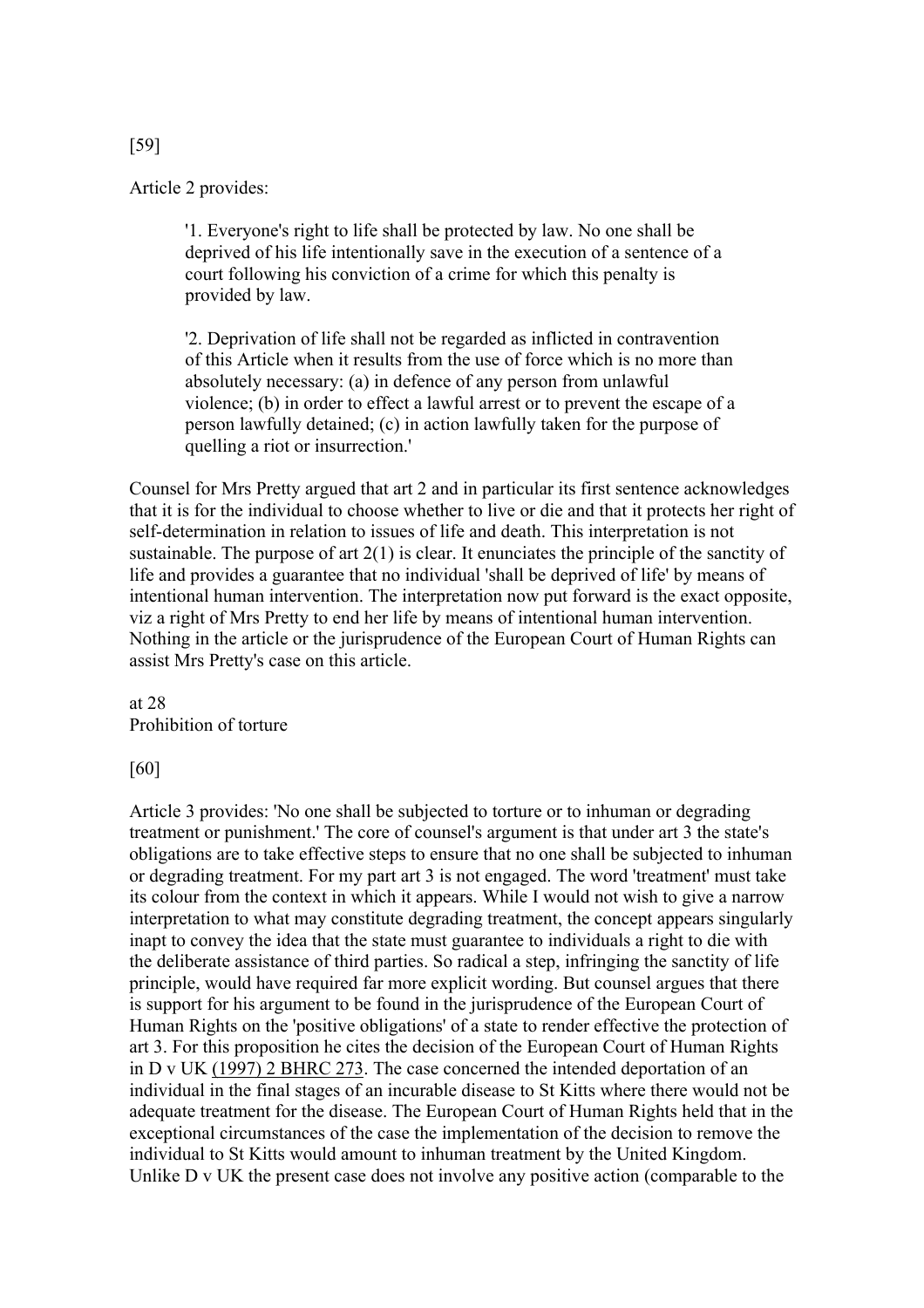[59]

Article 2 provides:

> '1. Everyone's right to life shall be protected by law. No one shall be deprived of his life intentionally save in the execution of a sentence of a court following his conviction of a crime for which this penalty is provided by law.
>
> '2. Deprivation of life shall not be regarded as inflicted in contravention of this Article when it results from the use of force which is no more than absolutely necessary: (a) in defence of any person from unlawful violence; (b) in order to effect a lawful arrest or to prevent the escape of a person lawfully detained; (c) in action lawfully taken for the purpose of quelling a riot or insurrection.'

Counsel for Mrs Pretty argued that art 2 and in particular its first sentence acknowledges that it is for the individual to choose whether to live or die and that it protects her right of self-determination in relation to issues of life and death. This interpretation is not sustainable. The purpose of art 2(1) is clear. It enunciates the principle of the sanctity of life and provides a guarantee that no individual 'shall be deprived of life' by means of intentional human intervention. The interpretation now put forward is the exact opposite, viz a right of Mrs Pretty to end her life by means of intentional human intervention. Nothing in the article or the jurisprudence of the European Court of Human Rights can assist Mrs Pretty's case on this article.

at 28

Prohibition of torture

[60]

Article 3 provides: 'No one shall be subjected to torture or to inhuman or degrading treatment or punishment.' The core of counsel's argument is that under art 3 the state's obligations are to take effective steps to ensure that no one shall be subjected to inhuman or degrading treatment. For my part art 3 is not engaged. The word 'treatment' must take its colour from the context in which it appears. While I would not wish to give a narrow interpretation to what may constitute degrading treatment, the concept appears singularly inapt to convey the idea that the state must guarantee to individuals a right to die with the deliberate assistance of third parties. So radical a step, infringing the sanctity of life principle, would have required far more explicit wording. But counsel argues that there is support for his argument to be found in the jurisprudence of the European Court of Human Rights on the 'positive obligations' of a state to render effective the protection of art 3. For this proposition he cites the decision of the European Court of Human Rights in D v UK (1997) 2 BHRC 273. The case concerned the intended deportation of an individual in the final stages of an incurable disease to St Kitts where there would not be adequate treatment for the disease. The European Court of Human Rights held that in the exceptional circumstances of the case the implementation of the decision to remove the individual to St Kitts would amount to inhuman treatment by the United Kingdom. Unlike D v UK the present case does not involve any positive action (comparable to the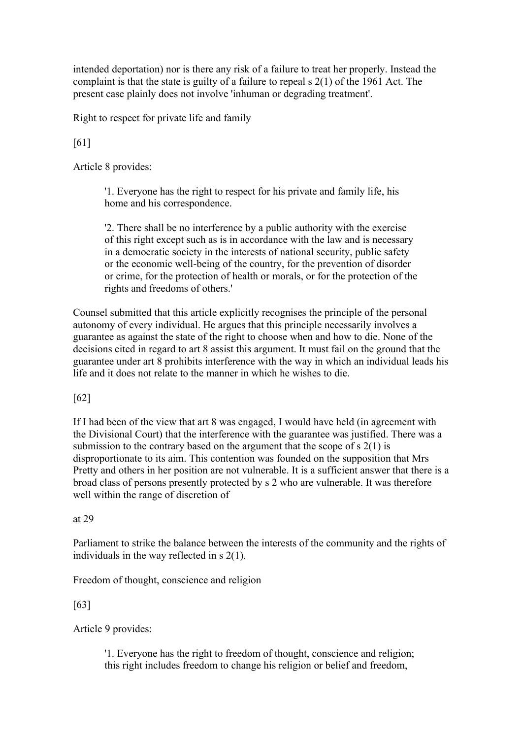intended deportation) nor is there any risk of a failure to treat her properly. Instead the complaint is that the state is guilty of a failure to repeal s 2(1) of the 1961 Act. The present case plainly does not involve 'inhuman or degrading treatment'.

Right to respect for private life and family

[61]

Article 8 provides:

> '1. Everyone has the right to respect for his private and family life, his home and his correspondence.
>
> '2. There shall be no interference by a public authority with the exercise of this right except such as is in accordance with the law and is necessary in a democratic society in the interests of national security, public safety or the economic well-being of the country, for the prevention of disorder or crime, for the protection of health or morals, or for the protection of the rights and freedoms of others.'

Counsel submitted that this article explicitly recognises the principle of the personal autonomy of every individual. He argues that this principle necessarily involves a guarantee as against the state of the right to choose when and how to die. None of the decisions cited in regard to art 8 assist this argument. It must fail on the ground that the guarantee under art 8 prohibits interference with the way in which an individual leads his life and it does not relate to the manner in which he wishes to die.

[62]

If I had been of the view that art 8 was engaged, I would have held (in agreement with the Divisional Court) that the interference with the guarantee was justified. There was a submission to the contrary based on the argument that the scope of s 2(1) is disproportionate to its aim. This contention was founded on the supposition that Mrs Pretty and others in her position are not vulnerable. It is a sufficient answer that there is a broad class of persons presently protected by s 2 who are vulnerable. It was therefore well within the range of discretion of

at 29

Parliament to strike the balance between the interests of the community and the rights of individuals in the way reflected in s 2(1).

Freedom of thought, conscience and religion

[63]

Article 9 provides:

> '1. Everyone has the right to freedom of thought, conscience and religion; this right includes freedom to change his religion or belief and freedom,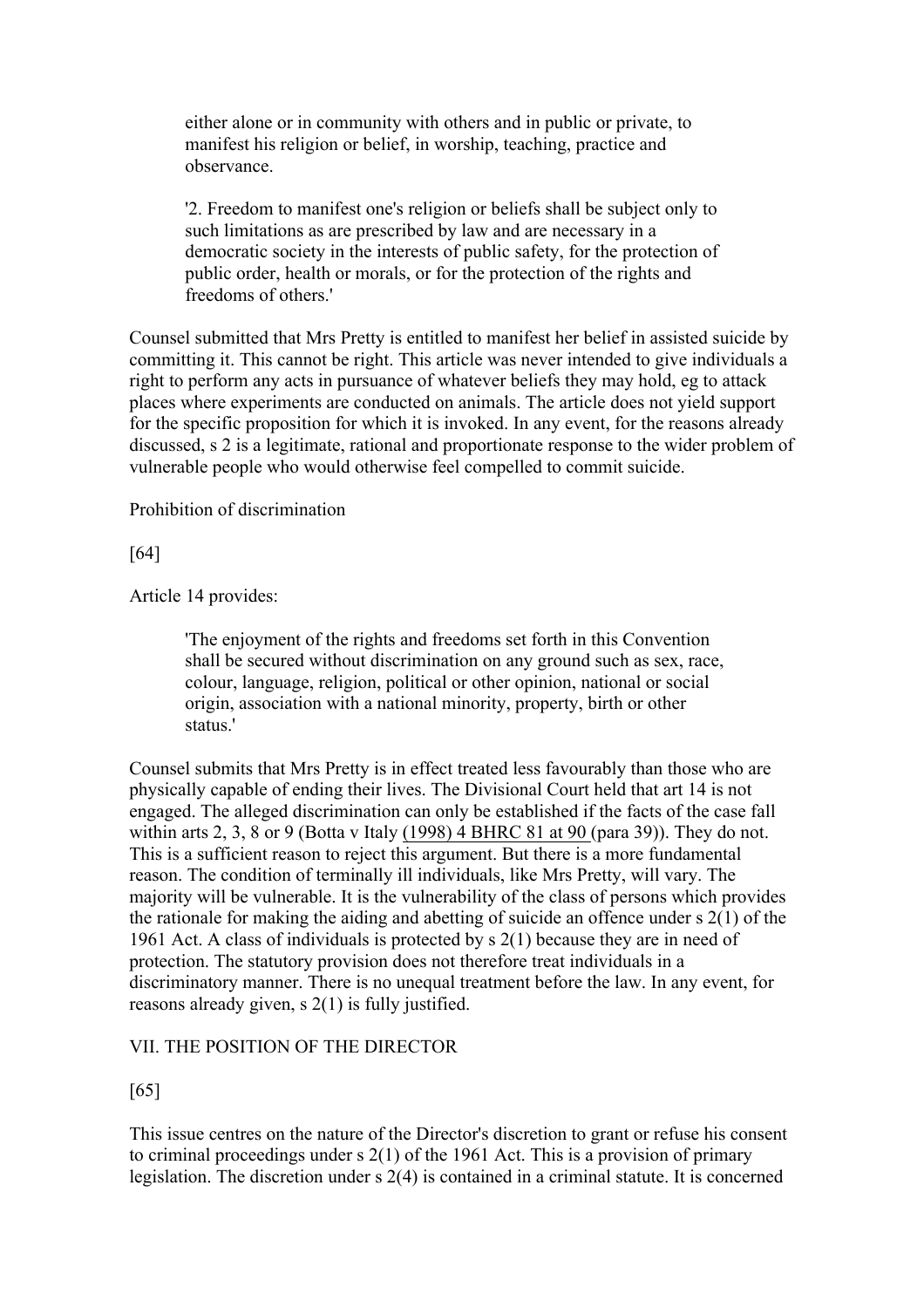> either alone or in community with others and in public or private, to manifest his religion or belief, in worship, teaching, practice and observance.
>
> '2. Freedom to manifest one's religion or beliefs shall be subject only to such limitations as are prescribed by law and are necessary in a democratic society in the interests of public safety, for the protection of public order, health or morals, or for the protection of the rights and freedoms of others.'

Counsel submitted that Mrs Pretty is entitled to manifest her belief in assisted suicide by committing it. This cannot be right. This article was never intended to give individuals a right to perform any acts in pursuance of whatever beliefs they may hold, eg to attack places where experiments are conducted on animals. The article does not yield support for the specific proposition for which it is invoked. In any event, for the reasons already discussed, s 2 is a legitimate, rational and proportionate response to the wider problem of vulnerable people who would otherwise feel compelled to commit suicide.

Prohibition of discrimination

[64]

Article 14 provides:

> 'The enjoyment of the rights and freedoms set forth in this Convention shall be secured without discrimination on any ground such as sex, race, colour, language, religion, political or other opinion, national or social origin, association with a national minority, property, birth or other status.'

Counsel submits that Mrs Pretty is in effect treated less favourably than those who are physically capable of ending their lives. The Divisional Court held that art 14 is not engaged. The alleged discrimination can only be established if the facts of the case fall within arts 2, 3, 8 or 9 (Botta v Italy (1998) 4 BHRC 81 at 90 (para 39)). They do not. This is a sufficient reason to reject this argument. But there is a more fundamental reason. The condition of terminally ill individuals, like Mrs Pretty, will vary. The majority will be vulnerable. It is the vulnerability of the class of persons which provides the rationale for making the aiding and abetting of suicide an offence under s 2(1) of the 1961 Act. A class of individuals is protected by s 2(1) because they are in need of protection. The statutory provision does not therefore treat individuals in a discriminatory manner. There is no unequal treatment before the law. In any event, for reasons already given, s 2(1) is fully justified.

VII. THE POSITION OF THE DIRECTOR

[65]

This issue centres on the nature of the Director's discretion to grant or refuse his consent to criminal proceedings under s 2(1) of the 1961 Act. This is a provision of primary legislation. The discretion under s 2(4) is contained in a criminal statute. It is concerned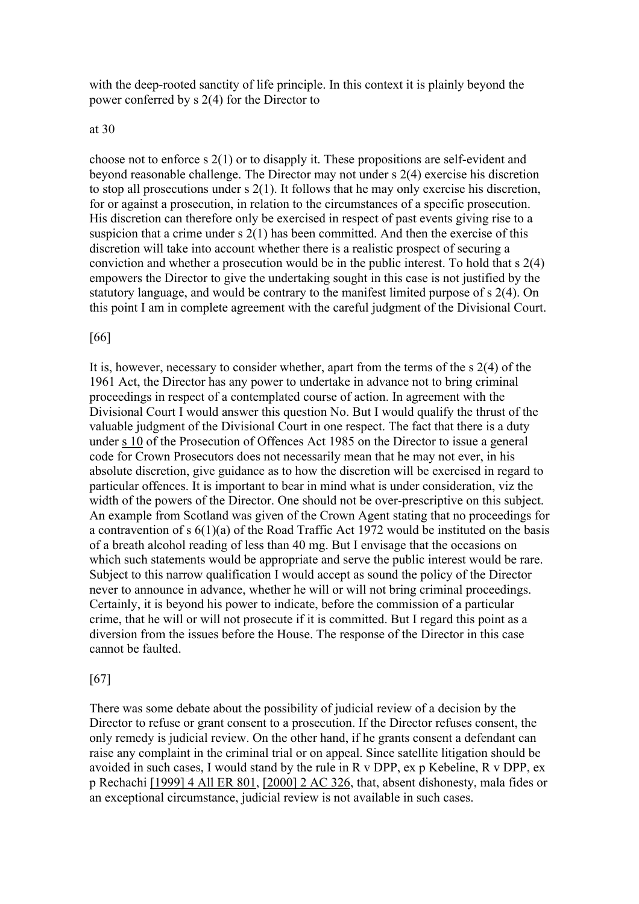with the deep-rooted sanctity of life principle. In this context it is plainly beyond the power conferred by s 2(4) for the Director to

at 30

choose not to enforce s 2(1) or to disapply it. These propositions are self-evident and beyond reasonable challenge. The Director may not under s 2(4) exercise his discretion to stop all prosecutions under s 2(1). It follows that he may only exercise his discretion, for or against a prosecution, in relation to the circumstances of a specific prosecution. His discretion can therefore only be exercised in respect of past events giving rise to a suspicion that a crime under s 2(1) has been committed. And then the exercise of this discretion will take into account whether there is a realistic prospect of securing a conviction and whether a prosecution would be in the public interest. To hold that s 2(4) empowers the Director to give the undertaking sought in this case is not justified by the statutory language, and would be contrary to the manifest limited purpose of s 2(4). On this point I am in complete agreement with the careful judgment of the Divisional Court.

[66]

It is, however, necessary to consider whether, apart from the terms of the s 2(4) of the 1961 Act, the Director has any power to undertake in advance not to bring criminal proceedings in respect of a contemplated course of action. In agreement with the Divisional Court I would answer this question No. But I would qualify the thrust of the valuable judgment of the Divisional Court in one respect. The fact that there is a duty under s 10 of the Prosecution of Offences Act 1985 on the Director to issue a general code for Crown Prosecutors does not necessarily mean that he may not ever, in his absolute discretion, give guidance as to how the discretion will be exercised in regard to particular offences. It is important to bear in mind what is under consideration, viz the width of the powers of the Director. One should not be over-prescriptive on this subject. An example from Scotland was given of the Crown Agent stating that no proceedings for a contravention of s 6(1)(a) of the Road Traffic Act 1972 would be instituted on the basis of a breath alcohol reading of less than 40 mg. But I envisage that the occasions on which such statements would be appropriate and serve the public interest would be rare. Subject to this narrow qualification I would accept as sound the policy of the Director never to announce in advance, whether he will or will not bring criminal proceedings. Certainly, it is beyond his power to indicate, before the commission of a particular crime, that he will or will not prosecute if it is committed. But I regard this point as a diversion from the issues before the House. The response of the Director in this case cannot be faulted.

[67]

There was some debate about the possibility of judicial review of a decision by the Director to refuse or grant consent to a prosecution. If the Director refuses consent, the only remedy is judicial review. On the other hand, if he grants consent a defendant can raise any complaint in the criminal trial or on appeal. Since satellite litigation should be avoided in such cases, I would stand by the rule in R v DPP, ex p Kebeline, R v DPP, ex p Rechachi [1999] 4 All ER 801, [2000] 2 AC 326, that, absent dishonesty, mala fides or an exceptional circumstance, judicial review is not available in such cases.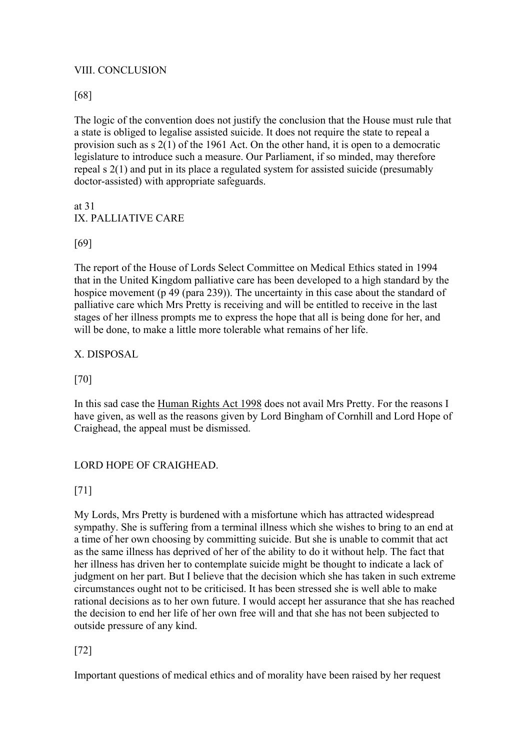VIII. CONCLUSION

[68]

The logic of the convention does not justify the conclusion that the House must rule that a state is obliged to legalise assisted suicide. It does not require the state to repeal a provision such as s 2(1) of the 1961 Act. On the other hand, it is open to a democratic legislature to introduce such a measure. Our Parliament, if so minded, may therefore repeal s 2(1) and put in its place a regulated system for assisted suicide (presumably doctor-assisted) with appropriate safeguards.

at 31

IX. PALLIATIVE CARE

[69]

The report of the House of Lords Select Committee on Medical Ethics stated in 1994 that in the United Kingdom palliative care has been developed to a high standard by the hospice movement (p 49 (para 239)). The uncertainty in this case about the standard of palliative care which Mrs Pretty is receiving and will be entitled to receive in the last stages of her illness prompts me to express the hope that all is being done for her, and will be done, to make a little more tolerable what remains of her life.

X. DISPOSAL

[70]

In this sad case the Human Rights Act 1998 does not avail Mrs Pretty. For the reasons I have given, as well as the reasons given by Lord Bingham of Cornhill and Lord Hope of Craighead, the appeal must be dismissed.

LORD HOPE OF CRAIGHEAD.

[71]

My Lords, Mrs Pretty is burdened with a misfortune which has attracted widespread sympathy. She is suffering from a terminal illness which she wishes to bring to an end at a time of her own choosing by committing suicide. But she is unable to commit that act as the same illness has deprived of her of the ability to do it without help. The fact that her illness has driven her to contemplate suicide might be thought to indicate a lack of judgment on her part. But I believe that the decision which she has taken in such extreme circumstances ought not to be criticised. It has been stressed she is well able to make rational decisions as to her own future. I would accept her assurance that she has reached the decision to end her life of her own free will and that she has not been subjected to outside pressure of any kind.

[72]

Important questions of medical ethics and of morality have been raised by her request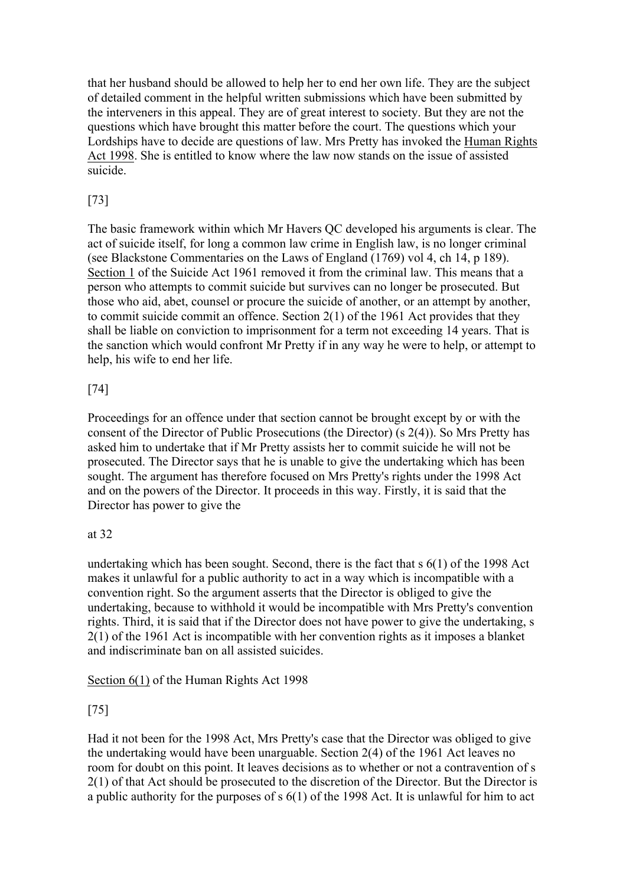that her husband should be allowed to help her to end her own life. They are the subject of detailed comment in the helpful written submissions which have been submitted by the interveners in this appeal. They are of great interest to society. But they are not the questions which have brought this matter before the court. The questions which your Lordships have to decide are questions of law. Mrs Pretty has invoked the Human Rights Act 1998. She is entitled to know where the law now stands on the issue of assisted suicide.

[73]

The basic framework within which Mr Havers QC developed his arguments is clear. The act of suicide itself, for long a common law crime in English law, is no longer criminal (see Blackstone Commentaries on the Laws of England (1769) vol 4, ch 14, p 189). Section 1 of the Suicide Act 1961 removed it from the criminal law. This means that a person who attempts to commit suicide but survives can no longer be prosecuted. But those who aid, abet, counsel or procure the suicide of another, or an attempt by another, to commit suicide commit an offence. Section 2(1) of the 1961 Act provides that they shall be liable on conviction to imprisonment for a term not exceeding 14 years. That is the sanction which would confront Mr Pretty if in any way he were to help, or attempt to help, his wife to end her life.

[74]

Proceedings for an offence under that section cannot be brought except by or with the consent of the Director of Public Prosecutions (the Director) (s 2(4)). So Mrs Pretty has asked him to undertake that if Mr Pretty assists her to commit suicide he will not be prosecuted. The Director says that he is unable to give the undertaking which has been sought. The argument has therefore focused on Mrs Pretty's rights under the 1998 Act and on the powers of the Director. It proceeds in this way. Firstly, it is said that the Director has power to give the

at 32

undertaking which has been sought. Second, there is the fact that s 6(1) of the 1998 Act makes it unlawful for a public authority to act in a way which is incompatible with a convention right. So the argument asserts that the Director is obliged to give the undertaking, because to withhold it would be incompatible with Mrs Pretty's convention rights. Third, it is said that if the Director does not have power to give the undertaking, s 2(1) of the 1961 Act is incompatible with her convention rights as it imposes a blanket and indiscriminate ban on all assisted suicides.

Section 6(1) of the Human Rights Act 1998

[75]

Had it not been for the 1998 Act, Mrs Pretty's case that the Director was obliged to give the undertaking would have been unarguable. Section 2(4) of the 1961 Act leaves no room for doubt on this point. It leaves decisions as to whether or not a contravention of s 2(1) of that Act should be prosecuted to the discretion of the Director. But the Director is a public authority for the purposes of s 6(1) of the 1998 Act. It is unlawful for him to act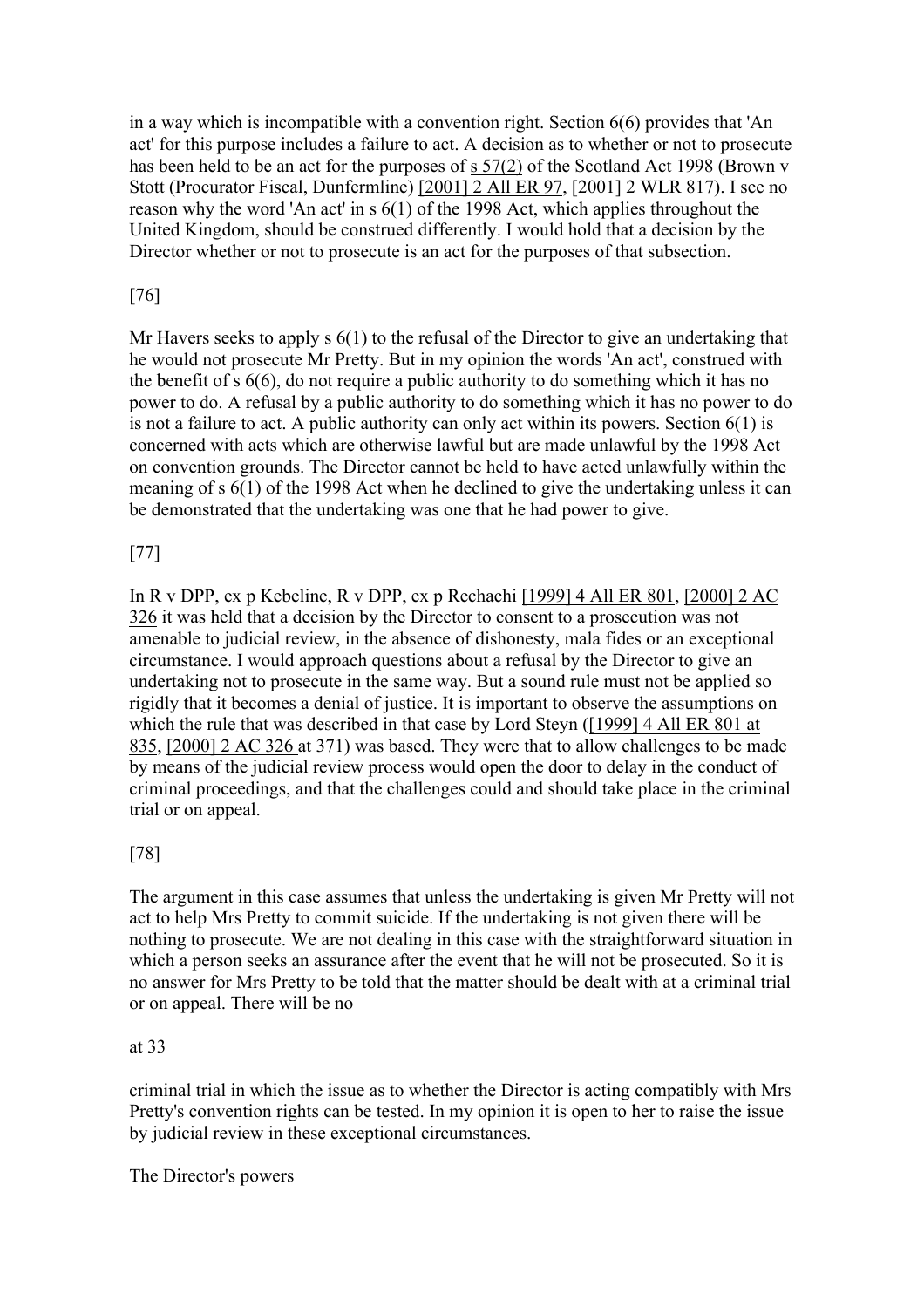in a way which is incompatible with a convention right. Section 6(6) provides that 'An act' for this purpose includes a failure to act. A decision as to whether or not to prosecute has been held to be an act for the purposes of s 57(2) of the Scotland Act 1998 (Brown v Stott (Procurator Fiscal, Dunfermline) [2001] 2 All ER 97, [2001] 2 WLR 817). I see no reason why the word 'An act' in s 6(1) of the 1998 Act, which applies throughout the United Kingdom, should be construed differently. I would hold that a decision by the Director whether or not to prosecute is an act for the purposes of that subsection.

[76]

Mr Havers seeks to apply s 6(1) to the refusal of the Director to give an undertaking that he would not prosecute Mr Pretty. But in my opinion the words 'An act', construed with the benefit of s 6(6), do not require a public authority to do something which it has no power to do. A refusal by a public authority to do something which it has no power to do is not a failure to act. A public authority can only act within its powers. Section 6(1) is concerned with acts which are otherwise lawful but are made unlawful by the 1998 Act on convention grounds. The Director cannot be held to have acted unlawfully within the meaning of s 6(1) of the 1998 Act when he declined to give the undertaking unless it can be demonstrated that the undertaking was one that he had power to give.

[77]

In R v DPP, ex p Kebeline, R v DPP, ex p Rechachi [1999] 4 All ER 801, [2000] 2 AC 326 it was held that a decision by the Director to consent to a prosecution was not amenable to judicial review, in the absence of dishonesty, mala fides or an exceptional circumstance. I would approach questions about a refusal by the Director to give an undertaking not to prosecute in the same way. But a sound rule must not be applied so rigidly that it becomes a denial of justice. It is important to observe the assumptions on which the rule that was described in that case by Lord Steyn ([1999] 4 All ER 801 at 835, [2000] 2 AC 326 at 371) was based. They were that to allow challenges to be made by means of the judicial review process would open the door to delay in the conduct of criminal proceedings, and that the challenges could and should take place in the criminal trial or on appeal.

[78]

The argument in this case assumes that unless the undertaking is given Mr Pretty will not act to help Mrs Pretty to commit suicide. If the undertaking is not given there will be nothing to prosecute. We are not dealing in this case with the straightforward situation in which a person seeks an assurance after the event that he will not be prosecuted. So it is no answer for Mrs Pretty to be told that the matter should be dealt with at a criminal trial or on appeal. There will be no

at 33

criminal trial in which the issue as to whether the Director is acting compatibly with Mrs Pretty's convention rights can be tested. In my opinion it is open to her to raise the issue by judicial review in these exceptional circumstances.

The Director's powers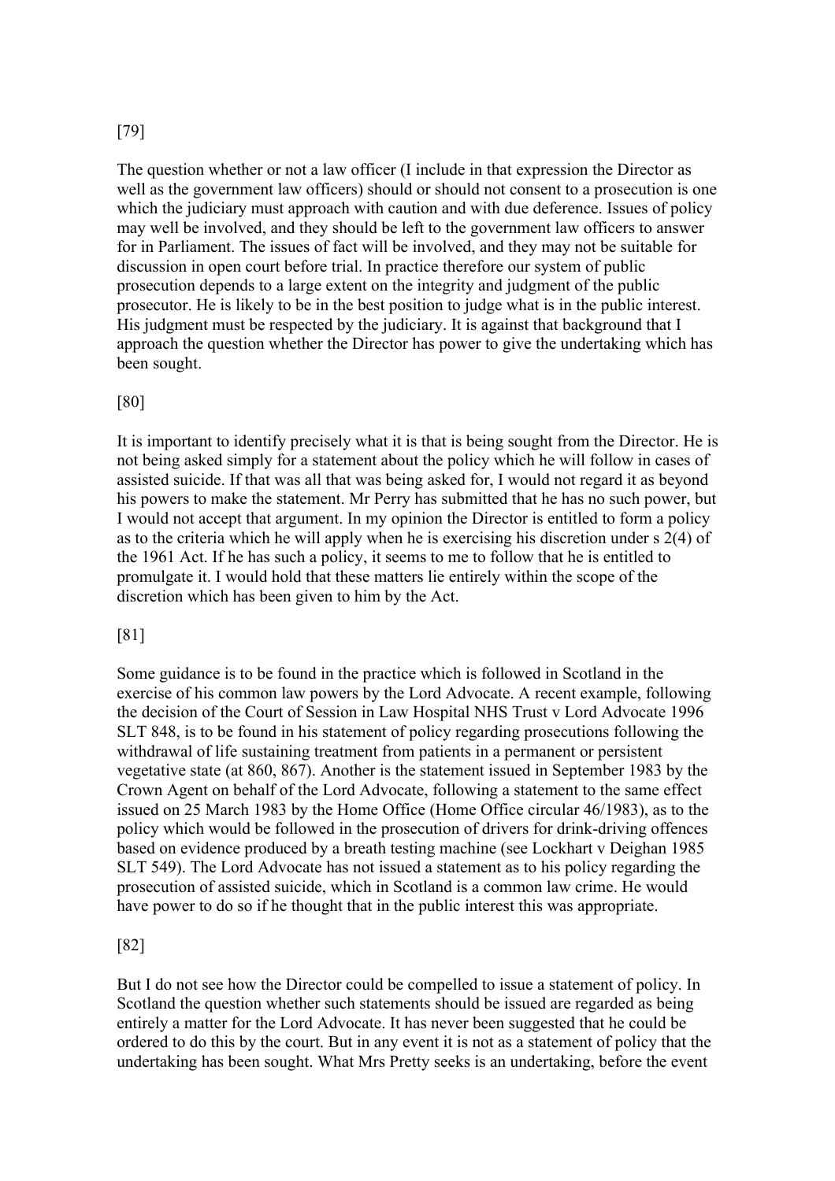[79]

The question whether or not a law officer (I include in that expression the Director as well as the government law officers) should or should not consent to a prosecution is one which the judiciary must approach with caution and with due deference. Issues of policy may well be involved, and they should be left to the government law officers to answer for in Parliament. The issues of fact will be involved, and they may not be suitable for discussion in open court before trial. In practice therefore our system of public prosecution depends to a large extent on the integrity and judgment of the public prosecutor. He is likely to be in the best position to judge what is in the public interest. His judgment must be respected by the judiciary. It is against that background that I approach the question whether the Director has power to give the undertaking which has been sought.

[80]

It is important to identify precisely what it is that is being sought from the Director. He is not being asked simply for a statement about the policy which he will follow in cases of assisted suicide. If that was all that was being asked for, I would not regard it as beyond his powers to make the statement. Mr Perry has submitted that he has no such power, but I would not accept that argument. In my opinion the Director is entitled to form a policy as to the criteria which he will apply when he is exercising his discretion under s 2(4) of the 1961 Act. If he has such a policy, it seems to me to follow that he is entitled to promulgate it. I would hold that these matters lie entirely within the scope of the discretion which has been given to him by the Act.

[81]

Some guidance is to be found in the practice which is followed in Scotland in the exercise of his common law powers by the Lord Advocate. A recent example, following the decision of the Court of Session in Law Hospital NHS Trust v Lord Advocate 1996 SLT 848, is to be found in his statement of policy regarding prosecutions following the withdrawal of life sustaining treatment from patients in a permanent or persistent vegetative state (at 860, 867). Another is the statement issued in September 1983 by the Crown Agent on behalf of the Lord Advocate, following a statement to the same effect issued on 25 March 1983 by the Home Office (Home Office circular 46/1983), as to the policy which would be followed in the prosecution of drivers for drink-driving offences based on evidence produced by a breath testing machine (see Lockhart v Deighan 1985 SLT 549). The Lord Advocate has not issued a statement as to his policy regarding the prosecution of assisted suicide, which in Scotland is a common law crime. He would have power to do so if he thought that in the public interest this was appropriate.

[82]

But I do not see how the Director could be compelled to issue a statement of policy. In Scotland the question whether such statements should be issued are regarded as being entirely a matter for the Lord Advocate. It has never been suggested that he could be ordered to do this by the court. But in any event it is not as a statement of policy that the undertaking has been sought. What Mrs Pretty seeks is an undertaking, before the event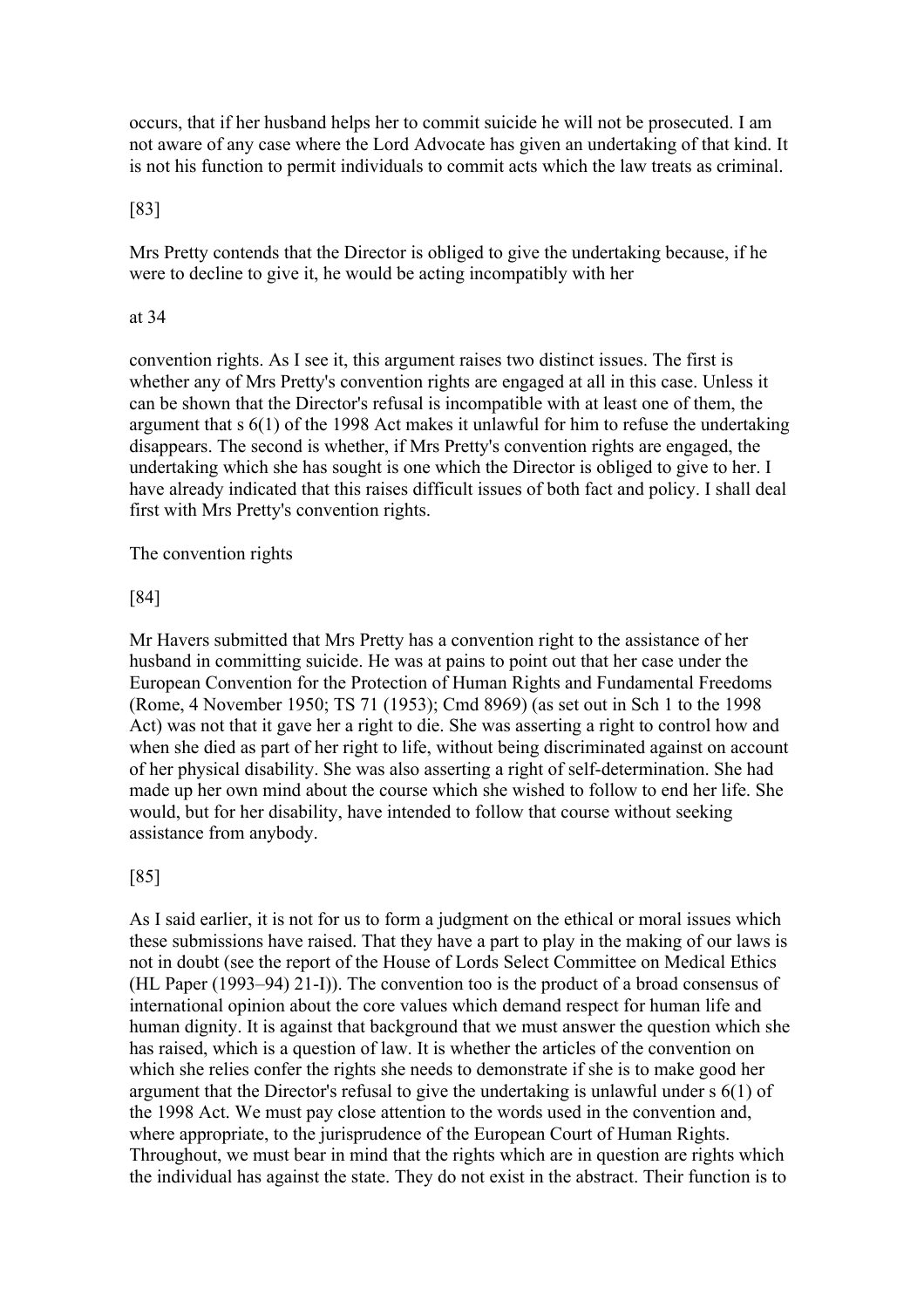occurs, that if her husband helps her to commit suicide he will not be prosecuted. I am not aware of any case where the Lord Advocate has given an undertaking of that kind. It is not his function to permit individuals to commit acts which the law treats as criminal.

[83]

Mrs Pretty contends that the Director is obliged to give the undertaking because, if he were to decline to give it, he would be acting incompatibly with her

at 34

convention rights. As I see it, this argument raises two distinct issues. The first is whether any of Mrs Pretty's convention rights are engaged at all in this case. Unless it can be shown that the Director's refusal is incompatible with at least one of them, the argument that s 6(1) of the 1998 Act makes it unlawful for him to refuse the undertaking disappears. The second is whether, if Mrs Pretty's convention rights are engaged, the undertaking which she has sought is one which the Director is obliged to give to her. I have already indicated that this raises difficult issues of both fact and policy. I shall deal first with Mrs Pretty's convention rights.

The convention rights

[84]

Mr Havers submitted that Mrs Pretty has a convention right to the assistance of her husband in committing suicide. He was at pains to point out that her case under the European Convention for the Protection of Human Rights and Fundamental Freedoms (Rome, 4 November 1950; TS 71 (1953); Cmd 8969) (as set out in Sch 1 to the 1998 Act) was not that it gave her a right to die. She was asserting a right to control how and when she died as part of her right to life, without being discriminated against on account of her physical disability. She was also asserting a right of self-determination. She had made up her own mind about the course which she wished to follow to end her life. She would, but for her disability, have intended to follow that course without seeking assistance from anybody.

[85]

As I said earlier, it is not for us to form a judgment on the ethical or moral issues which these submissions have raised. That they have a part to play in the making of our laws is not in doubt (see the report of the House of Lords Select Committee on Medical Ethics (HL Paper (1993–94) 21-I)). The convention too is the product of a broad consensus of international opinion about the core values which demand respect for human life and human dignity. It is against that background that we must answer the question which she has raised, which is a question of law. It is whether the articles of the convention on which she relies confer the rights she needs to demonstrate if she is to make good her argument that the Director's refusal to give the undertaking is unlawful under s 6(1) of the 1998 Act. We must pay close attention to the words used in the convention and, where appropriate, to the jurisprudence of the European Court of Human Rights. Throughout, we must bear in mind that the rights which are in question are rights which the individual has against the state. They do not exist in the abstract. Their function is to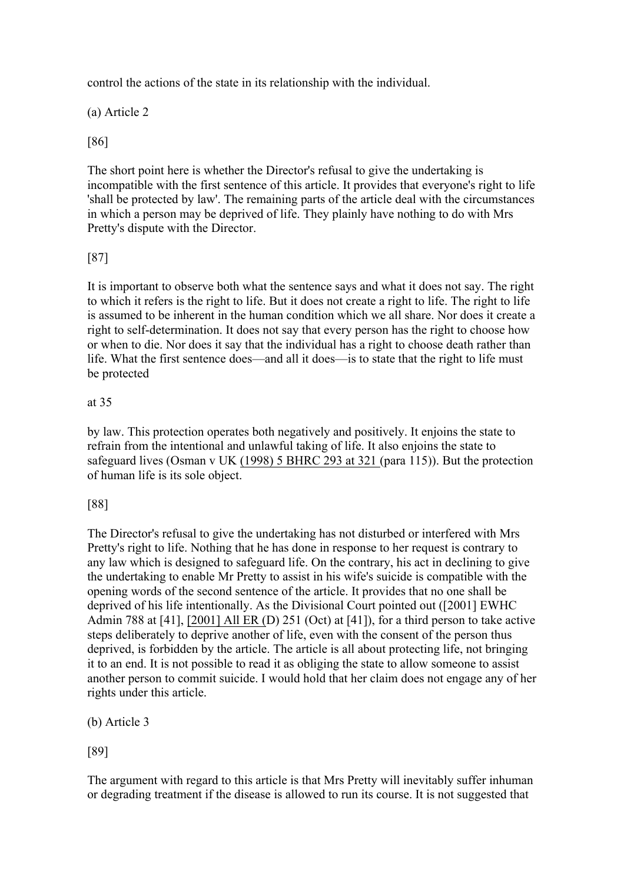control the actions of the state in its relationship with the individual.

(a) Article 2

[86]

The short point here is whether the Director's refusal to give the undertaking is incompatible with the first sentence of this article. It provides that everyone's right to life 'shall be protected by law'. The remaining parts of the article deal with the circumstances in which a person may be deprived of life. They plainly have nothing to do with Mrs Pretty's dispute with the Director.

[87]

It is important to observe both what the sentence says and what it does not say. The right to which it refers is the right to life. But it does not create a right to life. The right to life is assumed to be inherent in the human condition which we all share. Nor does it create a right to self-determination. It does not say that every person has the right to choose how or when to die. Nor does it say that the individual has a right to choose death rather than life. What the first sentence does—and all it does—is to state that the right to life must be protected

at 35

by law. This protection operates both negatively and positively. It enjoins the state to refrain from the intentional and unlawful taking of life. It also enjoins the state to safeguard lives (Osman v UK (1998) 5 BHRC 293 at 321 (para 115)). But the protection of human life is its sole object.

[88]

The Director's refusal to give the undertaking has not disturbed or interfered with Mrs Pretty's right to life. Nothing that he has done in response to her request is contrary to any law which is designed to safeguard life. On the contrary, his act in declining to give the undertaking to enable Mr Pretty to assist in his wife's suicide is compatible with the opening words of the second sentence of the article. It provides that no one shall be deprived of his life intentionally. As the Divisional Court pointed out ([2001] EWHC Admin 788 at [41], [2001] All ER (D) 251 (Oct) at [41]), for a third person to take active steps deliberately to deprive another of life, even with the consent of the person thus deprived, is forbidden by the article. The article is all about protecting life, not bringing it to an end. It is not possible to read it as obliging the state to allow someone to assist another person to commit suicide. I would hold that her claim does not engage any of her rights under this article.

(b) Article 3

[89]

The argument with regard to this article is that Mrs Pretty will inevitably suffer inhuman or degrading treatment if the disease is allowed to run its course. It is not suggested that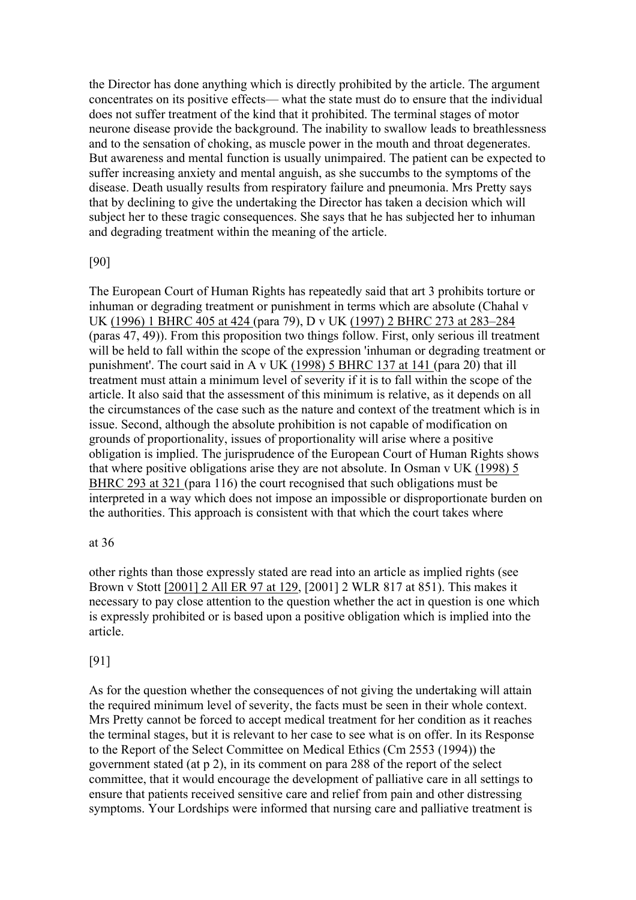the Director has done anything which is directly prohibited by the article. The argument concentrates on its positive effects— what the state must do to ensure that the individual does not suffer treatment of the kind that it prohibited. The terminal stages of motor neurone disease provide the background. The inability to swallow leads to breathlessness and to the sensation of choking, as muscle power in the mouth and throat degenerates. But awareness and mental function is usually unimpaired. The patient can be expected to suffer increasing anxiety and mental anguish, as she succumbs to the symptoms of the disease. Death usually results from respiratory failure and pneumonia. Mrs Pretty says that by declining to give the undertaking the Director has taken a decision which will subject her to these tragic consequences. She says that he has subjected her to inhuman and degrading treatment within the meaning of the article.

[90]

The European Court of Human Rights has repeatedly said that art 3 prohibits torture or inhuman or degrading treatment or punishment in terms which are absolute (Chahal v UK (1996) 1 BHRC 405 at 424 (para 79), D v UK (1997) 2 BHRC 273 at 283–284 (paras 47, 49)). From this proposition two things follow. First, only serious ill treatment will be held to fall within the scope of the expression 'inhuman or degrading treatment or punishment'. The court said in A v UK (1998) 5 BHRC 137 at 141 (para 20) that ill treatment must attain a minimum level of severity if it is to fall within the scope of the article. It also said that the assessment of this minimum is relative, as it depends on all the circumstances of the case such as the nature and context of the treatment which is in issue. Second, although the absolute prohibition is not capable of modification on grounds of proportionality, issues of proportionality will arise where a positive obligation is implied. The jurisprudence of the European Court of Human Rights shows that where positive obligations arise they are not absolute. In Osman v UK (1998) 5 BHRC 293 at 321 (para 116) the court recognised that such obligations must be interpreted in a way which does not impose an impossible or disproportionate burden on the authorities. This approach is consistent with that which the court takes where

at 36

other rights than those expressly stated are read into an article as implied rights (see Brown v Stott [2001] 2 All ER 97 at 129, [2001] 2 WLR 817 at 851). This makes it necessary to pay close attention to the question whether the act in question is one which is expressly prohibited or is based upon a positive obligation which is implied into the article.

[91]

As for the question whether the consequences of not giving the undertaking will attain the required minimum level of severity, the facts must be seen in their whole context. Mrs Pretty cannot be forced to accept medical treatment for her condition as it reaches the terminal stages, but it is relevant to her case to see what is on offer. In its Response to the Report of the Select Committee on Medical Ethics (Cm 2553 (1994)) the government stated (at p 2), in its comment on para 288 of the report of the select committee, that it would encourage the development of palliative care in all settings to ensure that patients received sensitive care and relief from pain and other distressing symptoms. Your Lordships were informed that nursing care and palliative treatment is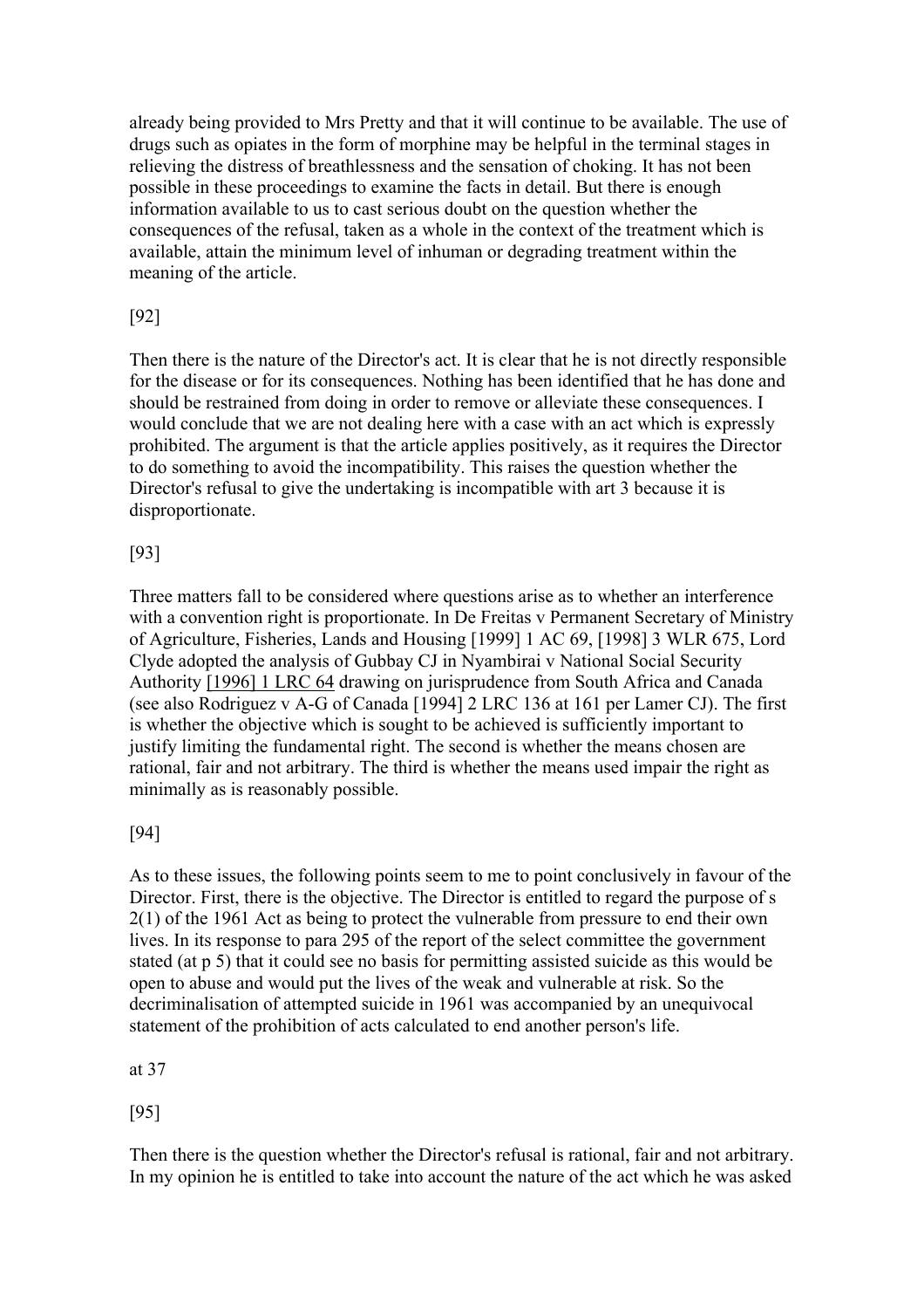already being provided to Mrs Pretty and that it will continue to be available. The use of drugs such as opiates in the form of morphine may be helpful in the terminal stages in relieving the distress of breathlessness and the sensation of choking. It has not been possible in these proceedings to examine the facts in detail. But there is enough information available to us to cast serious doubt on the question whether the consequences of the refusal, taken as a whole in the context of the treatment which is available, attain the minimum level of inhuman or degrading treatment within the meaning of the article.

[92]

Then there is the nature of the Director's act. It is clear that he is not directly responsible for the disease or for its consequences. Nothing has been identified that he has done and should be restrained from doing in order to remove or alleviate these consequences. I would conclude that we are not dealing here with a case with an act which is expressly prohibited. The argument is that the article applies positively, as it requires the Director to do something to avoid the incompatibility. This raises the question whether the Director's refusal to give the undertaking is incompatible with art 3 because it is disproportionate.

[93]

Three matters fall to be considered where questions arise as to whether an interference with a convention right is proportionate. In De Freitas v Permanent Secretary of Ministry of Agriculture, Fisheries, Lands and Housing [1999] 1 AC 69, [1998] 3 WLR 675, Lord Clyde adopted the analysis of Gubbay CJ in Nyambirai v National Social Security Authority [1996] 1 LRC 64 drawing on jurisprudence from South Africa and Canada (see also Rodriguez v A-G of Canada [1994] 2 LRC 136 at 161 per Lamer CJ). The first is whether the objective which is sought to be achieved is sufficiently important to justify limiting the fundamental right. The second is whether the means chosen are rational, fair and not arbitrary. The third is whether the means used impair the right as minimally as is reasonably possible.

[94]

As to these issues, the following points seem to me to point conclusively in favour of the Director. First, there is the objective. The Director is entitled to regard the purpose of s 2(1) of the 1961 Act as being to protect the vulnerable from pressure to end their own lives. In its response to para 295 of the report of the select committee the government stated (at p 5) that it could see no basis for permitting assisted suicide as this would be open to abuse and would put the lives of the weak and vulnerable at risk. So the decriminalisation of attempted suicide in 1961 was accompanied by an unequivocal statement of the prohibition of acts calculated to end another person's life.

at 37

[95]

Then there is the question whether the Director's refusal is rational, fair and not arbitrary. In my opinion he is entitled to take into account the nature of the act which he was asked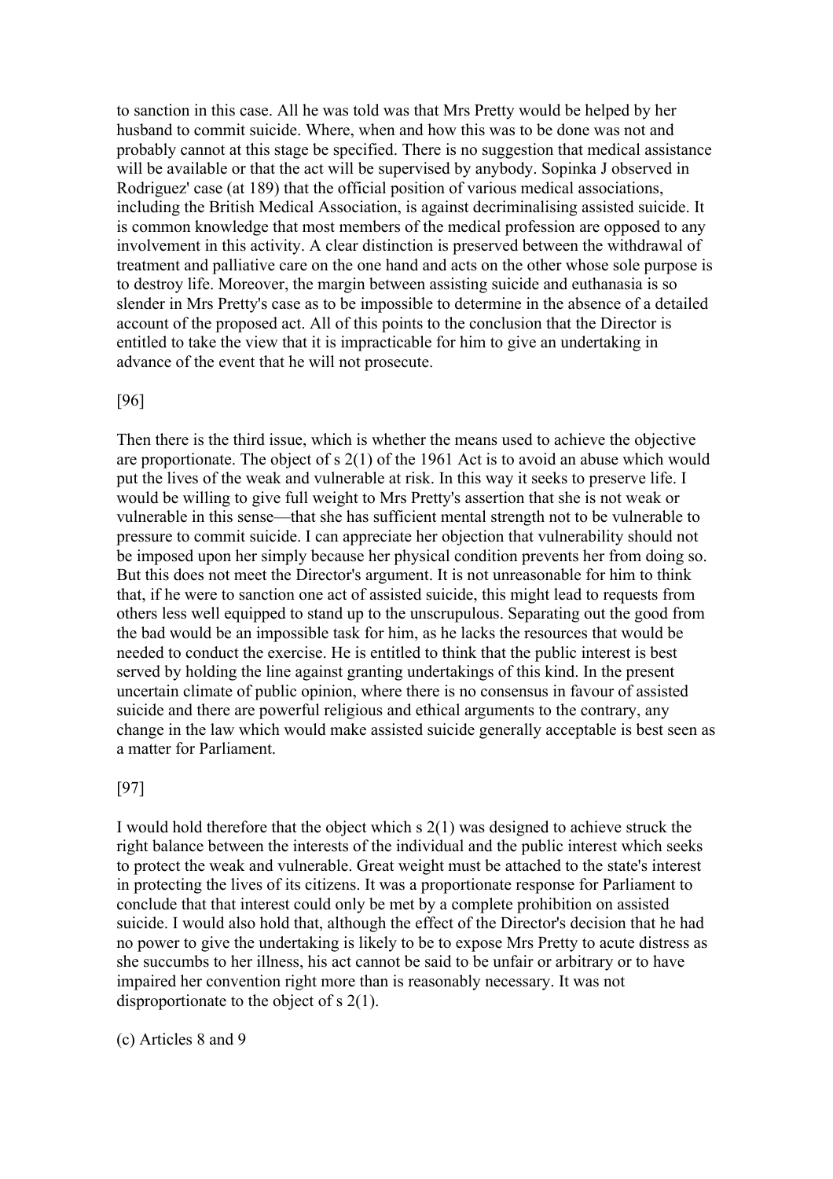to sanction in this case. All he was told was that Mrs Pretty would be helped by her husband to commit suicide. Where, when and how this was to be done was not and probably cannot at this stage be specified. There is no suggestion that medical assistance will be available or that the act will be supervised by anybody. Sopinka J observed in Rodriguez' case (at 189) that the official position of various medical associations, including the British Medical Association, is against decriminalising assisted suicide. It is common knowledge that most members of the medical profession are opposed to any involvement in this activity. A clear distinction is preserved between the withdrawal of treatment and palliative care on the one hand and acts on the other whose sole purpose is to destroy life. Moreover, the margin between assisting suicide and euthanasia is so slender in Mrs Pretty's case as to be impossible to determine in the absence of a detailed account of the proposed act. All of this points to the conclusion that the Director is entitled to take the view that it is impracticable for him to give an undertaking in advance of the event that he will not prosecute.

[96]

Then there is the third issue, which is whether the means used to achieve the objective are proportionate. The object of s 2(1) of the 1961 Act is to avoid an abuse which would put the lives of the weak and vulnerable at risk. In this way it seeks to preserve life. I would be willing to give full weight to Mrs Pretty's assertion that she is not weak or vulnerable in this sense—that she has sufficient mental strength not to be vulnerable to pressure to commit suicide. I can appreciate her objection that vulnerability should not be imposed upon her simply because her physical condition prevents her from doing so. But this does not meet the Director's argument. It is not unreasonable for him to think that, if he were to sanction one act of assisted suicide, this might lead to requests from others less well equipped to stand up to the unscrupulous. Separating out the good from the bad would be an impossible task for him, as he lacks the resources that would be needed to conduct the exercise. He is entitled to think that the public interest is best served by holding the line against granting undertakings of this kind. In the present uncertain climate of public opinion, where there is no consensus in favour of assisted suicide and there are powerful religious and ethical arguments to the contrary, any change in the law which would make assisted suicide generally acceptable is best seen as a matter for Parliament.

[97]

I would hold therefore that the object which s 2(1) was designed to achieve struck the right balance between the interests of the individual and the public interest which seeks to protect the weak and vulnerable. Great weight must be attached to the state's interest in protecting the lives of its citizens. It was a proportionate response for Parliament to conclude that that interest could only be met by a complete prohibition on assisted suicide. I would also hold that, although the effect of the Director's decision that he had no power to give the undertaking is likely to be to expose Mrs Pretty to acute distress as she succumbs to her illness, his act cannot be said to be unfair or arbitrary or to have impaired her convention right more than is reasonably necessary. It was not disproportionate to the object of s 2(1).

(c) Articles 8 and 9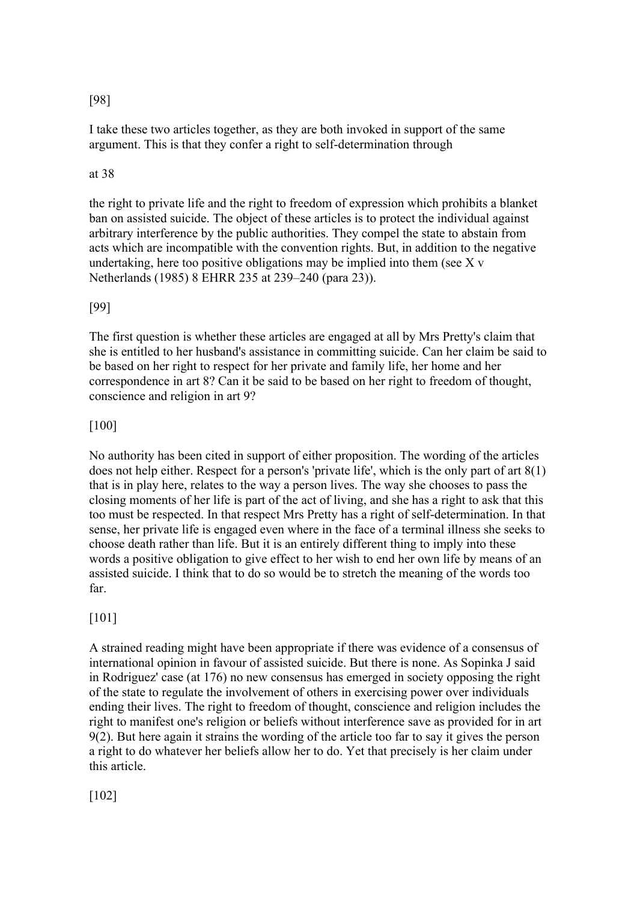[98]

I take these two articles together, as they are both invoked in support of the same argument. This is that they confer a right to self-determination through

at 38

the right to private life and the right to freedom of expression which prohibits a blanket ban on assisted suicide. The object of these articles is to protect the individual against arbitrary interference by the public authorities. They compel the state to abstain from acts which are incompatible with the convention rights. But, in addition to the negative undertaking, here too positive obligations may be implied into them (see X v Netherlands (1985) 8 EHRR 235 at 239–240 (para 23)).

[99]

The first question is whether these articles are engaged at all by Mrs Pretty's claim that she is entitled to her husband's assistance in committing suicide. Can her claim be said to be based on her right to respect for her private and family life, her home and her correspondence in art 8? Can it be said to be based on her right to freedom of thought, conscience and religion in art 9?

[100]

No authority has been cited in support of either proposition. The wording of the articles does not help either. Respect for a person's 'private life', which is the only part of art 8(1) that is in play here, relates to the way a person lives. The way she chooses to pass the closing moments of her life is part of the act of living, and she has a right to ask that this too must be respected. In that respect Mrs Pretty has a right of self-determination. In that sense, her private life is engaged even where in the face of a terminal illness she seeks to choose death rather than life. But it is an entirely different thing to imply into these words a positive obligation to give effect to her wish to end her own life by means of an assisted suicide. I think that to do so would be to stretch the meaning of the words too far.

[101]

A strained reading might have been appropriate if there was evidence of a consensus of international opinion in favour of assisted suicide. But there is none. As Sopinka J said in Rodriguez' case (at 176) no new consensus has emerged in society opposing the right of the state to regulate the involvement of others in exercising power over individuals ending their lives. The right to freedom of thought, conscience and religion includes the right to manifest one's religion or beliefs without interference save as provided for in art 9(2). But here again it strains the wording of the article too far to say it gives the person a right to do whatever her beliefs allow her to do. Yet that precisely is her claim under this article.

[102]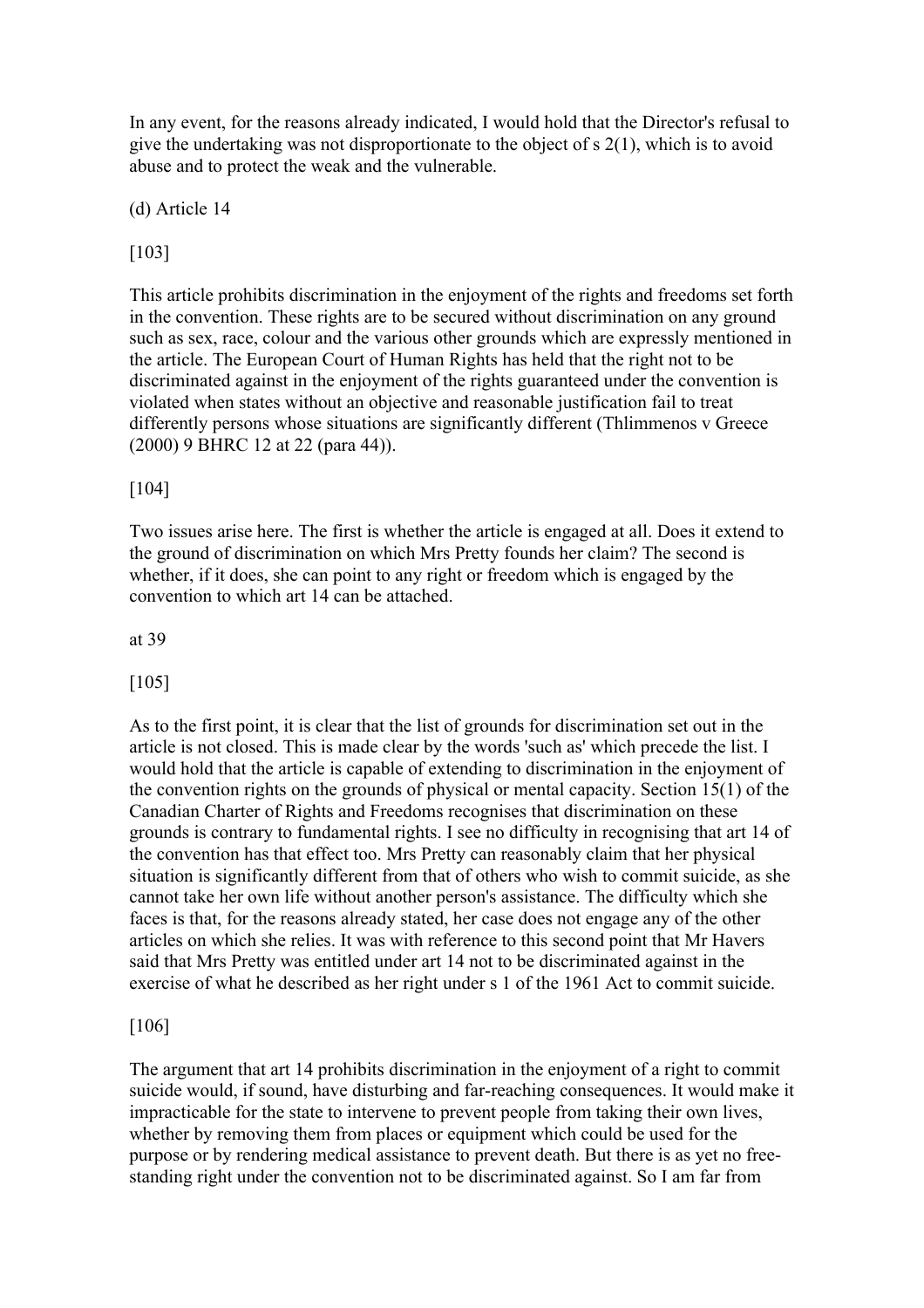In any event, for the reasons already indicated, I would hold that the Director's refusal to give the undertaking was not disproportionate to the object of s 2(1), which is to avoid abuse and to protect the weak and the vulnerable.

(d) Article 14

[103]

This article prohibits discrimination in the enjoyment of the rights and freedoms set forth in the convention. These rights are to be secured without discrimination on any ground such as sex, race, colour and the various other grounds which are expressly mentioned in the article. The European Court of Human Rights has held that the right not to be discriminated against in the enjoyment of the rights guaranteed under the convention is violated when states without an objective and reasonable justification fail to treat differently persons whose situations are significantly different (Thlimmenos v Greece (2000) 9 BHRC 12 at 22 (para 44)).

[104]

Two issues arise here. The first is whether the article is engaged at all. Does it extend to the ground of discrimination on which Mrs Pretty founds her claim? The second is whether, if it does, she can point to any right or freedom which is engaged by the convention to which art 14 can be attached.

at 39

[105]

As to the first point, it is clear that the list of grounds for discrimination set out in the article is not closed. This is made clear by the words 'such as' which precede the list. I would hold that the article is capable of extending to discrimination in the enjoyment of the convention rights on the grounds of physical or mental capacity. Section 15(1) of the Canadian Charter of Rights and Freedoms recognises that discrimination on these grounds is contrary to fundamental rights. I see no difficulty in recognising that art 14 of the convention has that effect too. Mrs Pretty can reasonably claim that her physical situation is significantly different from that of others who wish to commit suicide, as she cannot take her own life without another person's assistance. The difficulty which she faces is that, for the reasons already stated, her case does not engage any of the other articles on which she relies. It was with reference to this second point that Mr Havers said that Mrs Pretty was entitled under art 14 not to be discriminated against in the exercise of what he described as her right under s 1 of the 1961 Act to commit suicide.

[106]

The argument that art 14 prohibits discrimination in the enjoyment of a right to commit suicide would, if sound, have disturbing and far-reaching consequences. It would make it impracticable for the state to intervene to prevent people from taking their own lives, whether by removing them from places or equipment which could be used for the purpose or by rendering medical assistance to prevent death. But there is as yet no free-standing right under the convention not to be discriminated against. So I am far from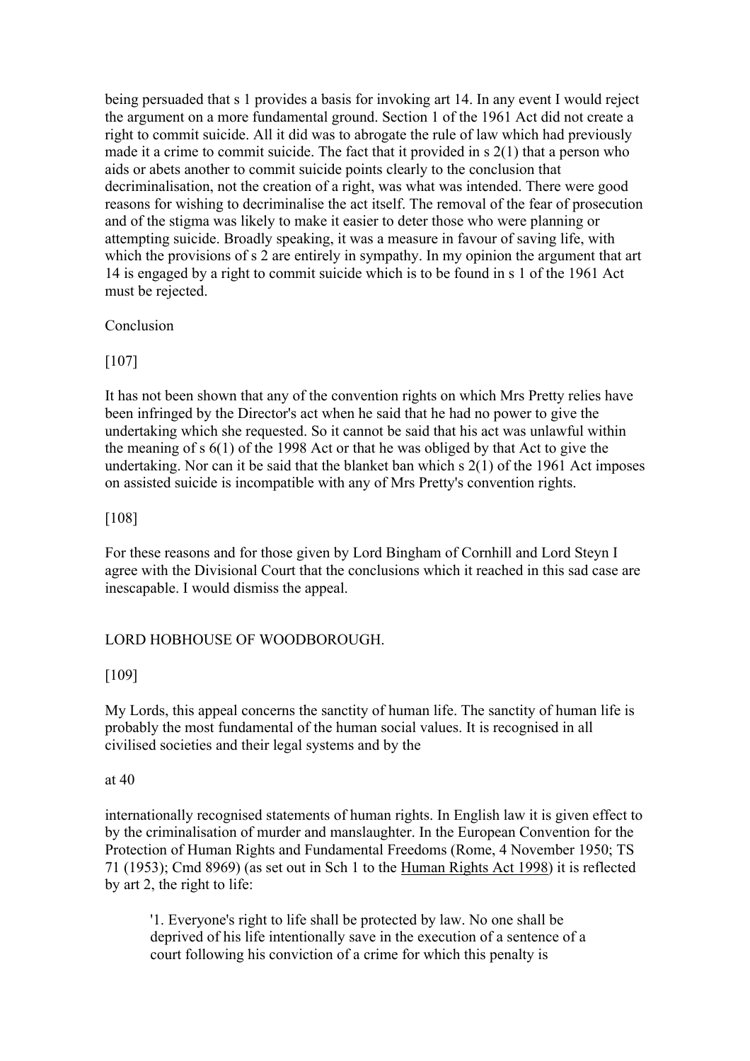being persuaded that s 1 provides a basis for invoking art 14. In any event I would reject the argument on a more fundamental ground. Section 1 of the 1961 Act did not create a right to commit suicide. All it did was to abrogate the rule of law which had previously made it a crime to commit suicide. The fact that it provided in s 2(1) that a person who aids or abets another to commit suicide points clearly to the conclusion that decriminalisation, not the creation of a right, was what was intended. There were good reasons for wishing to decriminalise the act itself. The removal of the fear of prosecution and of the stigma was likely to make it easier to deter those who were planning or attempting suicide. Broadly speaking, it was a measure in favour of saving life, with which the provisions of s 2 are entirely in sympathy. In my opinion the argument that art 14 is engaged by a right to commit suicide which is to be found in s 1 of the 1961 Act must be rejected.

Conclusion

[107]

It has not been shown that any of the convention rights on which Mrs Pretty relies have been infringed by the Director's act when he said that he had no power to give the undertaking which she requested. So it cannot be said that his act was unlawful within the meaning of s 6(1) of the 1998 Act or that he was obliged by that Act to give the undertaking. Nor can it be said that the blanket ban which s 2(1) of the 1961 Act imposes on assisted suicide is incompatible with any of Mrs Pretty's convention rights.

[108]

For these reasons and for those given by Lord Bingham of Cornhill and Lord Steyn I agree with the Divisional Court that the conclusions which it reached in this sad case are inescapable. I would dismiss the appeal.

LORD HOBHOUSE OF WOODBOROUGH.

[109]

My Lords, this appeal concerns the sanctity of human life. The sanctity of human life is probably the most fundamental of the human social values. It is recognised in all civilised societies and their legal systems and by the

at 40

internationally recognised statements of human rights. In English law it is given effect to by the criminalisation of murder and manslaughter. In the European Convention for the Protection of Human Rights and Fundamental Freedoms (Rome, 4 November 1950; TS 71 (1953); Cmd 8969) (as set out in Sch 1 to the Human Rights Act 1998) it is reflected by art 2, the right to life:

> '1. Everyone's right to life shall be protected by law. No one shall be deprived of his life intentionally save in the execution of a sentence of a court following his conviction of a crime for which this penalty is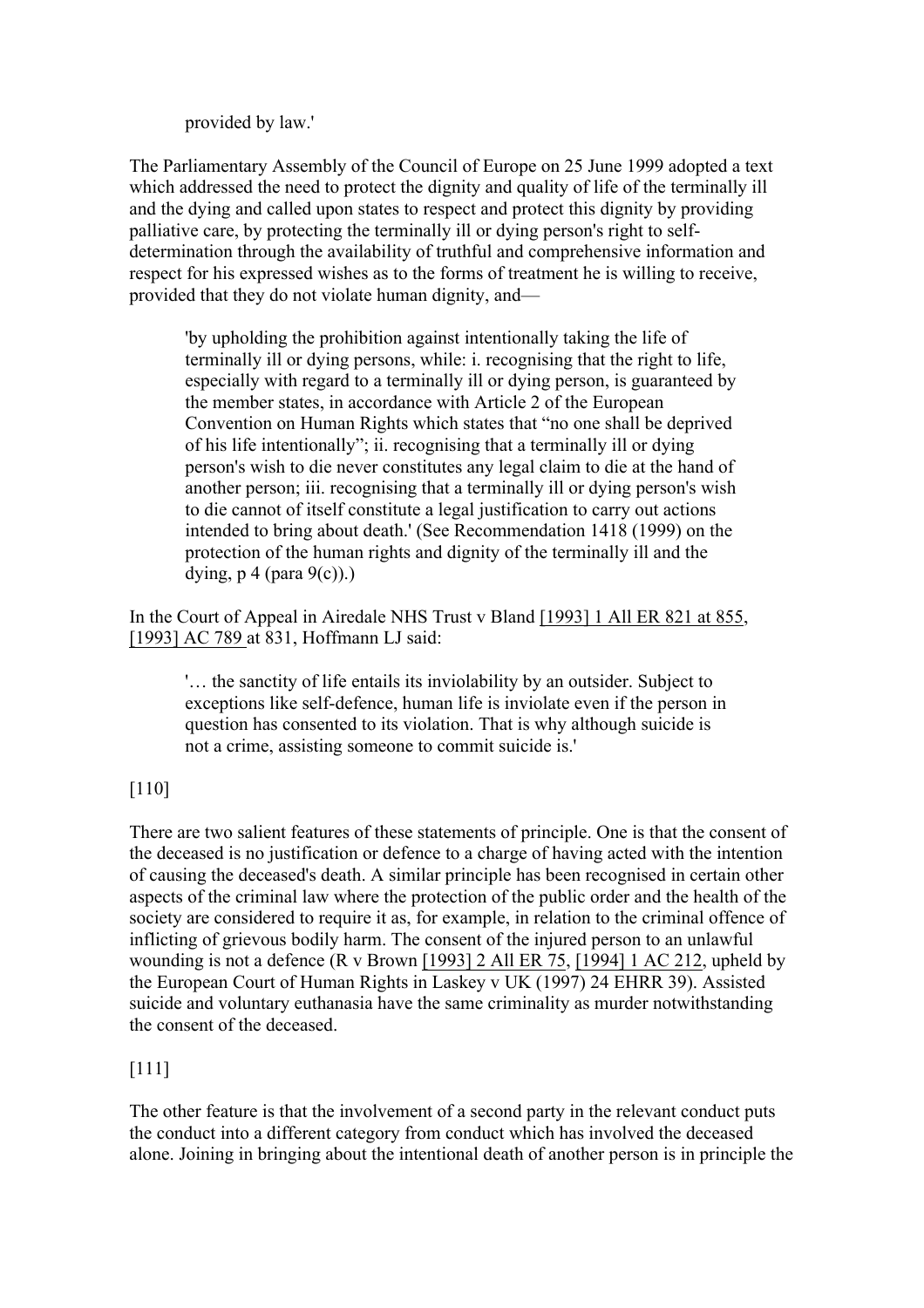> provided by law.'

The Parliamentary Assembly of the Council of Europe on 25 June 1999 adopted a text which addressed the need to protect the dignity and quality of life of the terminally ill and the dying and called upon states to respect and protect this dignity by providing palliative care, by protecting the terminally ill or dying person's right to self-determination through the availability of truthful and comprehensive information and respect for his expressed wishes as to the forms of treatment he is willing to receive, provided that they do not violate human dignity, and—

> 'by upholding the prohibition against intentionally taking the life of terminally ill or dying persons, while: i. recognising that the right to life, especially with regard to a terminally ill or dying person, is guaranteed by the member states, in accordance with Article 2 of the European Convention on Human Rights which states that "no one shall be deprived of his life intentionally"; ii. recognising that a terminally ill or dying person's wish to die never constitutes any legal claim to die at the hand of another person; iii. recognising that a terminally ill or dying person's wish to die cannot of itself constitute a legal justification to carry out actions intended to bring about death.' (See Recommendation 1418 (1999) on the protection of the human rights and dignity of the terminally ill and the dying, p 4 (para 9(c)).)

In the Court of Appeal in Airedale NHS Trust v Bland [1993] 1 All ER 821 at 855, [1993] AC 789 at 831, Hoffmann LJ said:

> '… the sanctity of life entails its inviolability by an outsider. Subject to exceptions like self-defence, human life is inviolate even if the person in question has consented to its violation. That is why although suicide is not a crime, assisting someone to commit suicide is.'

[110]

There are two salient features of these statements of principle. One is that the consent of the deceased is no justification or defence to a charge of having acted with the intention of causing the deceased's death. A similar principle has been recognised in certain other aspects of the criminal law where the protection of the public order and the health of the society are considered to require it as, for example, in relation to the criminal offence of inflicting of grievous bodily harm. The consent of the injured person to an unlawful wounding is not a defence (R v Brown [1993] 2 All ER 75, [1994] 1 AC 212, upheld by the European Court of Human Rights in Laskey v UK (1997) 24 EHRR 39). Assisted suicide and voluntary euthanasia have the same criminality as murder notwithstanding the consent of the deceased.

[111]

The other feature is that the involvement of a second party in the relevant conduct puts the conduct into a different category from conduct which has involved the deceased alone. Joining in bringing about the intentional death of another person is in principle the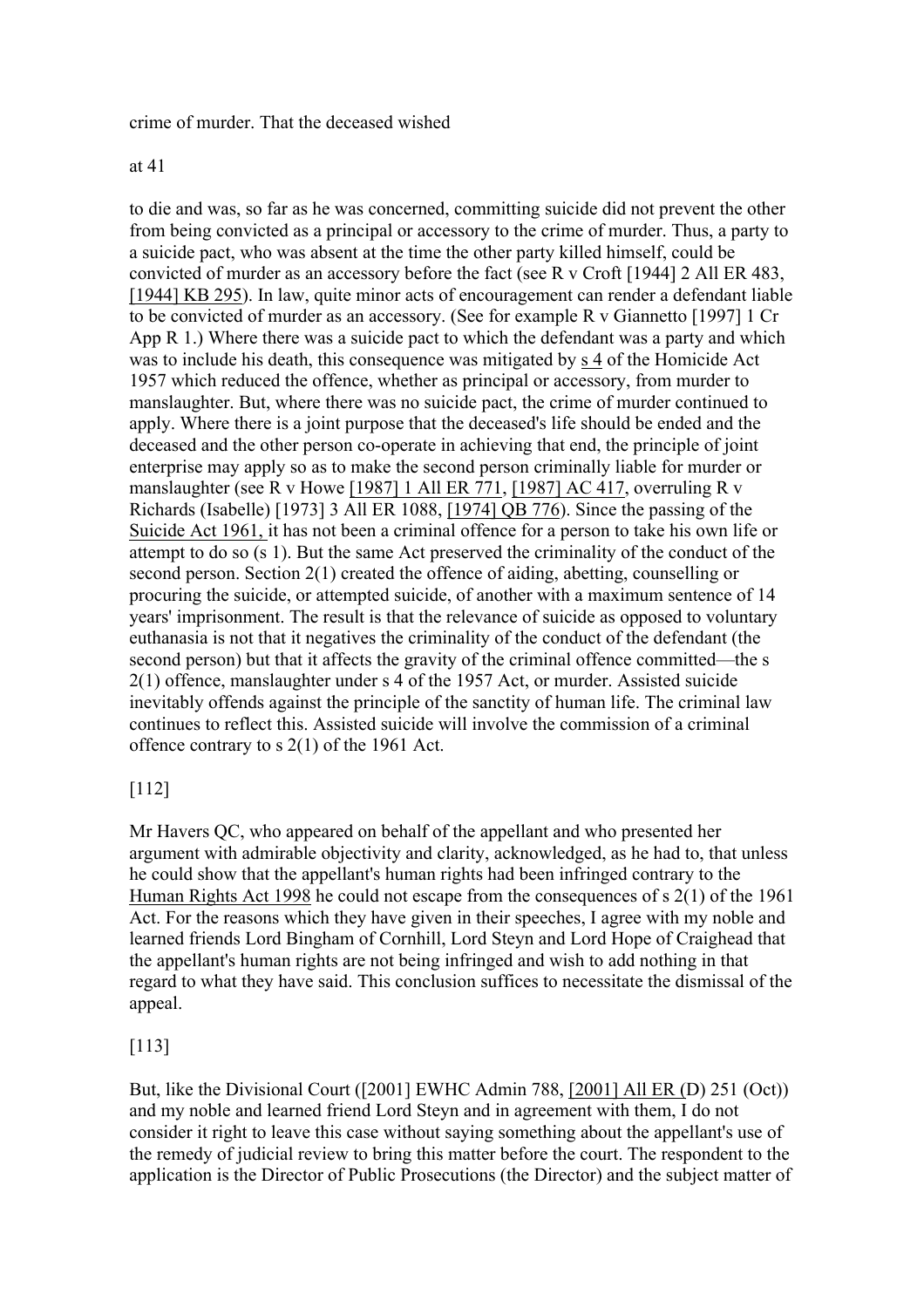crime of murder. That the deceased wished

at 41

to die and was, so far as he was concerned, committing suicide did not prevent the other from being convicted as a principal or accessory to the crime of murder. Thus, a party to a suicide pact, who was absent at the time the other party killed himself, could be convicted of murder as an accessory before the fact (see R v Croft [1944] 2 All ER 483, [1944] KB 295). In law, quite minor acts of encouragement can render a defendant liable to be convicted of murder as an accessory. (See for example R v Giannetto [1997] 1 Cr App R 1.) Where there was a suicide pact to which the defendant was a party and which was to include his death, this consequence was mitigated by s 4 of the Homicide Act 1957 which reduced the offence, whether as principal or accessory, from murder to manslaughter. But, where there was no suicide pact, the crime of murder continued to apply. Where there is a joint purpose that the deceased's life should be ended and the deceased and the other person co-operate in achieving that end, the principle of joint enterprise may apply so as to make the second person criminally liable for murder or manslaughter (see R v Howe [1987] 1 All ER 771, [1987] AC 417, overruling R v Richards (Isabelle) [1973] 3 All ER 1088, [1974] QB 776). Since the passing of the Suicide Act 1961, it has not been a criminal offence for a person to take his own life or attempt to do so (s 1). But the same Act preserved the criminality of the conduct of the second person. Section 2(1) created the offence of aiding, abetting, counselling or procuring the suicide, or attempted suicide, of another with a maximum sentence of 14 years' imprisonment. The result is that the relevance of suicide as opposed to voluntary euthanasia is not that it negatives the criminality of the conduct of the defendant (the second person) but that it affects the gravity of the criminal offence committed—the s 2(1) offence, manslaughter under s 4 of the 1957 Act, or murder. Assisted suicide inevitably offends against the principle of the sanctity of human life. The criminal law continues to reflect this. Assisted suicide will involve the commission of a criminal offence contrary to s 2(1) of the 1961 Act.

[112]

Mr Havers QC, who appeared on behalf of the appellant and who presented her argument with admirable objectivity and clarity, acknowledged, as he had to, that unless he could show that the appellant's human rights had been infringed contrary to the Human Rights Act 1998 he could not escape from the consequences of s 2(1) of the 1961 Act. For the reasons which they have given in their speeches, I agree with my noble and learned friends Lord Bingham of Cornhill, Lord Steyn and Lord Hope of Craighead that the appellant's human rights are not being infringed and wish to add nothing in that regard to what they have said. This conclusion suffices to necessitate the dismissal of the appeal.

[113]

But, like the Divisional Court ([2001] EWHC Admin 788, [2001] All ER (D) 251 (Oct)) and my noble and learned friend Lord Steyn and in agreement with them, I do not consider it right to leave this case without saying something about the appellant's use of the remedy of judicial review to bring this matter before the court. The respondent to the application is the Director of Public Prosecutions (the Director) and the subject matter of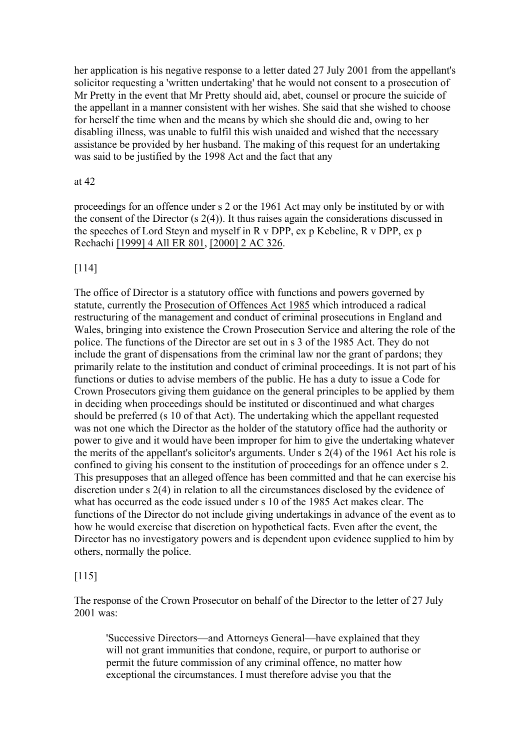her application is his negative response to a letter dated 27 July 2001 from the appellant's solicitor requesting a 'written undertaking' that he would not consent to a prosecution of Mr Pretty in the event that Mr Pretty should aid, abet, counsel or procure the suicide of the appellant in a manner consistent with her wishes. She said that she wished to choose for herself the time when and the means by which she should die and, owing to her disabling illness, was unable to fulfil this wish unaided and wished that the necessary assistance be provided by her husband. The making of this request for an undertaking was said to be justified by the 1998 Act and the fact that any

at 42

proceedings for an offence under s 2 or the 1961 Act may only be instituted by or with the consent of the Director (s 2(4)). It thus raises again the considerations discussed in the speeches of Lord Steyn and myself in R v DPP, ex p Kebeline, R v DPP, ex p Rechachi [1999] 4 All ER 801, [2000] 2 AC 326.

[114]

The office of Director is a statutory office with functions and powers governed by statute, currently the Prosecution of Offences Act 1985 which introduced a radical restructuring of the management and conduct of criminal prosecutions in England and Wales, bringing into existence the Crown Prosecution Service and altering the role of the police. The functions of the Director are set out in s 3 of the 1985 Act. They do not include the grant of dispensations from the criminal law nor the grant of pardons; they primarily relate to the institution and conduct of criminal proceedings. It is not part of his functions or duties to advise members of the public. He has a duty to issue a Code for Crown Prosecutors giving them guidance on the general principles to be applied by them in deciding when proceedings should be instituted or discontinued and what charges should be preferred (s 10 of that Act). The undertaking which the appellant requested was not one which the Director as the holder of the statutory office had the authority or power to give and it would have been improper for him to give the undertaking whatever the merits of the appellant's solicitor's arguments. Under s 2(4) of the 1961 Act his role is confined to giving his consent to the institution of proceedings for an offence under s 2. This presupposes that an alleged offence has been committed and that he can exercise his discretion under s 2(4) in relation to all the circumstances disclosed by the evidence of what has occurred as the code issued under s 10 of the 1985 Act makes clear. The functions of the Director do not include giving undertakings in advance of the event as to how he would exercise that discretion on hypothetical facts. Even after the event, the Director has no investigatory powers and is dependent upon evidence supplied to him by others, normally the police.

[115]

The response of the Crown Prosecutor on behalf of the Director to the letter of 27 July 2001 was:

> 'Successive Directors—and Attorneys General—have explained that they will not grant immunities that condone, require, or purport to authorise or permit the future commission of any criminal offence, no matter how exceptional the circumstances. I must therefore advise you that the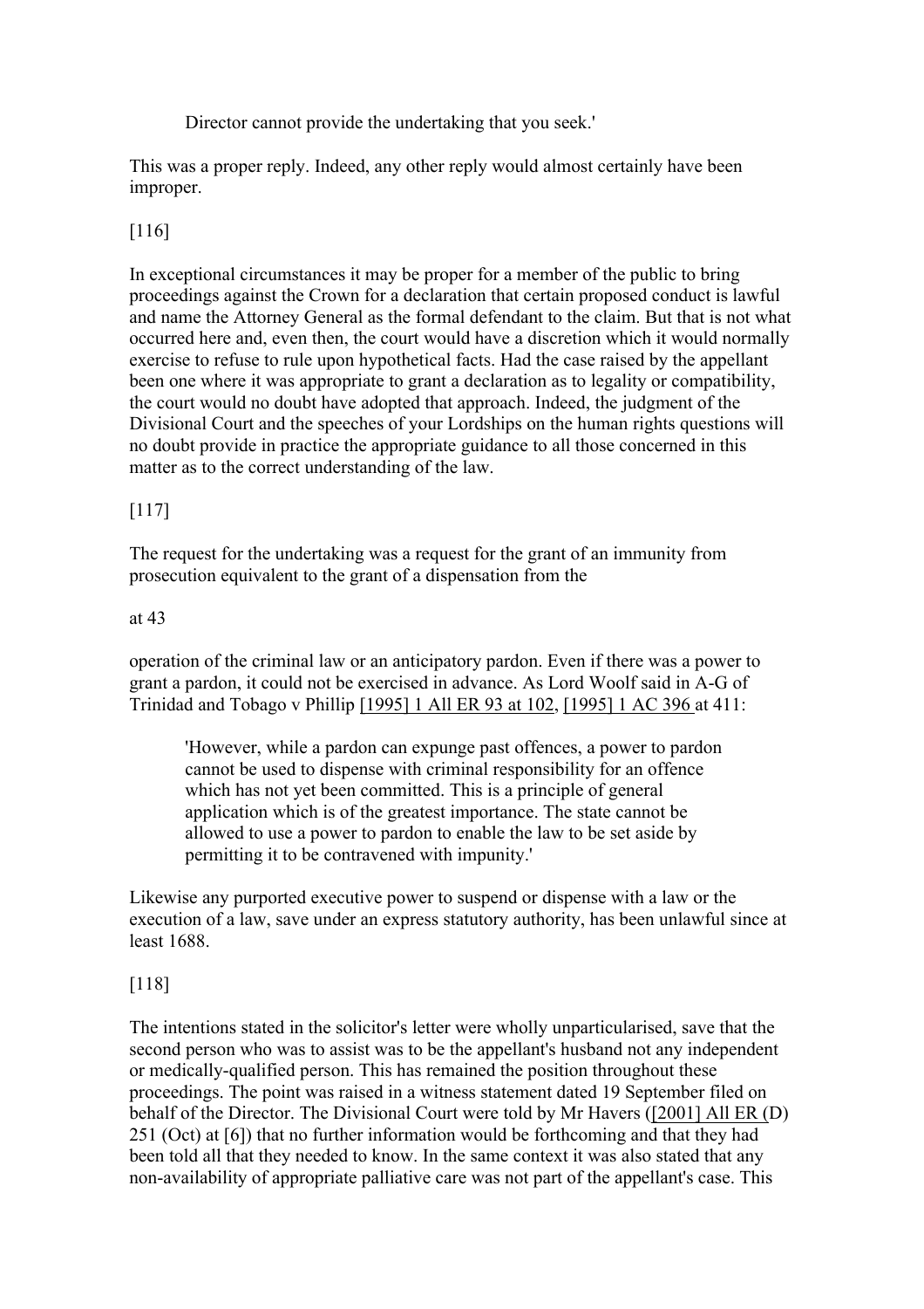> Director cannot provide the undertaking that you seek.'

This was a proper reply. Indeed, any other reply would almost certainly have been improper.

[116]

In exceptional circumstances it may be proper for a member of the public to bring proceedings against the Crown for a declaration that certain proposed conduct is lawful and name the Attorney General as the formal defendant to the claim. But that is not what occurred here and, even then, the court would have a discretion which it would normally exercise to refuse to rule upon hypothetical facts. Had the case raised by the appellant been one where it was appropriate to grant a declaration as to legality or compatibility, the court would no doubt have adopted that approach. Indeed, the judgment of the Divisional Court and the speeches of your Lordships on the human rights questions will no doubt provide in practice the appropriate guidance to all those concerned in this matter as to the correct understanding of the law.

[117]

The request for the undertaking was a request for the grant of an immunity from prosecution equivalent to the grant of a dispensation from the

at 43

operation of the criminal law or an anticipatory pardon. Even if there was a power to grant a pardon, it could not be exercised in advance. As Lord Woolf said in A-G of Trinidad and Tobago v Phillip [1995] 1 All ER 93 at 102, [1995] 1 AC 396 at 411:

> 'However, while a pardon can expunge past offences, a power to pardon cannot be used to dispense with criminal responsibility for an offence which has not yet been committed. This is a principle of general application which is of the greatest importance. The state cannot be allowed to use a power to pardon to enable the law to be set aside by permitting it to be contravened with impunity.'

Likewise any purported executive power to suspend or dispense with a law or the execution of a law, save under an express statutory authority, has been unlawful since at least 1688.

[118]

The intentions stated in the solicitor's letter were wholly unparticularised, save that the second person who was to assist was to be the appellant's husband not any independent or medically-qualified person. This has remained the position throughout these proceedings. The point was raised in a witness statement dated 19 September filed on behalf of the Director. The Divisional Court were told by Mr Havers ([2001] All ER (D) 251 (Oct) at [6]) that no further information would be forthcoming and that they had been told all that they needed to know. In the same context it was also stated that any non-availability of appropriate palliative care was not part of the appellant's case. This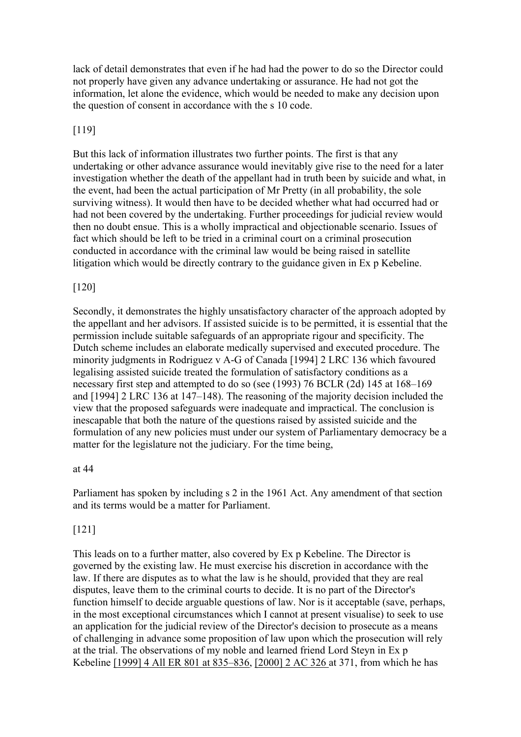lack of detail demonstrates that even if he had had the power to do so the Director could not properly have given any advance undertaking or assurance. He had not got the information, let alone the evidence, which would be needed to make any decision upon the question of consent in accordance with the s 10 code.

[119]

But this lack of information illustrates two further points. The first is that any undertaking or other advance assurance would inevitably give rise to the need for a later investigation whether the death of the appellant had in truth been by suicide and what, in the event, had been the actual participation of Mr Pretty (in all probability, the sole surviving witness). It would then have to be decided whether what had occurred had or had not been covered by the undertaking. Further proceedings for judicial review would then no doubt ensue. This is a wholly impractical and objectionable scenario. Issues of fact which should be left to be tried in a criminal court on a criminal prosecution conducted in accordance with the criminal law would be being raised in satellite litigation which would be directly contrary to the guidance given in Ex p Kebeline.

[120]

Secondly, it demonstrates the highly unsatisfactory character of the approach adopted by the appellant and her advisors. If assisted suicide is to be permitted, it is essential that the permission include suitable safeguards of an appropriate rigour and specificity. The Dutch scheme includes an elaborate medically supervised and executed procedure. The minority judgments in Rodriguez v A-G of Canada [1994] 2 LRC 136 which favoured legalising assisted suicide treated the formulation of satisfactory conditions as a necessary first step and attempted to do so (see (1993) 76 BCLR (2d) 145 at 168–169 and [1994] 2 LRC 136 at 147–148). The reasoning of the majority decision included the view that the proposed safeguards were inadequate and impractical. The conclusion is inescapable that both the nature of the questions raised by assisted suicide and the formulation of any new policies must under our system of Parliamentary democracy be a matter for the legislature not the judiciary. For the time being,

at 44

Parliament has spoken by including s 2 in the 1961 Act. Any amendment of that section and its terms would be a matter for Parliament.

[121]

This leads on to a further matter, also covered by Ex p Kebeline. The Director is governed by the existing law. He must exercise his discretion in accordance with the law. If there are disputes as to what the law is he should, provided that they are real disputes, leave them to the criminal courts to decide. It is no part of the Director's function himself to decide arguable questions of law. Nor is it acceptable (save, perhaps, in the most exceptional circumstances which I cannot at present visualise) to seek to use an application for the judicial review of the Director's decision to prosecute as a means of challenging in advance some proposition of law upon which the prosecution will rely at the trial. The observations of my noble and learned friend Lord Steyn in Ex p Kebeline [1999] 4 All ER 801 at 835–836, [2000] 2 AC 326 at 371, from which he has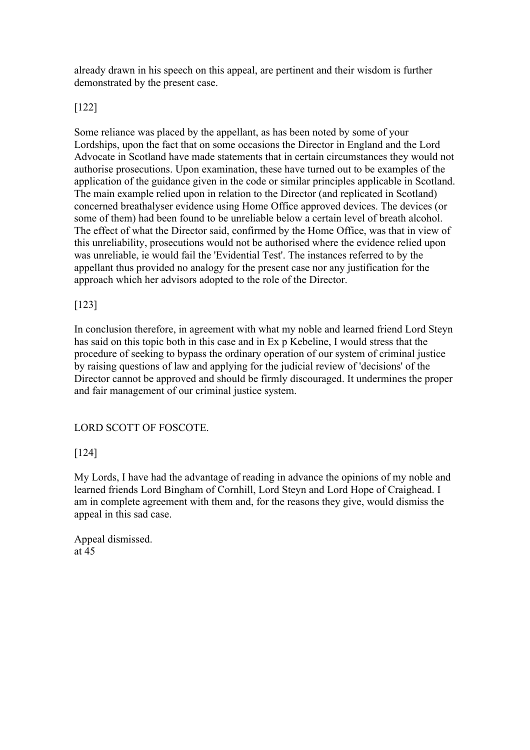already drawn in his speech on this appeal, are pertinent and their wisdom is further demonstrated by the present case.

[122]

Some reliance was placed by the appellant, as has been noted by some of your Lordships, upon the fact that on some occasions the Director in England and the Lord Advocate in Scotland have made statements that in certain circumstances they would not authorise prosecutions. Upon examination, these have turned out to be examples of the application of the guidance given in the code or similar principles applicable in Scotland. The main example relied upon in relation to the Director (and replicated in Scotland) concerned breathalyser evidence using Home Office approved devices. The devices (or some of them) had been found to be unreliable below a certain level of breath alcohol. The effect of what the Director said, confirmed by the Home Office, was that in view of this unreliability, prosecutions would not be authorised where the evidence relied upon was unreliable, ie would fail the 'Evidential Test'. The instances referred to by the appellant thus provided no analogy for the present case nor any justification for the approach which her advisors adopted to the role of the Director.

[123]

In conclusion therefore, in agreement with what my noble and learned friend Lord Steyn has said on this topic both in this case and in Ex p Kebeline, I would stress that the procedure of seeking to bypass the ordinary operation of our system of criminal justice by raising questions of law and applying for the judicial review of 'decisions' of the Director cannot be approved and should be firmly discouraged. It undermines the proper and fair management of our criminal justice system.

LORD SCOTT OF FOSCOTE.

[124]

My Lords, I have had the advantage of reading in advance the opinions of my noble and learned friends Lord Bingham of Cornhill, Lord Steyn and Lord Hope of Craighead. I am in complete agreement with them and, for the reasons they give, would dismiss the appeal in this sad case.

Appeal dismissed.
at 45